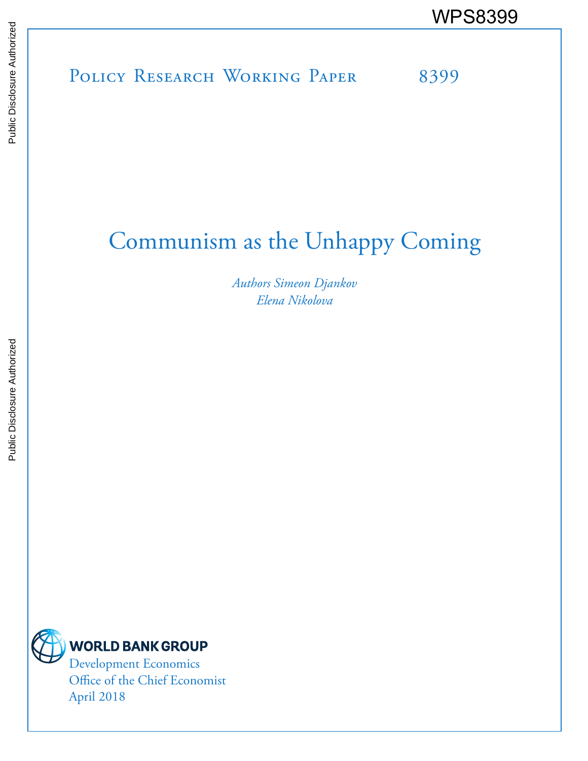WPS8399

Public Disclosure Authorized

Public Disclosure Authorized

POLICY RESEARCH WORKING PAPER 8399

# Communism as the Unhappy Coming

*Authors Simeon Djankov*
*Elena Nikolova*

WORLD BANK GROUP
Development Economics
Office of the Chief Economist
April 2018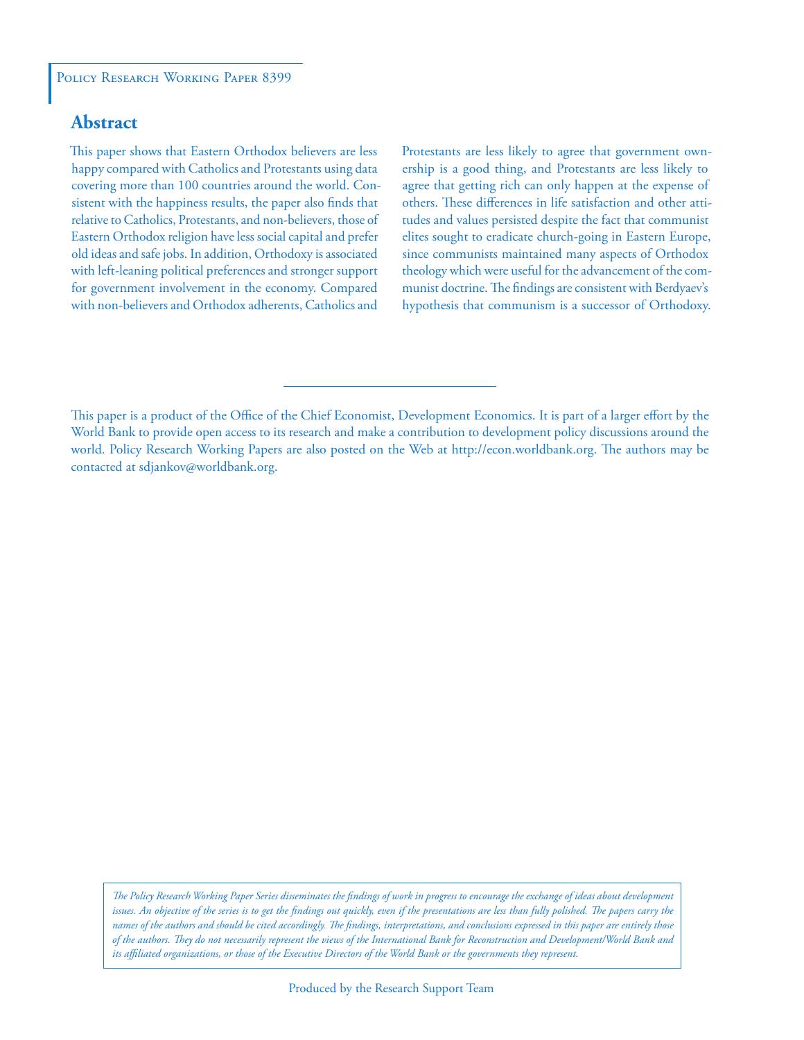Policy Research Working Paper 8399

## Abstract

This paper shows that Eastern Orthodox believers are less happy compared with Catholics and Protestants using data covering more than 100 countries around the world. Consistent with the happiness results, the paper also finds that relative to Catholics, Protestants, and non-believers, those of Eastern Orthodox religion have less social capital and prefer old ideas and safe jobs. In addition, Orthodoxy is associated with left-leaning political preferences and stronger support for government involvement in the economy. Compared with non-believers and Orthodox adherents, Catholics and Protestants are less likely to agree that government ownership is a good thing, and Protestants are less likely to agree that getting rich can only happen at the expense of others. These differences in life satisfaction and other attitudes and values persisted despite the fact that communist elites sought to eradicate church-going in Eastern Europe, since communists maintained many aspects of Orthodox theology which were useful for the advancement of the communist doctrine. The findings are consistent with Berdyaev's hypothesis that communism is a successor of Orthodoxy.

This paper is a product of the Office of the Chief Economist, Development Economics. It is part of a larger effort by the World Bank to provide open access to its research and make a contribution to development policy discussions around the world. Policy Research Working Papers are also posted on the Web at http://econ.worldbank.org. The authors may be contacted at sdjankov@worldbank.org.

*The Policy Research Working Paper Series disseminates the findings of work in progress to encourage the exchange of ideas about development issues. An objective of the series is to get the findings out quickly, even if the presentations are less than fully polished. The papers carry the names of the authors and should be cited accordingly. The findings, interpretations, and conclusions expressed in this paper are entirely those of the authors. They do not necessarily represent the views of the International Bank for Reconstruction and Development/World Bank and its affiliated organizations, or those of the Executive Directors of the World Bank or the governments they represent.*

Produced by the Research Support Team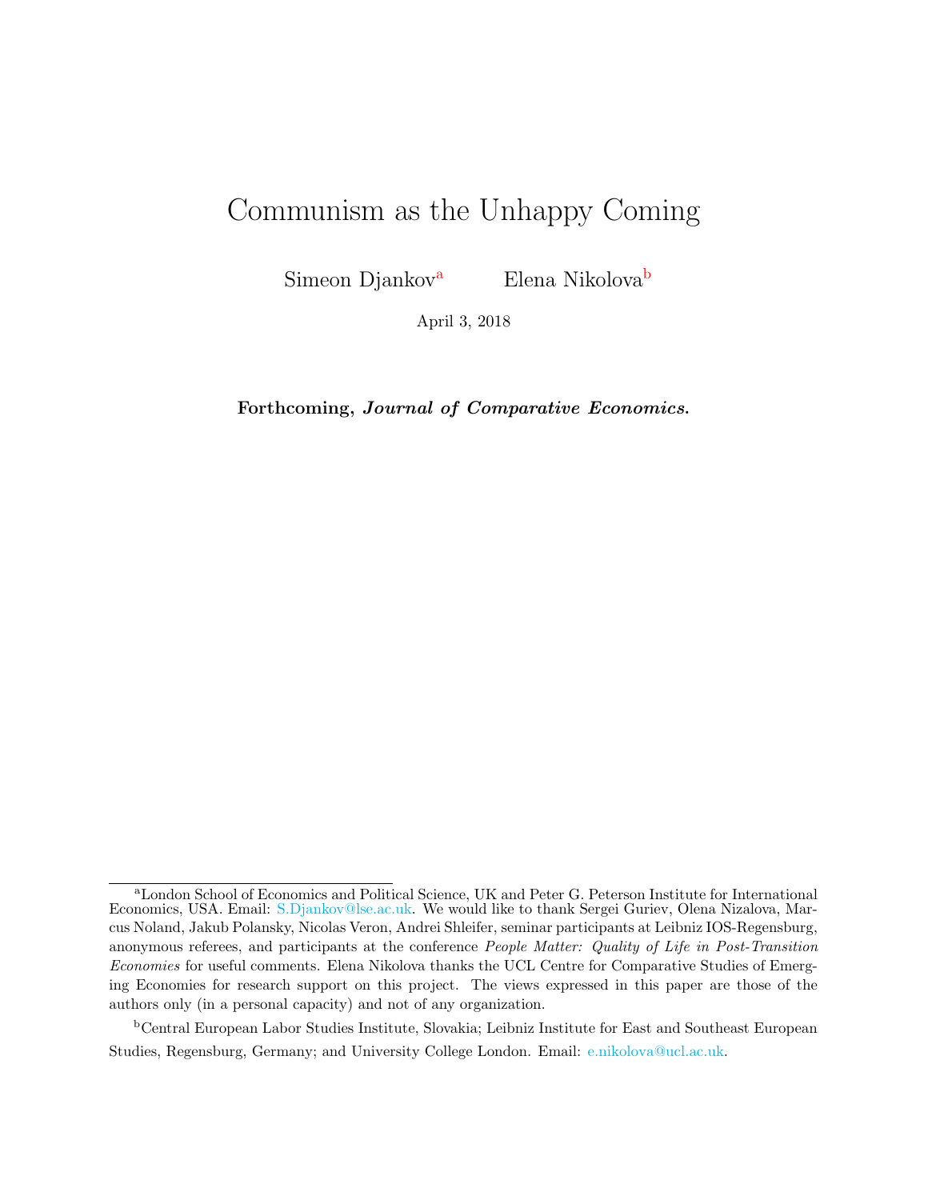# Communism as the Unhappy Coming

Simeon Djankov[a] Elena Nikolova[b]

April 3, 2018

**Forthcoming, *Journal of Comparative Economics.***

[a]London School of Economics and Political Science, UK and Peter G. Peterson Institute for International Economics, USA. Email: S.Djankov@lse.ac.uk. We would like to thank Sergei Guriev, Olena Nizalova, Marcus Noland, Jakub Polansky, Nicolas Veron, Andrei Shleifer, seminar participants at Leibniz IOS-Regensburg, anonymous referees, and participants at the conference *People Matter: Quality of Life in Post-Transition Economies* for useful comments. Elena Nikolova thanks the UCL Centre for Comparative Studies of Emerging Economies for research support on this project. The views expressed in this paper are those of the authors only (in a personal capacity) and not of any organization.

[b]Central European Labor Studies Institute, Slovakia; Leibniz Institute for East and Southeast European Studies, Regensburg, Germany; and University College London. Email: e.nikolova@ucl.ac.uk.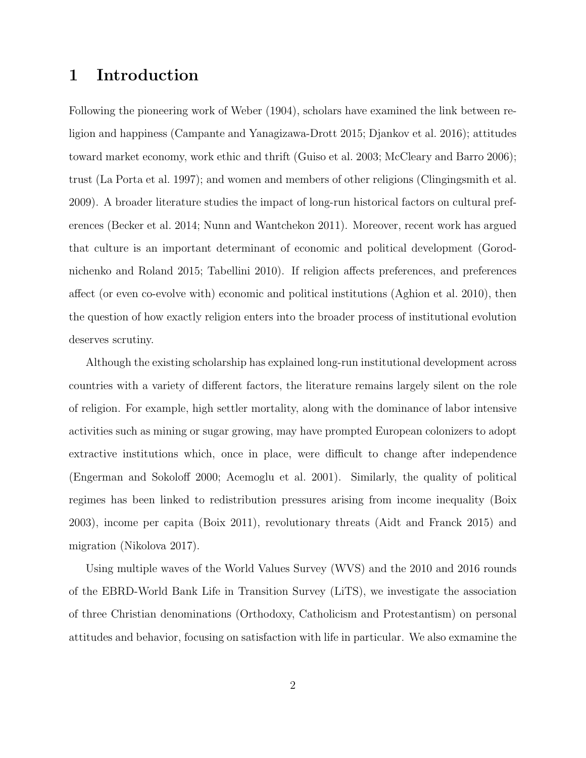# 1 Introduction

Following the pioneering work of Weber (1904), scholars have examined the link between religion and happiness (Campante and Yanagizawa-Drott 2015; Djankov et al. 2016); attitudes toward market economy, work ethic and thrift (Guiso et al. 2003; McCleary and Barro 2006); trust (La Porta et al. 1997); and women and members of other religions (Clingingsmith et al. 2009). A broader literature studies the impact of long-run historical factors on cultural preferences (Becker et al. 2014; Nunn and Wantchekon 2011). Moreover, recent work has argued that culture is an important determinant of economic and political development (Gorodnichenko and Roland 2015; Tabellini 2010). If religion affects preferences, and preferences affect (or even co-evolve with) economic and political institutions (Aghion et al. 2010), then the question of how exactly religion enters into the broader process of institutional evolution deserves scrutiny.

Although the existing scholarship has explained long-run institutional development across countries with a variety of different factors, the literature remains largely silent on the role of religion. For example, high settler mortality, along with the dominance of labor intensive activities such as mining or sugar growing, may have prompted European colonizers to adopt extractive institutions which, once in place, were difficult to change after independence (Engerman and Sokoloff 2000; Acemoglu et al. 2001). Similarly, the quality of political regimes has been linked to redistribution pressures arising from income inequality (Boix 2003), income per capita (Boix 2011), revolutionary threats (Aidt and Franck 2015) and migration (Nikolova 2017).

Using multiple waves of the World Values Survey (WVS) and the 2010 and 2016 rounds of the EBRD-World Bank Life in Transition Survey (LiTS), we investigate the association of three Christian denominations (Orthodoxy, Catholicism and Protestantism) on personal attitudes and behavior, focusing on satisfaction with life in particular. We also exmamine the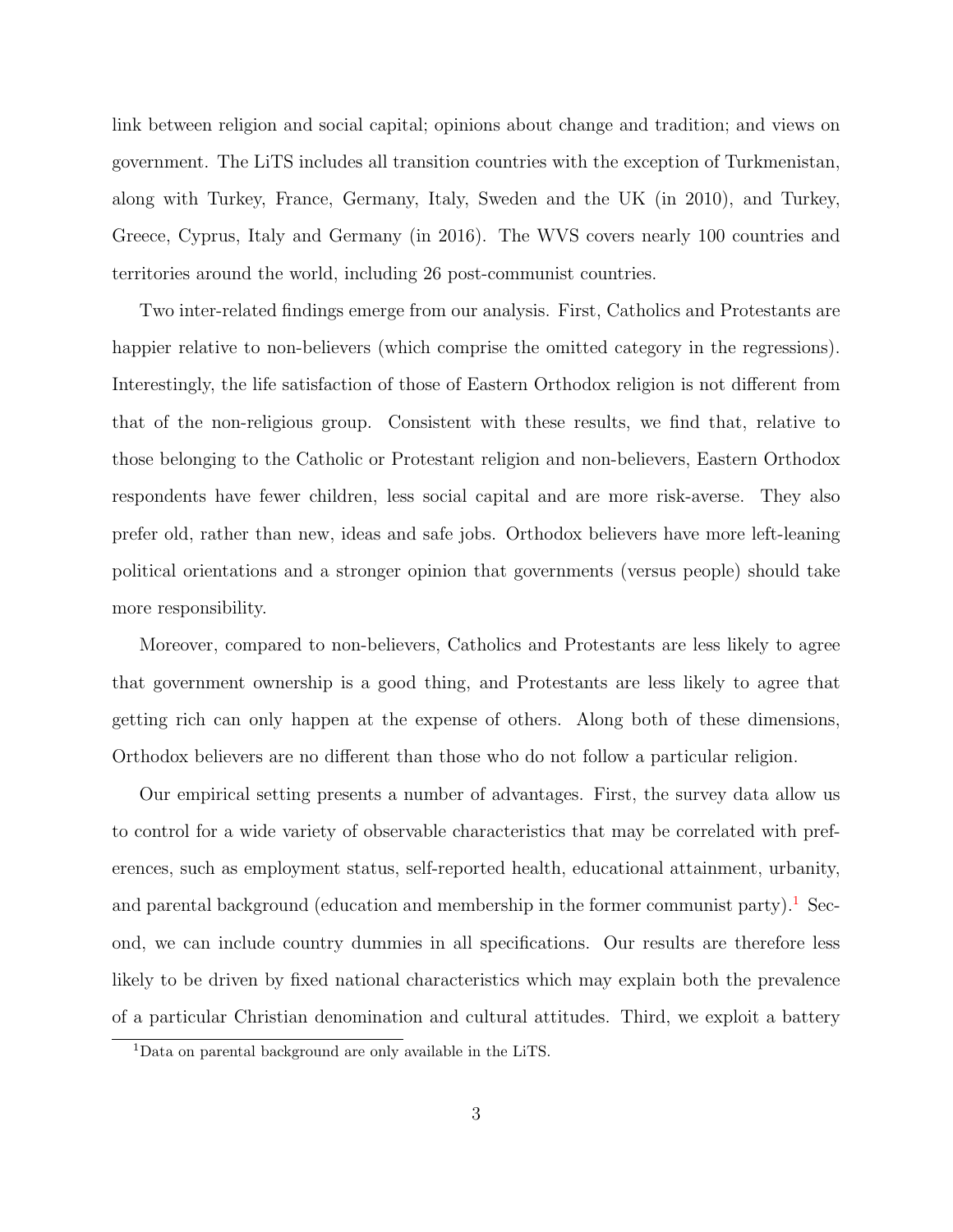link between religion and social capital; opinions about change and tradition; and views on government. The LiTS includes all transition countries with the exception of Turkmenistan, along with Turkey, France, Germany, Italy, Sweden and the UK (in 2010), and Turkey, Greece, Cyprus, Italy and Germany (in 2016). The WVS covers nearly 100 countries and territories around the world, including 26 post-communist countries.

Two inter-related findings emerge from our analysis. First, Catholics and Protestants are happier relative to non-believers (which comprise the omitted category in the regressions). Interestingly, the life satisfaction of those of Eastern Orthodox religion is not different from that of the non-religious group. Consistent with these results, we find that, relative to those belonging to the Catholic or Protestant religion and non-believers, Eastern Orthodox respondents have fewer children, less social capital and are more risk-averse. They also prefer old, rather than new, ideas and safe jobs. Orthodox believers have more left-leaning political orientations and a stronger opinion that governments (versus people) should take more responsibility.

Moreover, compared to non-believers, Catholics and Protestants are less likely to agree that government ownership is a good thing, and Protestants are less likely to agree that getting rich can only happen at the expense of others. Along both of these dimensions, Orthodox believers are no different than those who do not follow a particular religion.

Our empirical setting presents a number of advantages. First, the survey data allow us to control for a wide variety of observable characteristics that may be correlated with preferences, such as employment status, self-reported health, educational attainment, urbanity, and parental background (education and membership in the former communist party).[1] Second, we can include country dummies in all specifications. Our results are therefore less likely to be driven by fixed national characteristics which may explain both the prevalence of a particular Christian denomination and cultural attitudes. Third, we exploit a battery

[1] Data on parental background are only available in the LiTS.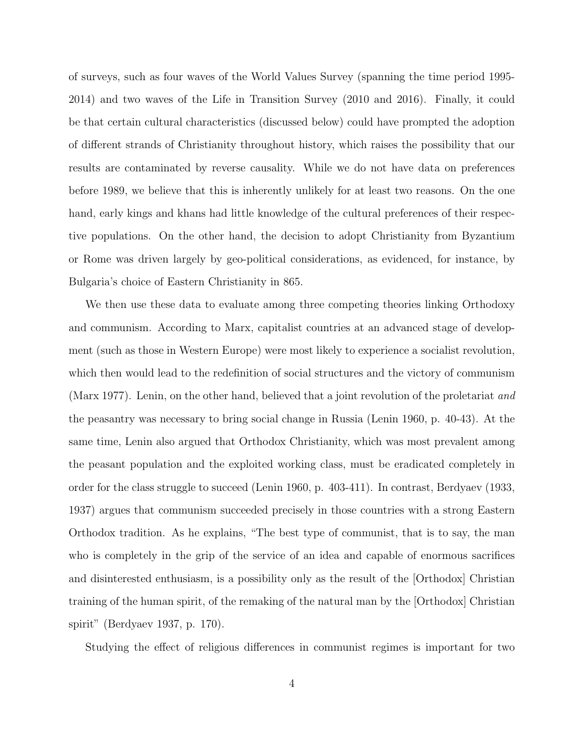of surveys, such as four waves of the World Values Survey (spanning the time period 1995-2014) and two waves of the Life in Transition Survey (2010 and 2016). Finally, it could be that certain cultural characteristics (discussed below) could have prompted the adoption of different strands of Christianity throughout history, which raises the possibility that our results are contaminated by reverse causality. While we do not have data on preferences before 1989, we believe that this is inherently unlikely for at least two reasons. On the one hand, early kings and khans had little knowledge of the cultural preferences of their respective populations. On the other hand, the decision to adopt Christianity from Byzantium or Rome was driven largely by geo-political considerations, as evidenced, for instance, by Bulgaria's choice of Eastern Christianity in 865.

We then use these data to evaluate among three competing theories linking Orthodoxy and communism. According to Marx, capitalist countries at an advanced stage of development (such as those in Western Europe) were most likely to experience a socialist revolution, which then would lead to the redefinition of social structures and the victory of communism (Marx 1977). Lenin, on the other hand, believed that a joint revolution of the proletariat *and* the peasantry was necessary to bring social change in Russia (Lenin 1960, p. 40-43). At the same time, Lenin also argued that Orthodox Christianity, which was most prevalent among the peasant population and the exploited working class, must be eradicated completely in order for the class struggle to succeed (Lenin 1960, p. 403-411). In contrast, Berdyaev (1933, 1937) argues that communism succeeded precisely in those countries with a strong Eastern Orthodox tradition. As he explains, "The best type of communist, that is to say, the man who is completely in the grip of the service of an idea and capable of enormous sacrifices and disinterested enthusiasm, is a possibility only as the result of the [Orthodox] Christian training of the human spirit, of the remaking of the natural man by the [Orthodox] Christian spirit" (Berdyaev 1937, p. 170).

Studying the effect of religious differences in communist regimes is important for two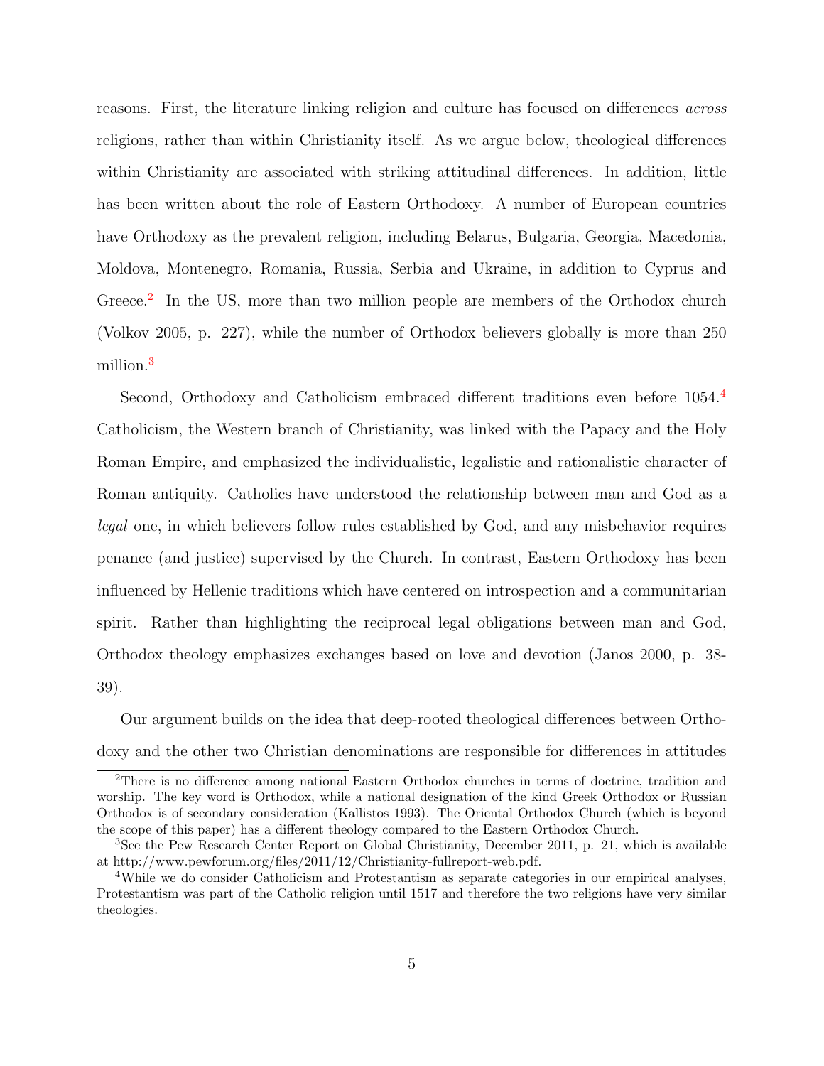reasons. First, the literature linking religion and culture has focused on differences *across* religions, rather than within Christianity itself. As we argue below, theological differences within Christianity are associated with striking attitudinal differences. In addition, little has been written about the role of Eastern Orthodoxy. A number of European countries have Orthodoxy as the prevalent religion, including Belarus, Bulgaria, Georgia, Macedonia, Moldova, Montenegro, Romania, Russia, Serbia and Ukraine, in addition to Cyprus and Greece.[2] In the US, more than two million people are members of the Orthodox church (Volkov 2005, p. 227), while the number of Orthodox believers globally is more than 250 million.[3]

Second, Orthodoxy and Catholicism embraced different traditions even before 1054.[4] Catholicism, the Western branch of Christianity, was linked with the Papacy and the Holy Roman Empire, and emphasized the individualistic, legalistic and rationalistic character of Roman antiquity. Catholics have understood the relationship between man and God as a *legal* one, in which believers follow rules established by God, and any misbehavior requires penance (and justice) supervised by the Church. In contrast, Eastern Orthodoxy has been influenced by Hellenic traditions which have centered on introspection and a communitarian spirit. Rather than highlighting the reciprocal legal obligations between man and God, Orthodox theology emphasizes exchanges based on love and devotion (Janos 2000, p. 38-39).

Our argument builds on the idea that deep-rooted theological differences between Orthodoxy and the other two Christian denominations are responsible for differences in attitudes

[2] There is no difference among national Eastern Orthodox churches in terms of doctrine, tradition and worship. The key word is Orthodox, while a national designation of the kind Greek Orthodox or Russian Orthodox is of secondary consideration (Kallistos 1993). The Oriental Orthodox Church (which is beyond the scope of this paper) has a different theology compared to the Eastern Orthodox Church.

[3] See the Pew Research Center Report on Global Christianity, December 2011, p. 21, which is available at http://www.pewforum.org/files/2011/12/Christianity-fullreport-web.pdf.

[4] While we do consider Catholicism and Protestantism as separate categories in our empirical analyses, Protestantism was part of the Catholic religion until 1517 and therefore the two religions have very similar theologies.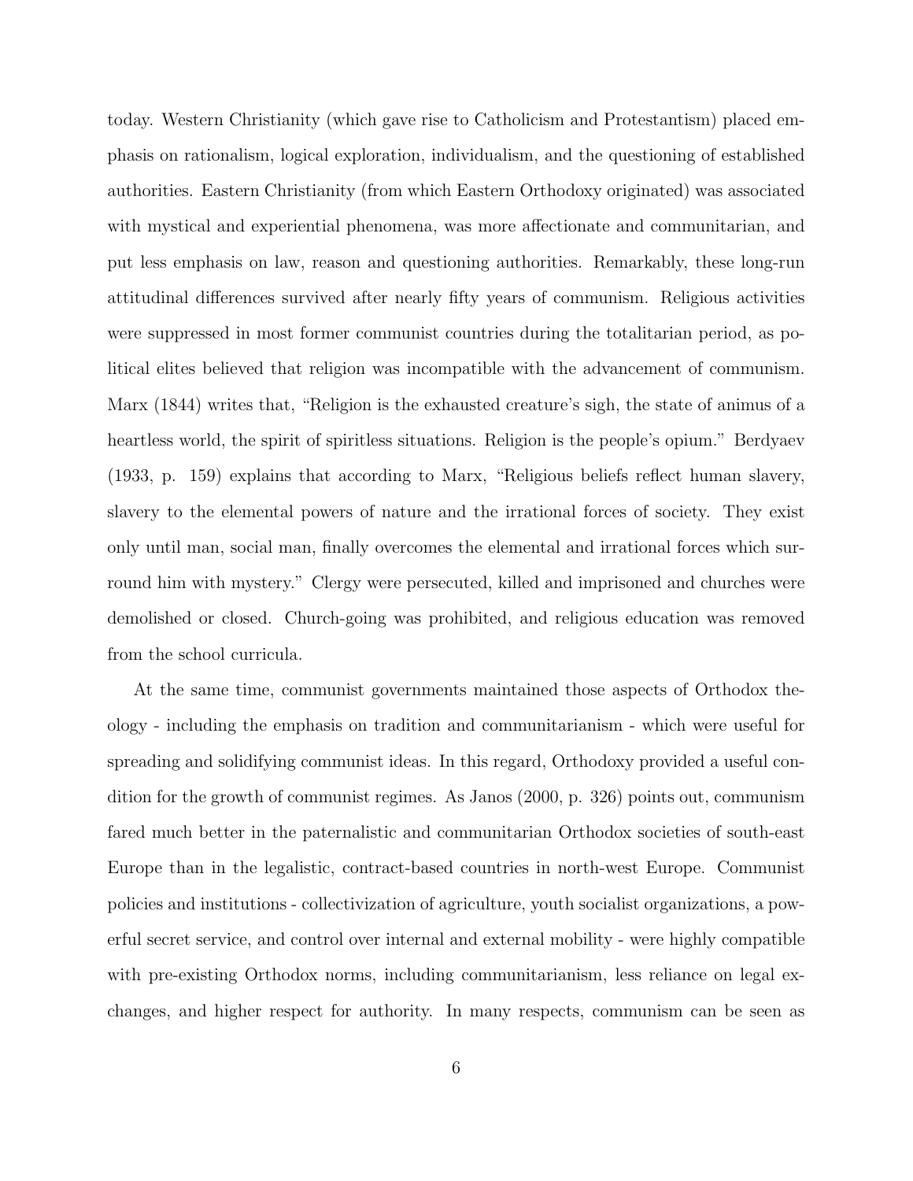today. Western Christianity (which gave rise to Catholicism and Protestantism) placed emphasis on rationalism, logical exploration, individualism, and the questioning of established authorities. Eastern Christianity (from which Eastern Orthodoxy originated) was associated with mystical and experiential phenomena, was more affectionate and communitarian, and put less emphasis on law, reason and questioning authorities. Remarkably, these long-run attitudinal differences survived after nearly fifty years of communism. Religious activities were suppressed in most former communist countries during the totalitarian period, as political elites believed that religion was incompatible with the advancement of communism. Marx (1844) writes that, "Religion is the exhausted creature's sigh, the state of animus of a heartless world, the spirit of spiritless situations. Religion is the people's opium." Berdyaev (1933, p. 159) explains that according to Marx, "Religious beliefs reflect human slavery, slavery to the elemental powers of nature and the irrational forces of society. They exist only until man, social man, finally overcomes the elemental and irrational forces which surround him with mystery." Clergy were persecuted, killed and imprisoned and churches were demolished or closed. Church-going was prohibited, and religious education was removed from the school curricula.

At the same time, communist governments maintained those aspects of Orthodox theology - including the emphasis on tradition and communitarianism - which were useful for spreading and solidifying communist ideas. In this regard, Orthodoxy provided a useful condition for the growth of communist regimes. As Janos (2000, p. 326) points out, communism fared much better in the paternalistic and communitarian Orthodox societies of south-east Europe than in the legalistic, contract-based countries in north-west Europe. Communist policies and institutions - collectivization of agriculture, youth socialist organizations, a powerful secret service, and control over internal and external mobility - were highly compatible with pre-existing Orthodox norms, including communitarianism, less reliance on legal exchanges, and higher respect for authority. In many respects, communism can be seen as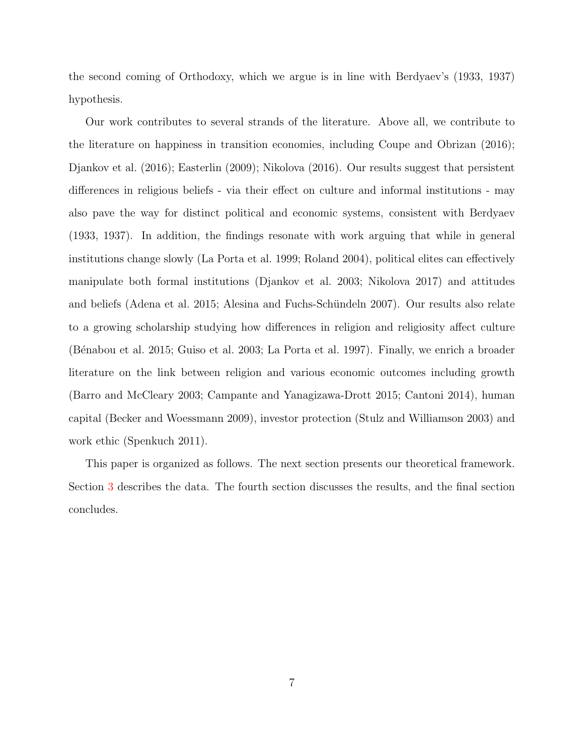the second coming of Orthodoxy, which we argue is in line with Berdyaev's (1933, 1937) hypothesis.

Our work contributes to several strands of the literature. Above all, we contribute to the literature on happiness in transition economies, including Coupe and Obrizan (2016); Djankov et al. (2016); Easterlin (2009); Nikolova (2016). Our results suggest that persistent differences in religious beliefs - via their effect on culture and informal institutions - may also pave the way for distinct political and economic systems, consistent with Berdyaev (1933, 1937). In addition, the findings resonate with work arguing that while in general institutions change slowly (La Porta et al. 1999; Roland 2004), political elites can effectively manipulate both formal institutions (Djankov et al. 2003; Nikolova 2017) and attitudes and beliefs (Adena et al. 2015; Alesina and Fuchs-Schündeln 2007). Our results also relate to a growing scholarship studying how differences in religion and religiosity affect culture (Bénabou et al. 2015; Guiso et al. 2003; La Porta et al. 1997). Finally, we enrich a broader literature on the link between religion and various economic outcomes including growth (Barro and McCleary 2003; Campante and Yanagizawa-Drott 2015; Cantoni 2014), human capital (Becker and Woessmann 2009), investor protection (Stulz and Williamson 2003) and work ethic (Spenkuch 2011).

This paper is organized as follows. The next section presents our theoretical framework. Section 3 describes the data. The fourth section discusses the results, and the final section concludes.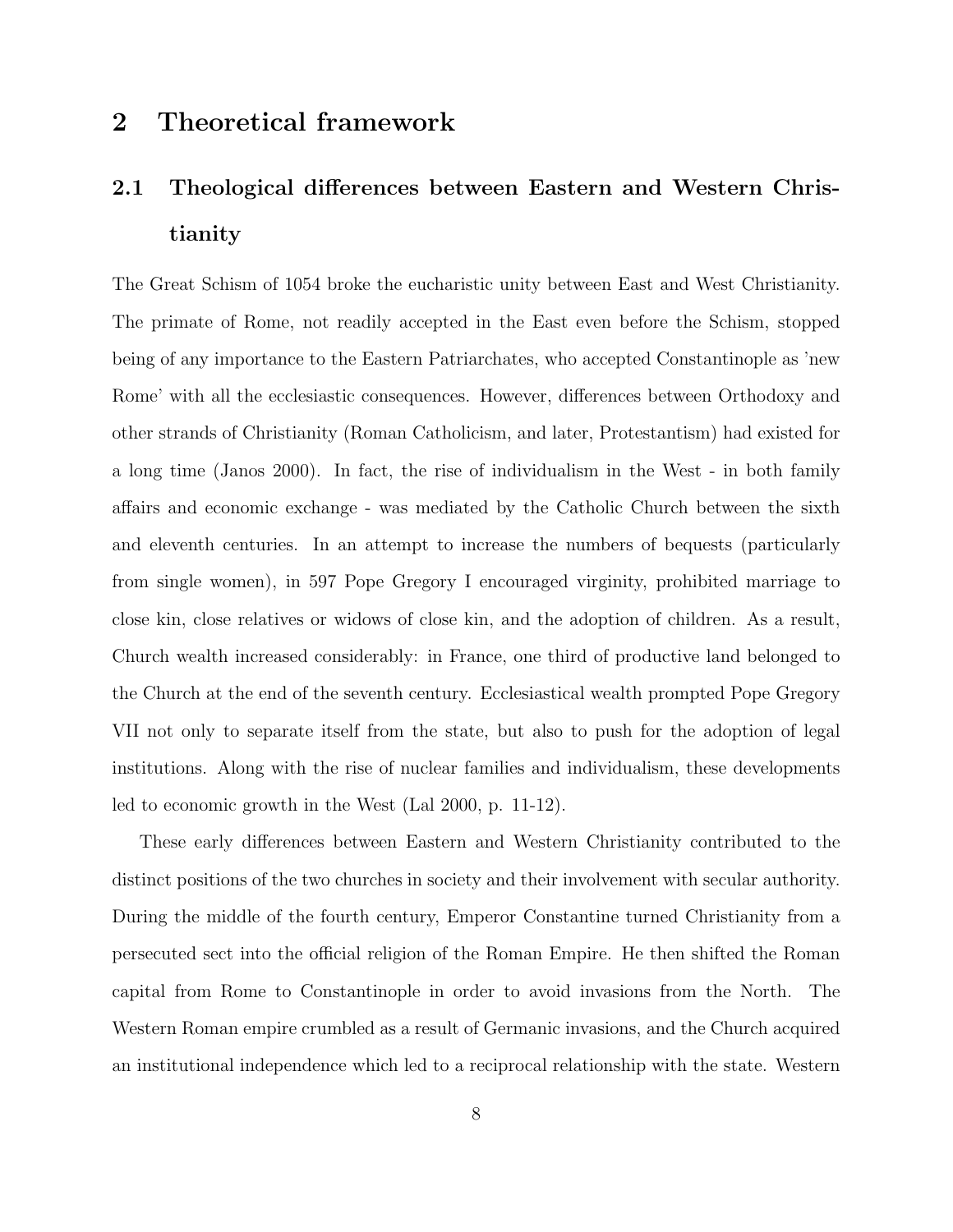# 2 Theoretical framework

## 2.1 Theological differences between Eastern and Western Christianity

The Great Schism of 1054 broke the eucharistic unity between East and West Christianity. The primate of Rome, not readily accepted in the East even before the Schism, stopped being of any importance to the Eastern Patriarchates, who accepted Constantinople as 'new Rome' with all the ecclesiastic consequences. However, differences between Orthodoxy and other strands of Christianity (Roman Catholicism, and later, Protestantism) had existed for a long time (Janos 2000). In fact, the rise of individualism in the West - in both family affairs and economic exchange - was mediated by the Catholic Church between the sixth and eleventh centuries. In an attempt to increase the numbers of bequests (particularly from single women), in 597 Pope Gregory I encouraged virginity, prohibited marriage to close kin, close relatives or widows of close kin, and the adoption of children. As a result, Church wealth increased considerably: in France, one third of productive land belonged to the Church at the end of the seventh century. Ecclesiastical wealth prompted Pope Gregory VII not only to separate itself from the state, but also to push for the adoption of legal institutions. Along with the rise of nuclear families and individualism, these developments led to economic growth in the West (Lal 2000, p. 11-12).

These early differences between Eastern and Western Christianity contributed to the distinct positions of the two churches in society and their involvement with secular authority. During the middle of the fourth century, Emperor Constantine turned Christianity from a persecuted sect into the official religion of the Roman Empire. He then shifted the Roman capital from Rome to Constantinople in order to avoid invasions from the North. The Western Roman empire crumbled as a result of Germanic invasions, and the Church acquired an institutional independence which led to a reciprocal relationship with the state. Western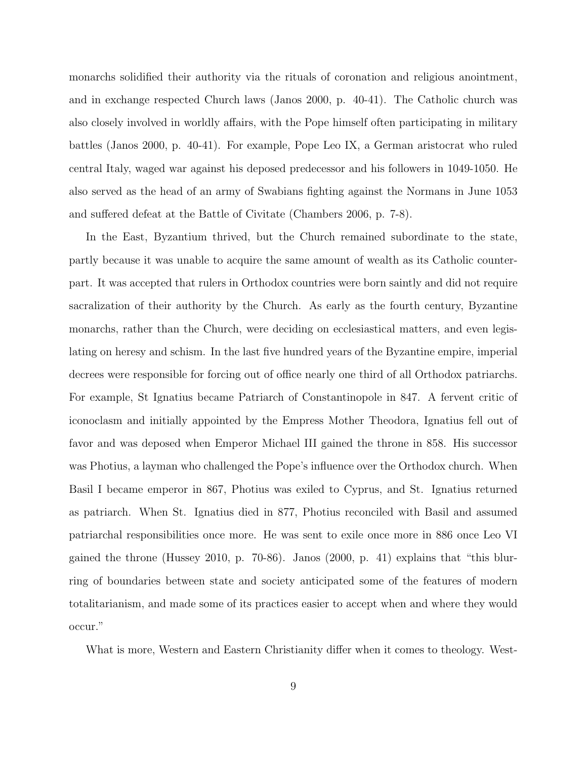monarchs solidified their authority via the rituals of coronation and religious anointment, and in exchange respected Church laws (Janos 2000, p. 40-41). The Catholic church was also closely involved in worldly affairs, with the Pope himself often participating in military battles (Janos 2000, p. 40-41). For example, Pope Leo IX, a German aristocrat who ruled central Italy, waged war against his deposed predecessor and his followers in 1049-1050. He also served as the head of an army of Swabians fighting against the Normans in June 1053 and suffered defeat at the Battle of Civitate (Chambers 2006, p. 7-8).

In the East, Byzantium thrived, but the Church remained subordinate to the state, partly because it was unable to acquire the same amount of wealth as its Catholic counterpart. It was accepted that rulers in Orthodox countries were born saintly and did not require sacralization of their authority by the Church. As early as the fourth century, Byzantine monarchs, rather than the Church, were deciding on ecclesiastical matters, and even legislating on heresy and schism. In the last five hundred years of the Byzantine empire, imperial decrees were responsible for forcing out of office nearly one third of all Orthodox patriarchs. For example, St Ignatius became Patriarch of Constantinople in 847. A fervent critic of iconoclasm and initially appointed by the Empress Mother Theodora, Ignatius fell out of favor and was deposed when Emperor Michael III gained the throne in 858. His successor was Photius, a layman who challenged the Pope's influence over the Orthodox church. When Basil I became emperor in 867, Photius was exiled to Cyprus, and St. Ignatius returned as patriarch. When St. Ignatius died in 877, Photius reconciled with Basil and assumed patriarchal responsibilities once more. He was sent to exile once more in 886 once Leo VI gained the throne (Hussey 2010, p. 70-86). Janos (2000, p. 41) explains that "this blurring of boundaries between state and society anticipated some of the features of modern totalitarianism, and made some of its practices easier to accept when and where they would occur."

What is more, Western and Eastern Christianity differ when it comes to theology. West-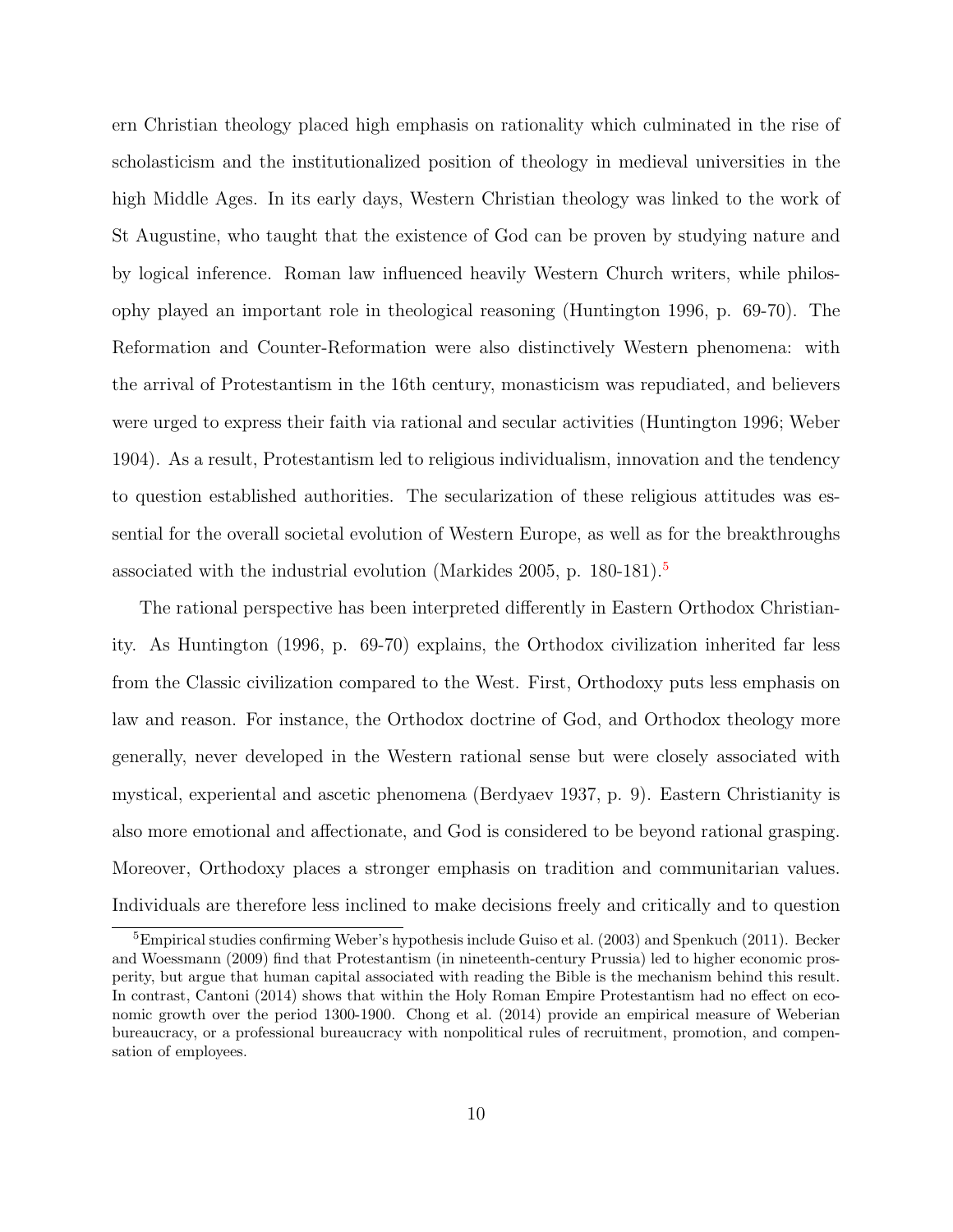ern Christian theology placed high emphasis on rationality which culminated in the rise of scholasticism and the institutionalized position of theology in medieval universities in the high Middle Ages. In its early days, Western Christian theology was linked to the work of St Augustine, who taught that the existence of God can be proven by studying nature and by logical inference. Roman law influenced heavily Western Church writers, while philosophy played an important role in theological reasoning (Huntington 1996, p. 69-70). The Reformation and Counter-Reformation were also distinctively Western phenomena: with the arrival of Protestantism in the 16th century, monasticism was repudiated, and believers were urged to express their faith via rational and secular activities (Huntington 1996; Weber 1904). As a result, Protestantism led to religious individualism, innovation and the tendency to question established authorities. The secularization of these religious attitudes was essential for the overall societal evolution of Western Europe, as well as for the breakthroughs associated with the industrial evolution (Markides 2005, p. 180-181).[5]

The rational perspective has been interpreted differently in Eastern Orthodox Christianity. As Huntington (1996, p. 69-70) explains, the Orthodox civilization inherited far less from the Classic civilization compared to the West. First, Orthodoxy puts less emphasis on law and reason. For instance, the Orthodox doctrine of God, and Orthodox theology more generally, never developed in the Western rational sense but were closely associated with mystical, experiental and ascetic phenomena (Berdyaev 1937, p. 9). Eastern Christianity is also more emotional and affectionate, and God is considered to be beyond rational grasping. Moreover, Orthodoxy places a stronger emphasis on tradition and communitarian values. Individuals are therefore less inclined to make decisions freely and critically and to question

[5]Empirical studies confirming Weber's hypothesis include Guiso et al. (2003) and Spenkuch (2011). Becker and Woessmann (2009) find that Protestantism (in nineteenth-century Prussia) led to higher economic prosperity, but argue that human capital associated with reading the Bible is the mechanism behind this result. In contrast, Cantoni (2014) shows that within the Holy Roman Empire Protestantism had no effect on economic growth over the period 1300-1900. Chong et al. (2014) provide an empirical measure of Weberian bureaucracy, or a professional bureaucracy with nonpolitical rules of recruitment, promotion, and compensation of employees.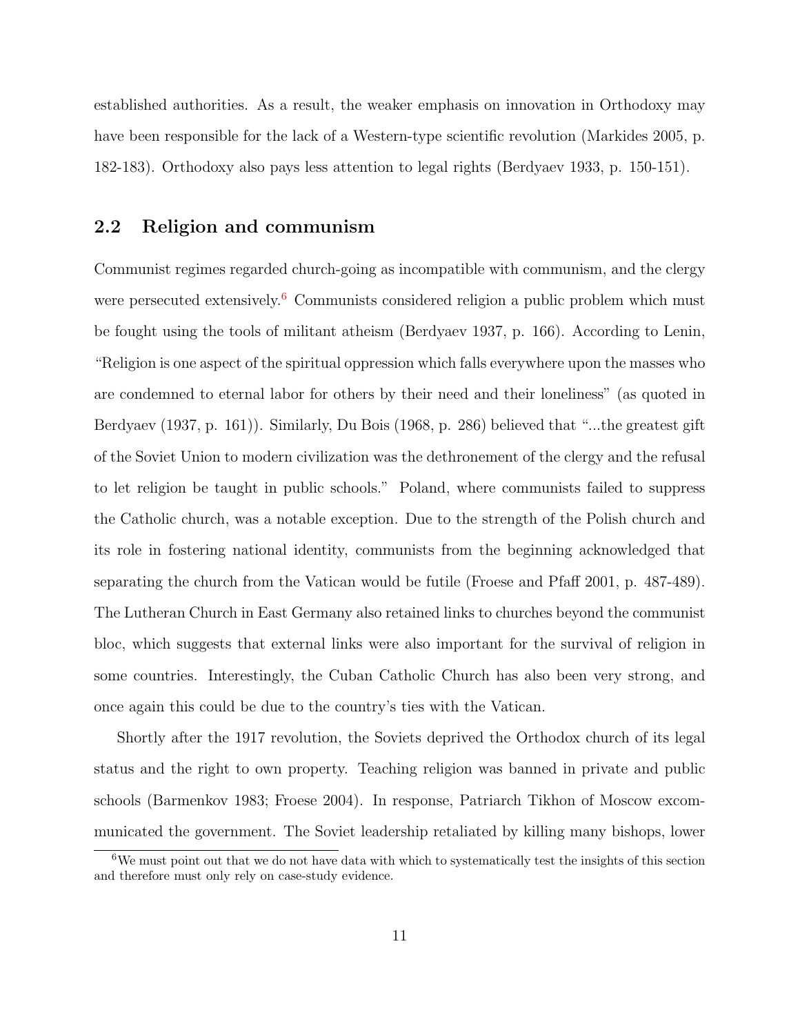established authorities. As a result, the weaker emphasis on innovation in Orthodoxy may have been responsible for the lack of a Western-type scientific revolution (Markides 2005, p. 182-183). Orthodoxy also pays less attention to legal rights (Berdyaev 1933, p. 150-151).

## 2.2 Religion and communism

Communist regimes regarded church-going as incompatible with communism, and the clergy were persecuted extensively.[6] Communists considered religion a public problem which must be fought using the tools of militant atheism (Berdyaev 1937, p. 166). According to Lenin, "Religion is one aspect of the spiritual oppression which falls everywhere upon the masses who are condemned to eternal labor for others by their need and their loneliness" (as quoted in Berdyaev (1937, p. 161)). Similarly, Du Bois (1968, p. 286) believed that "...the greatest gift of the Soviet Union to modern civilization was the dethronement of the clergy and the refusal to let religion be taught in public schools." Poland, where communists failed to suppress the Catholic church, was a notable exception. Due to the strength of the Polish church and its role in fostering national identity, communists from the beginning acknowledged that separating the church from the Vatican would be futile (Froese and Pfaff 2001, p. 487-489). The Lutheran Church in East Germany also retained links to churches beyond the communist bloc, which suggests that external links were also important for the survival of religion in some countries. Interestingly, the Cuban Catholic Church has also been very strong, and once again this could be due to the country's ties with the Vatican.

Shortly after the 1917 revolution, the Soviets deprived the Orthodox church of its legal status and the right to own property. Teaching religion was banned in private and public schools (Barmenkov 1983; Froese 2004). In response, Patriarch Tikhon of Moscow excommunicated the government. The Soviet leadership retaliated by killing many bishops, lower

[6] We must point out that we do not have data with which to systematically test the insights of this section and therefore must only rely on case-study evidence.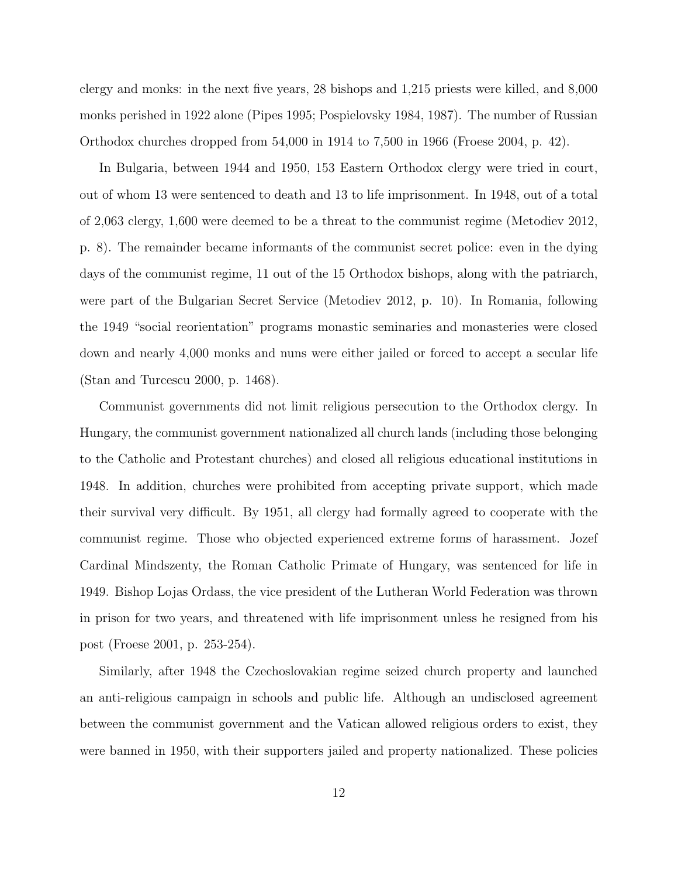clergy and monks: in the next five years, 28 bishops and 1,215 priests were killed, and 8,000 monks perished in 1922 alone (Pipes 1995; Pospielovsky 1984, 1987). The number of Russian Orthodox churches dropped from 54,000 in 1914 to 7,500 in 1966 (Froese 2004, p. 42).

In Bulgaria, between 1944 and 1950, 153 Eastern Orthodox clergy were tried in court, out of whom 13 were sentenced to death and 13 to life imprisonment. In 1948, out of a total of 2,063 clergy, 1,600 were deemed to be a threat to the communist regime (Metodiev 2012, p. 8). The remainder became informants of the communist secret police: even in the dying days of the communist regime, 11 out of the 15 Orthodox bishops, along with the patriarch, were part of the Bulgarian Secret Service (Metodiev 2012, p. 10). In Romania, following the 1949 "social reorientation" programs monastic seminaries and monasteries were closed down and nearly 4,000 monks and nuns were either jailed or forced to accept a secular life (Stan and Turcescu 2000, p. 1468).

Communist governments did not limit religious persecution to the Orthodox clergy. In Hungary, the communist government nationalized all church lands (including those belonging to the Catholic and Protestant churches) and closed all religious educational institutions in 1948. In addition, churches were prohibited from accepting private support, which made their survival very difficult. By 1951, all clergy had formally agreed to cooperate with the communist regime. Those who objected experienced extreme forms of harassment. Jozef Cardinal Mindszenty, the Roman Catholic Primate of Hungary, was sentenced for life in 1949. Bishop Lojas Ordass, the vice president of the Lutheran World Federation was thrown in prison for two years, and threatened with life imprisonment unless he resigned from his post (Froese 2001, p. 253-254).

Similarly, after 1948 the Czechoslovakian regime seized church property and launched an anti-religious campaign in schools and public life. Although an undisclosed agreement between the communist government and the Vatican allowed religious orders to exist, they were banned in 1950, with their supporters jailed and property nationalized. These policies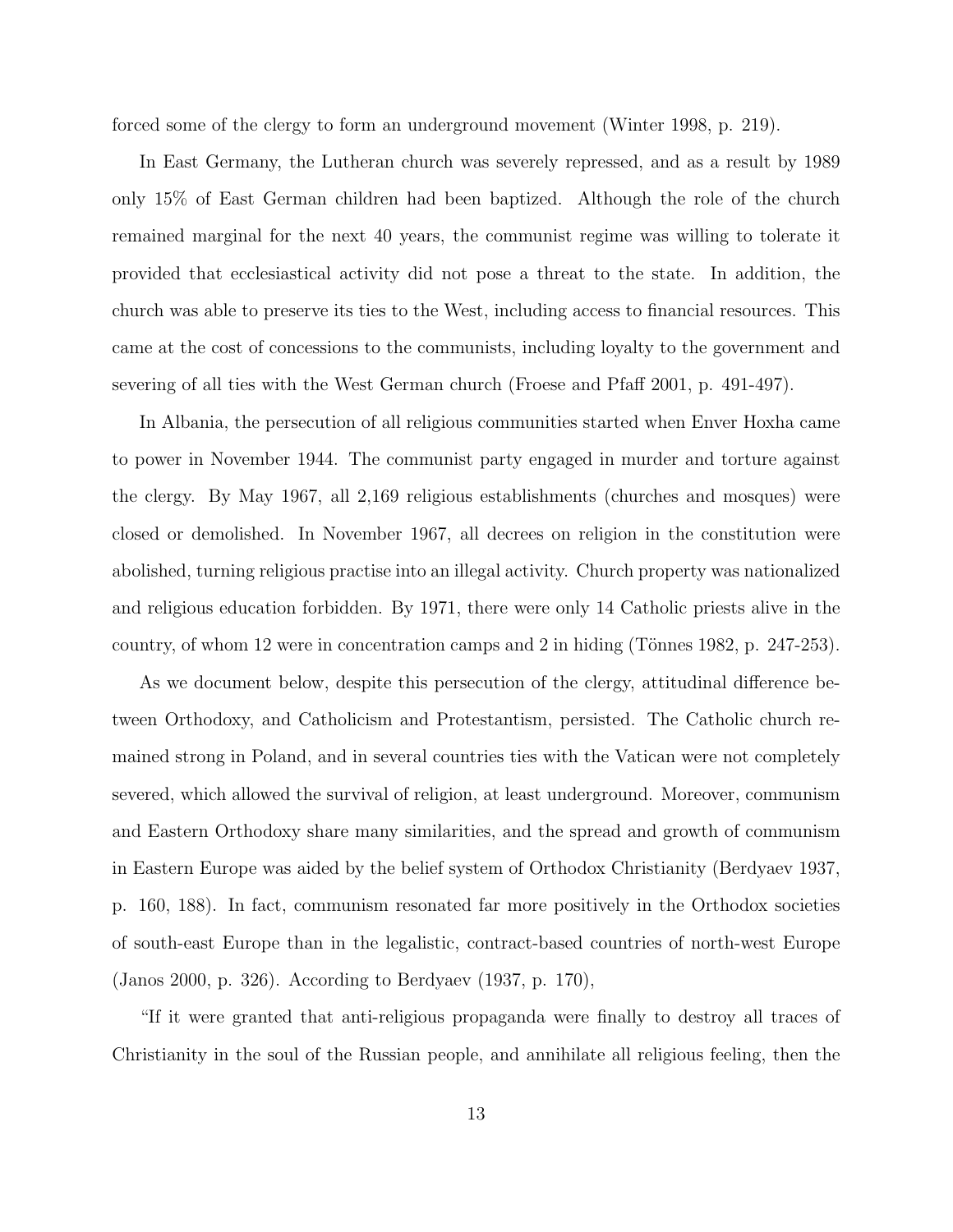forced some of the clergy to form an underground movement (Winter 1998, p. 219).

In East Germany, the Lutheran church was severely repressed, and as a result by 1989 only 15% of East German children had been baptized. Although the role of the church remained marginal for the next 40 years, the communist regime was willing to tolerate it provided that ecclesiastical activity did not pose a threat to the state. In addition, the church was able to preserve its ties to the West, including access to financial resources. This came at the cost of concessions to the communists, including loyalty to the government and severing of all ties with the West German church (Froese and Pfaff 2001, p. 491-497).

In Albania, the persecution of all religious communities started when Enver Hoxha came to power in November 1944. The communist party engaged in murder and torture against the clergy. By May 1967, all 2,169 religious establishments (churches and mosques) were closed or demolished. In November 1967, all decrees on religion in the constitution were abolished, turning religious practise into an illegal activity. Church property was nationalized and religious education forbidden. By 1971, there were only 14 Catholic priests alive in the country, of whom 12 were in concentration camps and 2 in hiding (Tönnes 1982, p. 247-253).

As we document below, despite this persecution of the clergy, attitudinal difference between Orthodoxy, and Catholicism and Protestantism, persisted. The Catholic church remained strong in Poland, and in several countries ties with the Vatican were not completely severed, which allowed the survival of religion, at least underground. Moreover, communism and Eastern Orthodoxy share many similarities, and the spread and growth of communism in Eastern Europe was aided by the belief system of Orthodox Christianity (Berdyaev 1937, p. 160, 188). In fact, communism resonated far more positively in the Orthodox societies of south-east Europe than in the legalistic, contract-based countries of north-west Europe (Janos 2000, p. 326). According to Berdyaev (1937, p. 170),

"If it were granted that anti-religious propaganda were finally to destroy all traces of Christianity in the soul of the Russian people, and annihilate all religious feeling, then the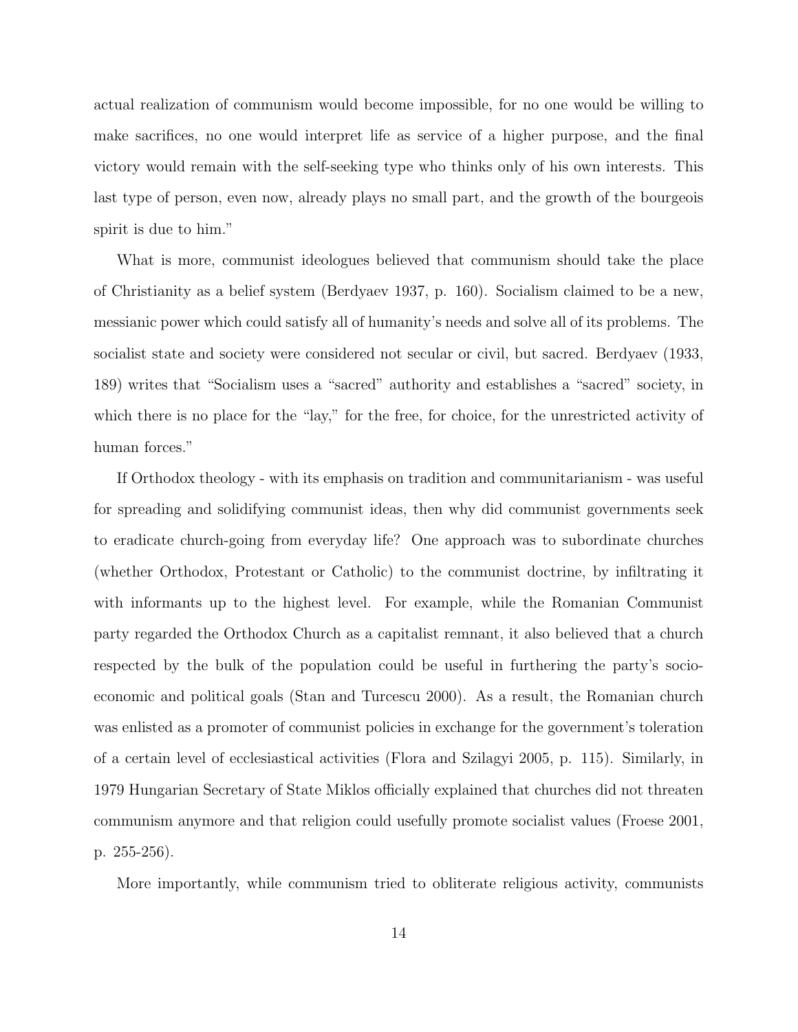actual realization of communism would become impossible, for no one would be willing to make sacrifices, no one would interpret life as service of a higher purpose, and the final victory would remain with the self-seeking type who thinks only of his own interests. This last type of person, even now, already plays no small part, and the growth of the bourgeois spirit is due to him."

What is more, communist ideologues believed that communism should take the place of Christianity as a belief system (Berdyaev 1937, p. 160). Socialism claimed to be a new, messianic power which could satisfy all of humanity's needs and solve all of its problems. The socialist state and society were considered not secular or civil, but sacred. Berdyaev (1933, 189) writes that "Socialism uses a "sacred" authority and establishes a "sacred" society, in which there is no place for the "lay," for the free, for choice, for the unrestricted activity of human forces."

If Orthodox theology - with its emphasis on tradition and communitarianism - was useful for spreading and solidifying communist ideas, then why did communist governments seek to eradicate church-going from everyday life? One approach was to subordinate churches (whether Orthodox, Protestant or Catholic) to the communist doctrine, by infiltrating it with informants up to the highest level. For example, while the Romanian Communist party regarded the Orthodox Church as a capitalist remnant, it also believed that a church respected by the bulk of the population could be useful in furthering the party's socio-economic and political goals (Stan and Turcescu 2000). As a result, the Romanian church was enlisted as a promoter of communist policies in exchange for the government's toleration of a certain level of ecclesiastical activities (Flora and Szilagyi 2005, p. 115). Similarly, in 1979 Hungarian Secretary of State Miklos officially explained that churches did not threaten communism anymore and that religion could usefully promote socialist values (Froese 2001, p. 255-256).

More importantly, while communism tried to obliterate religious activity, communists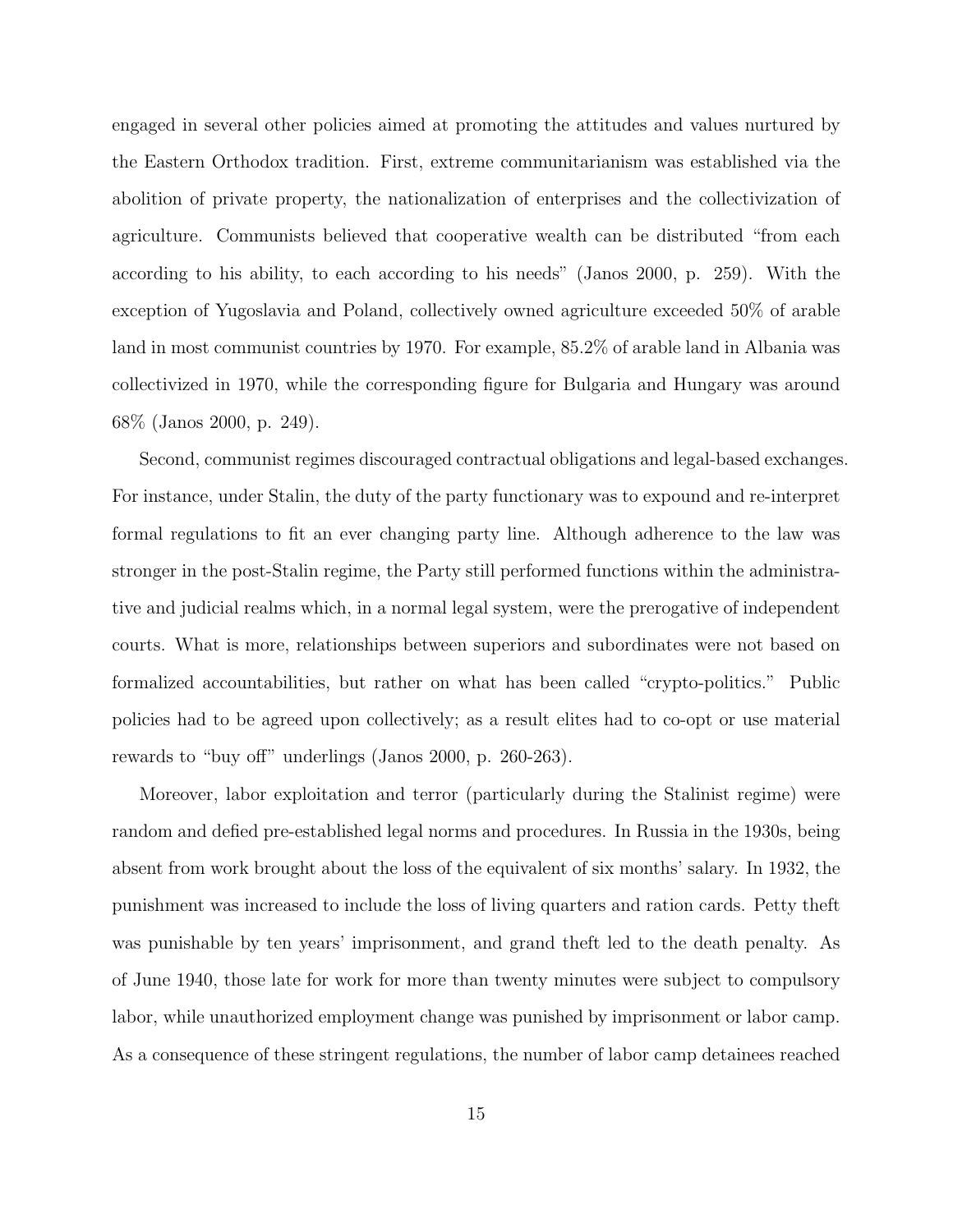engaged in several other policies aimed at promoting the attitudes and values nurtured by the Eastern Orthodox tradition. First, extreme communitarianism was established via the abolition of private property, the nationalization of enterprises and the collectivization of agriculture. Communists believed that cooperative wealth can be distributed "from each according to his ability, to each according to his needs" (Janos 2000, p. 259). With the exception of Yugoslavia and Poland, collectively owned agriculture exceeded 50% of arable land in most communist countries by 1970. For example, 85.2% of arable land in Albania was collectivized in 1970, while the corresponding figure for Bulgaria and Hungary was around 68% (Janos 2000, p. 249).

Second, communist regimes discouraged contractual obligations and legal-based exchanges. For instance, under Stalin, the duty of the party functionary was to expound and re-interpret formal regulations to fit an ever changing party line. Although adherence to the law was stronger in the post-Stalin regime, the Party still performed functions within the administrative and judicial realms which, in a normal legal system, were the prerogative of independent courts. What is more, relationships between superiors and subordinates were not based on formalized accountabilities, but rather on what has been called "crypto-politics." Public policies had to be agreed upon collectively; as a result elites had to co-opt or use material rewards to "buy off" underlings (Janos 2000, p. 260-263).

Moreover, labor exploitation and terror (particularly during the Stalinist regime) were random and defied pre-established legal norms and procedures. In Russia in the 1930s, being absent from work brought about the loss of the equivalent of six months' salary. In 1932, the punishment was increased to include the loss of living quarters and ration cards. Petty theft was punishable by ten years' imprisonment, and grand theft led to the death penalty. As of June 1940, those late for work for more than twenty minutes were subject to compulsory labor, while unauthorized employment change was punished by imprisonment or labor camp. As a consequence of these stringent regulations, the number of labor camp detainees reached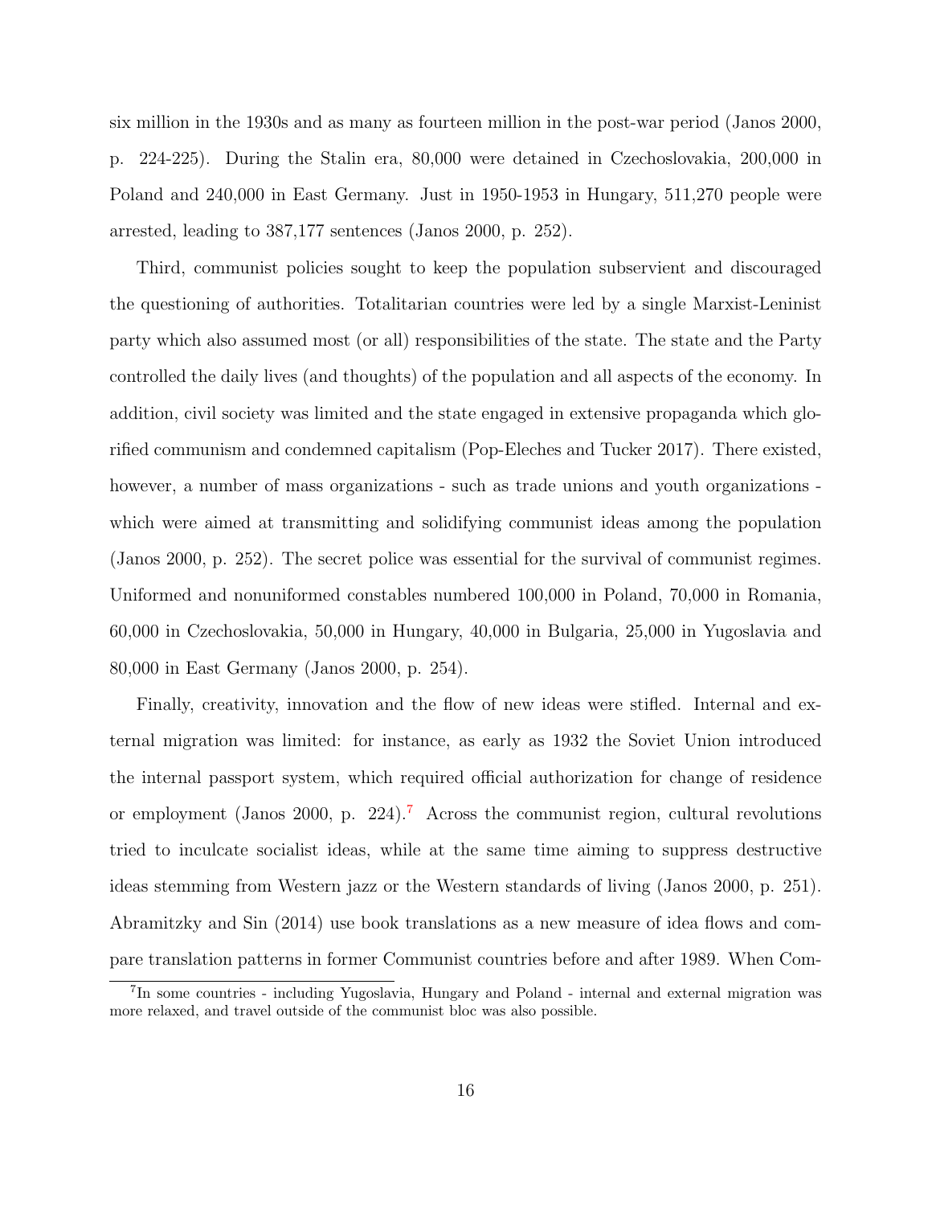six million in the 1930s and as many as fourteen million in the post-war period (Janos 2000, p. 224-225). During the Stalin era, 80,000 were detained in Czechoslovakia, 200,000 in Poland and 240,000 in East Germany. Just in 1950-1953 in Hungary, 511,270 people were arrested, leading to 387,177 sentences (Janos 2000, p. 252).

Third, communist policies sought to keep the population subservient and discouraged the questioning of authorities. Totalitarian countries were led by a single Marxist-Leninist party which also assumed most (or all) responsibilities of the state. The state and the Party controlled the daily lives (and thoughts) of the population and all aspects of the economy. In addition, civil society was limited and the state engaged in extensive propaganda which glorified communism and condemned capitalism (Pop-Eleches and Tucker 2017). There existed, however, a number of mass organizations - such as trade unions and youth organizations - which were aimed at transmitting and solidifying communist ideas among the population (Janos 2000, p. 252). The secret police was essential for the survival of communist regimes. Uniformed and nonuniformed constables numbered 100,000 in Poland, 70,000 in Romania, 60,000 in Czechoslovakia, 50,000 in Hungary, 40,000 in Bulgaria, 25,000 in Yugoslavia and 80,000 in East Germany (Janos 2000, p. 254).

Finally, creativity, innovation and the flow of new ideas were stifled. Internal and external migration was limited: for instance, as early as 1932 the Soviet Union introduced the internal passport system, which required official authorization for change of residence or employment (Janos 2000, p. 224).[7] Across the communist region, cultural revolutions tried to inculcate socialist ideas, while at the same time aiming to suppress destructive ideas stemming from Western jazz or the Western standards of living (Janos 2000, p. 251). Abramitzky and Sin (2014) use book translations as a new measure of idea flows and compare translation patterns in former Communist countries before and after 1989. When Com-

[7] In some countries - including Yugoslavia, Hungary and Poland - internal and external migration was more relaxed, and travel outside of the communist bloc was also possible.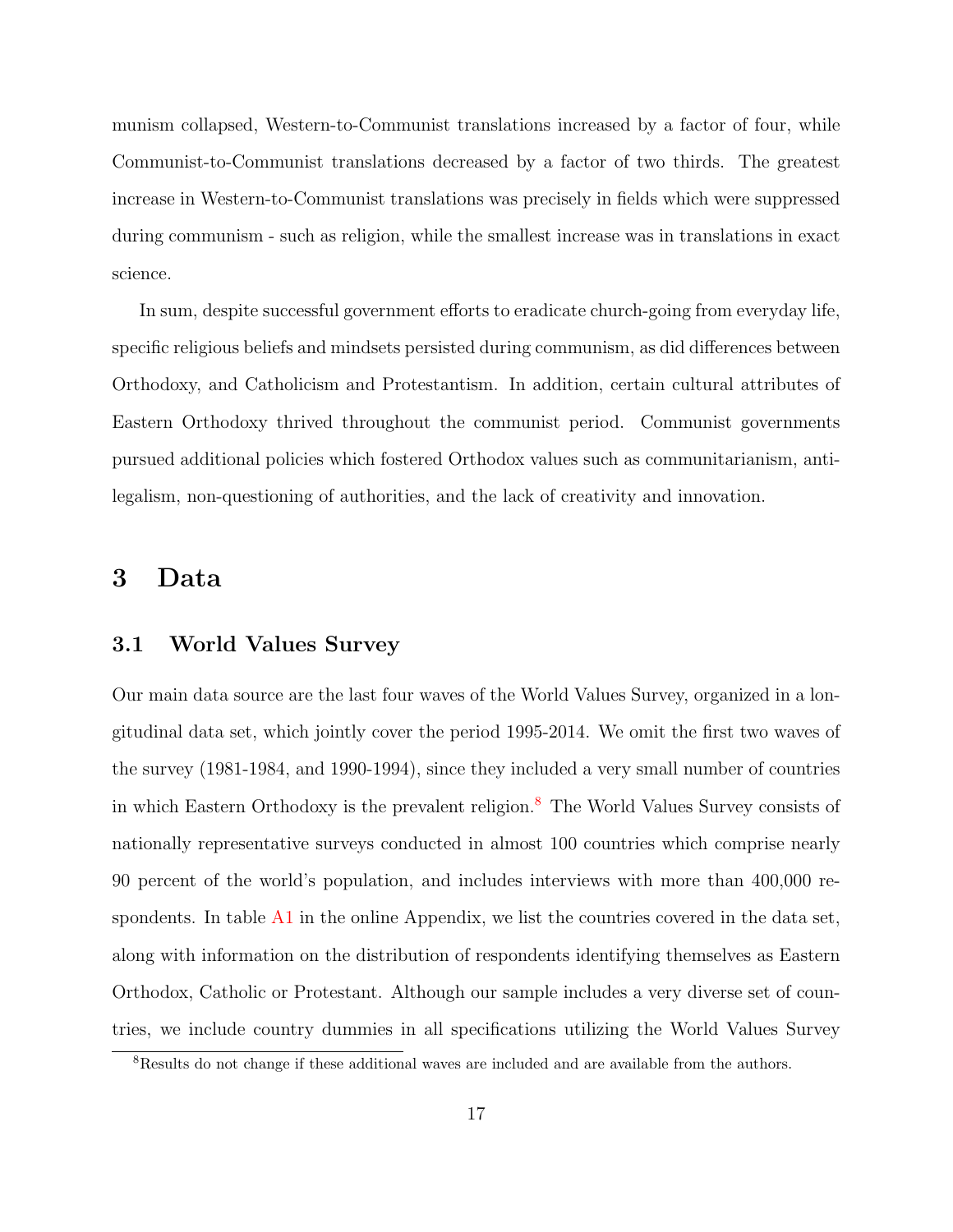munism collapsed, Western-to-Communist translations increased by a factor of four, while Communist-to-Communist translations decreased by a factor of two thirds. The greatest increase in Western-to-Communist translations was precisely in fields which were suppressed during communism - such as religion, while the smallest increase was in translations in exact science.

In sum, despite successful government efforts to eradicate church-going from everyday life, specific religious beliefs and mindsets persisted during communism, as did differences between Orthodoxy, and Catholicism and Protestantism. In addition, certain cultural attributes of Eastern Orthodoxy thrived throughout the communist period. Communist governments pursued additional policies which fostered Orthodox values such as communitarianism, anti-legalism, non-questioning of authorities, and the lack of creativity and innovation.

# 3 Data

## 3.1 World Values Survey

Our main data source are the last four waves of the World Values Survey, organized in a longitudinal data set, which jointly cover the period 1995-2014. We omit the first two waves of the survey (1981-1984, and 1990-1994), since they included a very small number of countries in which Eastern Orthodoxy is the prevalent religion.[8] The World Values Survey consists of nationally representative surveys conducted in almost 100 countries which comprise nearly 90 percent of the world's population, and includes interviews with more than 400,000 respondents. In table A1 in the online Appendix, we list the countries covered in the data set, along with information on the distribution of respondents identifying themselves as Eastern Orthodox, Catholic or Protestant. Although our sample includes a very diverse set of countries, we include country dummies in all specifications utilizing the World Values Survey

[8] Results do not change if these additional waves are included and are available from the authors.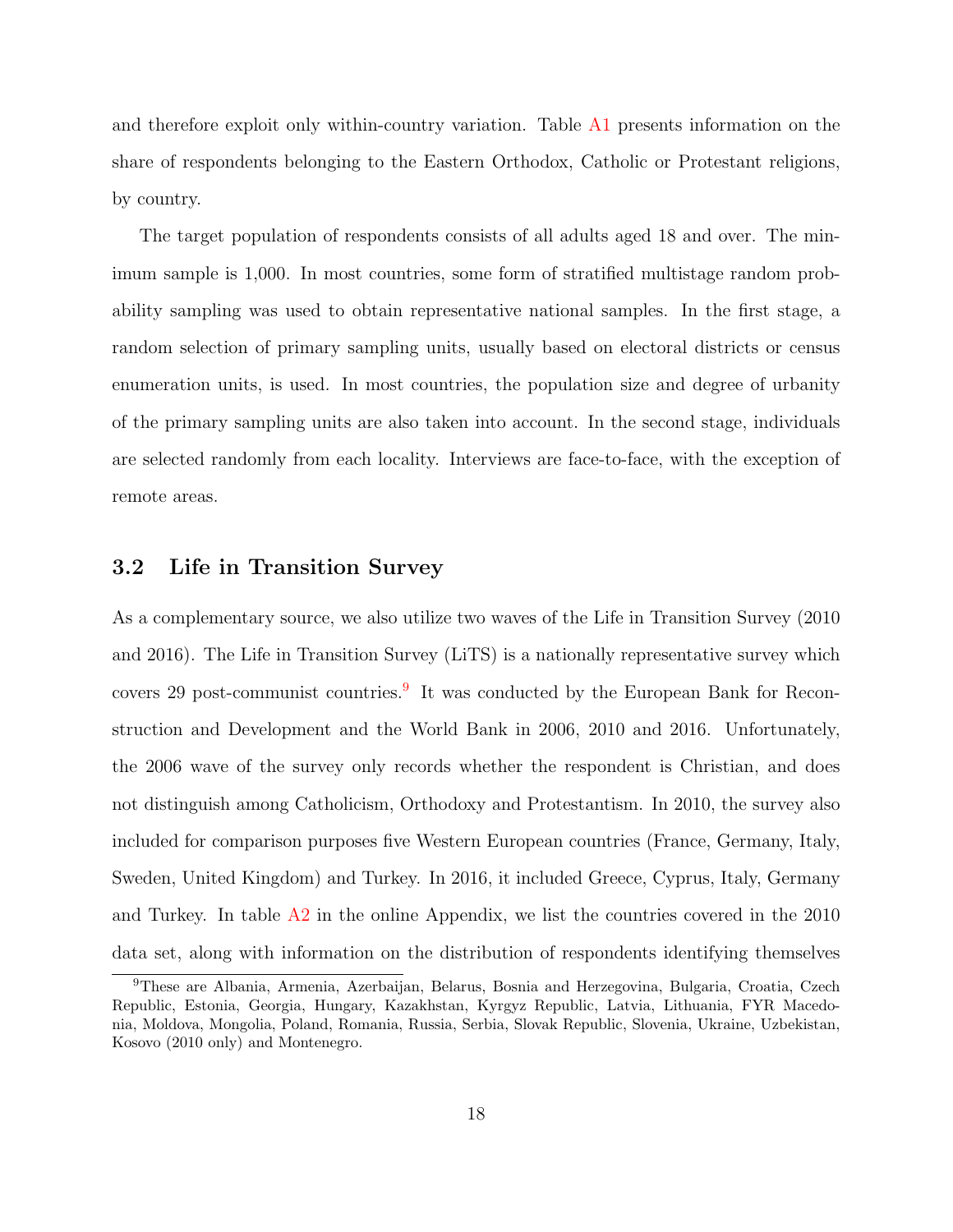and therefore exploit only within-country variation. Table A1 presents information on the share of respondents belonging to the Eastern Orthodox, Catholic or Protestant religions, by country.

The target population of respondents consists of all adults aged 18 and over. The minimum sample is 1,000. In most countries, some form of stratified multistage random probability sampling was used to obtain representative national samples. In the first stage, a random selection of primary sampling units, usually based on electoral districts or census enumeration units, is used. In most countries, the population size and degree of urbanity of the primary sampling units are also taken into account. In the second stage, individuals are selected randomly from each locality. Interviews are face-to-face, with the exception of remote areas.

### 3.2 Life in Transition Survey

As a complementary source, we also utilize two waves of the Life in Transition Survey (2010 and 2016). The Life in Transition Survey (LiTS) is a nationally representative survey which covers 29 post-communist countries.[9] It was conducted by the European Bank for Reconstruction and Development and the World Bank in 2006, 2010 and 2016. Unfortunately, the 2006 wave of the survey only records whether the respondent is Christian, and does not distinguish among Catholicism, Orthodoxy and Protestantism. In 2010, the survey also included for comparison purposes five Western European countries (France, Germany, Italy, Sweden, United Kingdom) and Turkey. In 2016, it included Greece, Cyprus, Italy, Germany and Turkey. In table A2 in the online Appendix, we list the countries covered in the 2010 data set, along with information on the distribution of respondents identifying themselves

[9] These are Albania, Armenia, Azerbaijan, Belarus, Bosnia and Herzegovina, Bulgaria, Croatia, Czech Republic, Estonia, Georgia, Hungary, Kazakhstan, Kyrgyz Republic, Latvia, Lithuania, FYR Macedonia, Moldova, Mongolia, Poland, Romania, Russia, Serbia, Slovak Republic, Slovenia, Ukraine, Uzbekistan, Kosovo (2010 only) and Montenegro.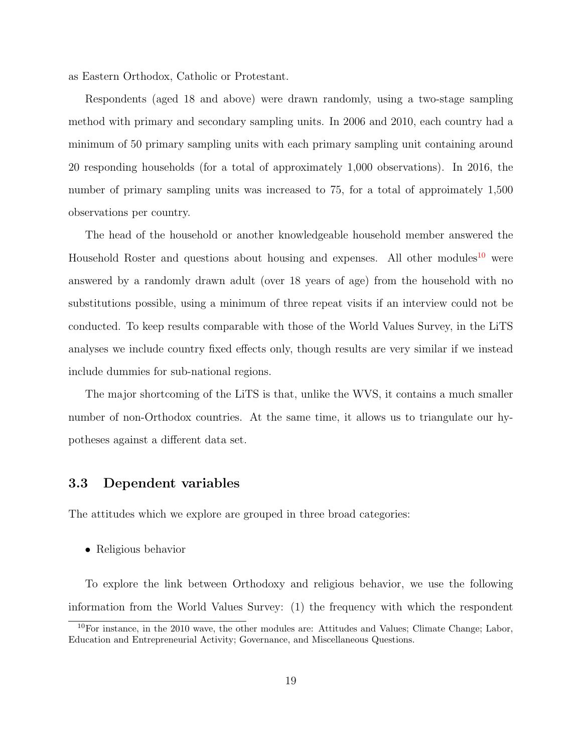as Eastern Orthodox, Catholic or Protestant.

Respondents (aged 18 and above) were drawn randomly, using a two-stage sampling method with primary and secondary sampling units. In 2006 and 2010, each country had a minimum of 50 primary sampling units with each primary sampling unit containing around 20 responding households (for a total of approximately 1,000 observations). In 2016, the number of primary sampling units was increased to 75, for a total of approimately 1,500 observations per country.

The head of the household or another knowledgeable household member answered the Household Roster and questions about housing and expenses. All other modules[10] were answered by a randomly drawn adult (over 18 years of age) from the household with no substitutions possible, using a minimum of three repeat visits if an interview could not be conducted. To keep results comparable with those of the World Values Survey, in the LiTS analyses we include country fixed effects only, though results are very similar if we instead include dummies for sub-national regions.

The major shortcoming of the LiTS is that, unlike the WVS, it contains a much smaller number of non-Orthodox countries. At the same time, it allows us to triangulate our hypotheses against a different data set.

### 3.3 Dependent variables

The attitudes which we explore are grouped in three broad categories:

- Religious behavior

To explore the link between Orthodoxy and religious behavior, we use the following information from the World Values Survey: (1) the frequency with which the respondent

[10] For instance, in the 2010 wave, the other modules are: Attitudes and Values; Climate Change; Labor, Education and Entrepreneurial Activity; Governance, and Miscellaneous Questions.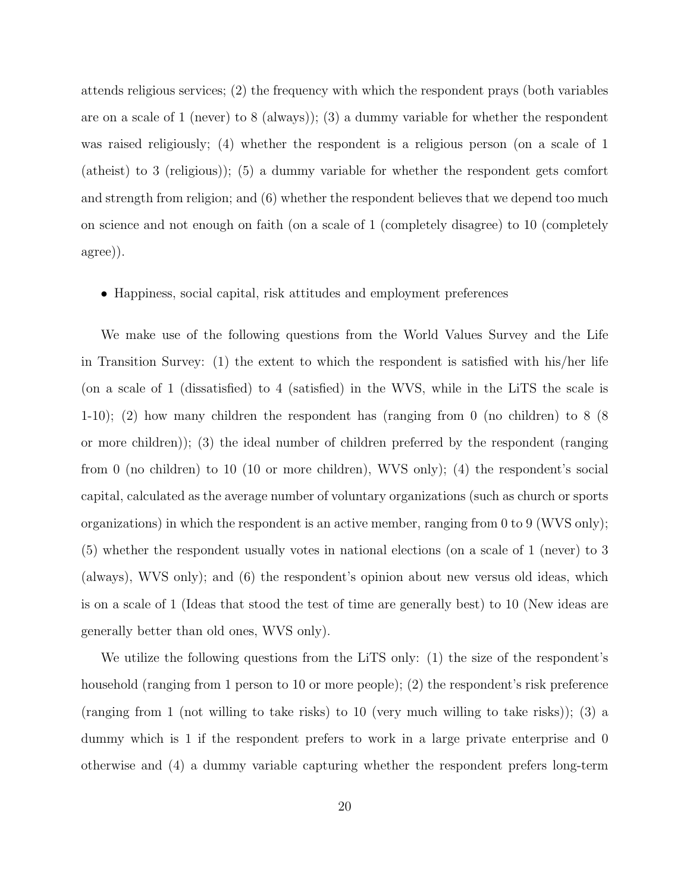attends religious services; (2) the frequency with which the respondent prays (both variables are on a scale of 1 (never) to 8 (always)); (3) a dummy variable for whether the respondent was raised religiously; (4) whether the respondent is a religious person (on a scale of 1 (atheist) to 3 (religious)); (5) a dummy variable for whether the respondent gets comfort and strength from religion; and (6) whether the respondent believes that we depend too much on science and not enough on faith (on a scale of 1 (completely disagree) to 10 (completely agree)).

- Happiness, social capital, risk attitudes and employment preferences

We make use of the following questions from the World Values Survey and the Life in Transition Survey: (1) the extent to which the respondent is satisfied with his/her life (on a scale of 1 (dissatisfied) to 4 (satisfied) in the WVS, while in the LiTS the scale is 1-10); (2) how many children the respondent has (ranging from 0 (no children) to 8 (8 or more children)); (3) the ideal number of children preferred by the respondent (ranging from 0 (no children) to 10 (10 or more children), WVS only); (4) the respondent's social capital, calculated as the average number of voluntary organizations (such as church or sports organizations) in which the respondent is an active member, ranging from 0 to 9 (WVS only); (5) whether the respondent usually votes in national elections (on a scale of 1 (never) to 3 (always), WVS only); and (6) the respondent's opinion about new versus old ideas, which is on a scale of 1 (Ideas that stood the test of time are generally best) to 10 (New ideas are generally better than old ones, WVS only).

We utilize the following questions from the LiTS only: (1) the size of the respondent's household (ranging from 1 person to 10 or more people); (2) the respondent's risk preference (ranging from 1 (not willing to take risks) to 10 (very much willing to take risks)); (3) a dummy which is 1 if the respondent prefers to work in a large private enterprise and 0 otherwise and (4) a dummy variable capturing whether the respondent prefers long-term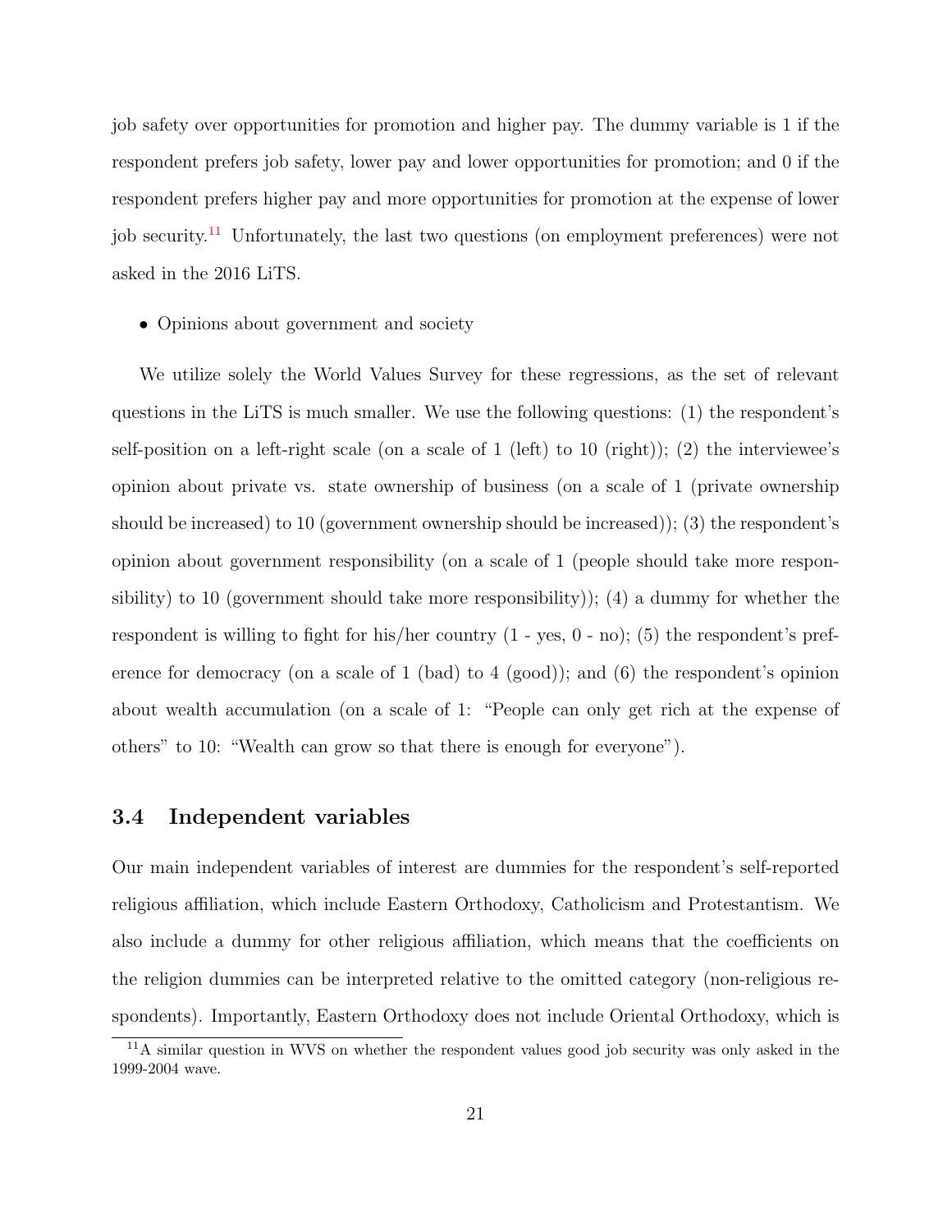job safety over opportunities for promotion and higher pay. The dummy variable is 1 if the respondent prefers job safety, lower pay and lower opportunities for promotion; and 0 if the respondent prefers higher pay and more opportunities for promotion at the expense of lower job security.[11] Unfortunately, the last two questions (on employment preferences) were not asked in the 2016 LiTS.

- Opinions about government and society

We utilize solely the World Values Survey for these regressions, as the set of relevant questions in the LiTS is much smaller. We use the following questions: (1) the respondent's self-position on a left-right scale (on a scale of 1 (left) to 10 (right)); (2) the interviewee's opinion about private vs. state ownership of business (on a scale of 1 (private ownership should be increased) to 10 (government ownership should be increased)); (3) the respondent's opinion about government responsibility (on a scale of 1 (people should take more responsibility) to 10 (government should take more responsibility)); (4) a dummy for whether the respondent is willing to fight for his/her country (1 - yes, 0 - no); (5) the respondent's preference for democracy (on a scale of 1 (bad) to 4 (good)); and (6) the respondent's opinion about wealth accumulation (on a scale of 1: "People can only get rich at the expense of others" to 10: "Wealth can grow so that there is enough for everyone").

### 3.4 Independent variables

Our main independent variables of interest are dummies for the respondent's self-reported religious affiliation, which include Eastern Orthodoxy, Catholicism and Protestantism. We also include a dummy for other religious affiliation, which means that the coefficients on the religion dummies can be interpreted relative to the omitted category (non-religious respondents). Importantly, Eastern Orthodoxy does not include Oriental Orthodoxy, which is

[11] A similar question in WVS on whether the respondent values good job security was only asked in the 1999-2004 wave.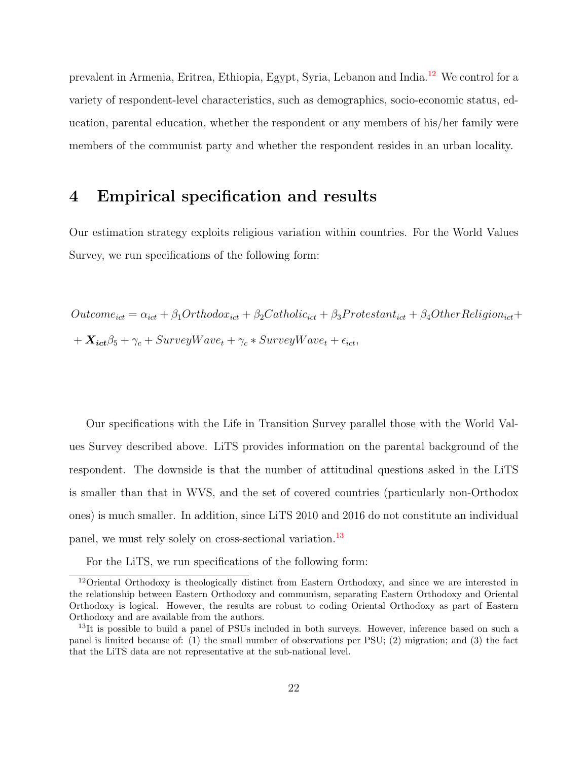prevalent in Armenia, Eritrea, Ethiopia, Egypt, Syria, Lebanon and India.[12] We control for a variety of respondent-level characteristics, such as demographics, socio-economic status, education, parental education, whether the respondent or any members of his/her family were members of the communist party and whether the respondent resides in an urban locality.

# 4 Empirical specification and results

Our estimation strategy exploits religious variation within countries. For the World Values Survey, we run specifications of the following form:

$$
Outcome_{ict} = \alpha_{ict} + \beta_1 Orthodox_{ict} + \beta_2 Catholic_{ict} + \beta_3 Protestant_{ict} + \beta_4 OtherReligion_{ict} + \\
+ \boldsymbol{X_{ict}}\beta_5 + \gamma_c + SurveyWave_t + \gamma_c * SurveyWave_t + \epsilon_{ict},
$$

Our specifications with the Life in Transition Survey parallel those with the World Values Survey described above. LiTS provides information on the parental background of the respondent. The downside is that the number of attitudinal questions asked in the LiTS is smaller than that in WVS, and the set of covered countries (particularly non-Orthodox ones) is much smaller. In addition, since LiTS 2010 and 2016 do not constitute an individual panel, we must rely solely on cross-sectional variation.[13]

For the LiTS, we run specifications of the following form:

[12] Oriental Orthodoxy is theologically distinct from Eastern Orthodoxy, and since we are interested in the relationship between Eastern Orthodoxy and communism, separating Eastern Orthodoxy and Oriental Orthodoxy is logical. However, the results are robust to coding Oriental Orthodoxy as part of Eastern Orthodoxy and are available from the authors.

[13] It is possible to build a panel of PSUs included in both surveys. However, inference based on such a panel is limited because of: (1) the small number of observations per PSU; (2) migration; and (3) the fact that the LiTS data are not representative at the sub-national level.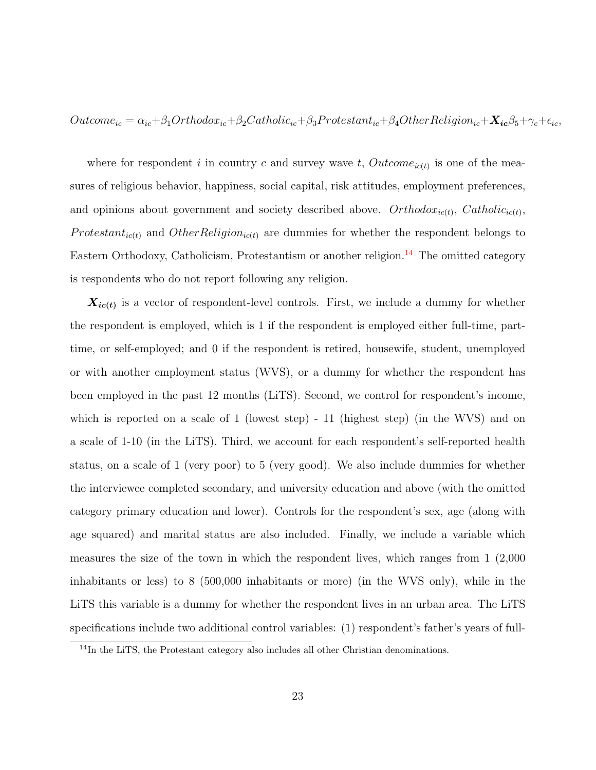$$Outcome_{ic} = \alpha_{ic} + \beta_1 Orthodox_{ic} + \beta_2 Catholic_{ic} + \beta_3 Protestant_{ic} + \beta_4 OtherReligion_{ic} + \boldsymbol{X_{ic}}\beta_5 + \gamma_c + \epsilon_{ic},$$

where for respondent $i$ in country $c$ and survey wave $t$, $Outcome_{ic(t)}$ is one of the measures of religious behavior, happiness, social capital, risk attitudes, employment preferences, and opinions about government and society described above. $Orthodox_{ic(t)}$, $Catholic_{ic(t)}$, $Protestant_{ic(t)}$ and $OtherReligion_{ic(t)}$ are dummies for whether the respondent belongs to Eastern Orthodoxy, Catholicism, Protestantism or another religion.[14] The omitted category is respondents who do not report following any religion.

$\boldsymbol{X_{ic(t)}}$ is a vector of respondent-level controls. First, we include a dummy for whether the respondent is employed, which is 1 if the respondent is employed either full-time, part-time, or self-employed; and 0 if the respondent is retired, housewife, student, unemployed or with another employment status (WVS), or a dummy for whether the respondent has been employed in the past 12 months (LiTS). Second, we control for respondent's income, which is reported on a scale of 1 (lowest step) - 11 (highest step) (in the WVS) and on a scale of 1-10 (in the LiTS). Third, we account for each respondent's self-reported health status, on a scale of 1 (very poor) to 5 (very good). We also include dummies for whether the interviewee completed secondary, and university education and above (with the omitted category primary education and lower). Controls for the respondent's sex, age (along with age squared) and marital status are also included. Finally, we include a variable which measures the size of the town in which the respondent lives, which ranges from 1 (2,000 inhabitants or less) to 8 (500,000 inhabitants or more) (in the WVS only), while in the LiTS this variable is a dummy for whether the respondent lives in an urban area. The LiTS specifications include two additional control variables: (1) respondent's father's years of full-

[14] In the LiTS, the Protestant category also includes all other Christian denominations.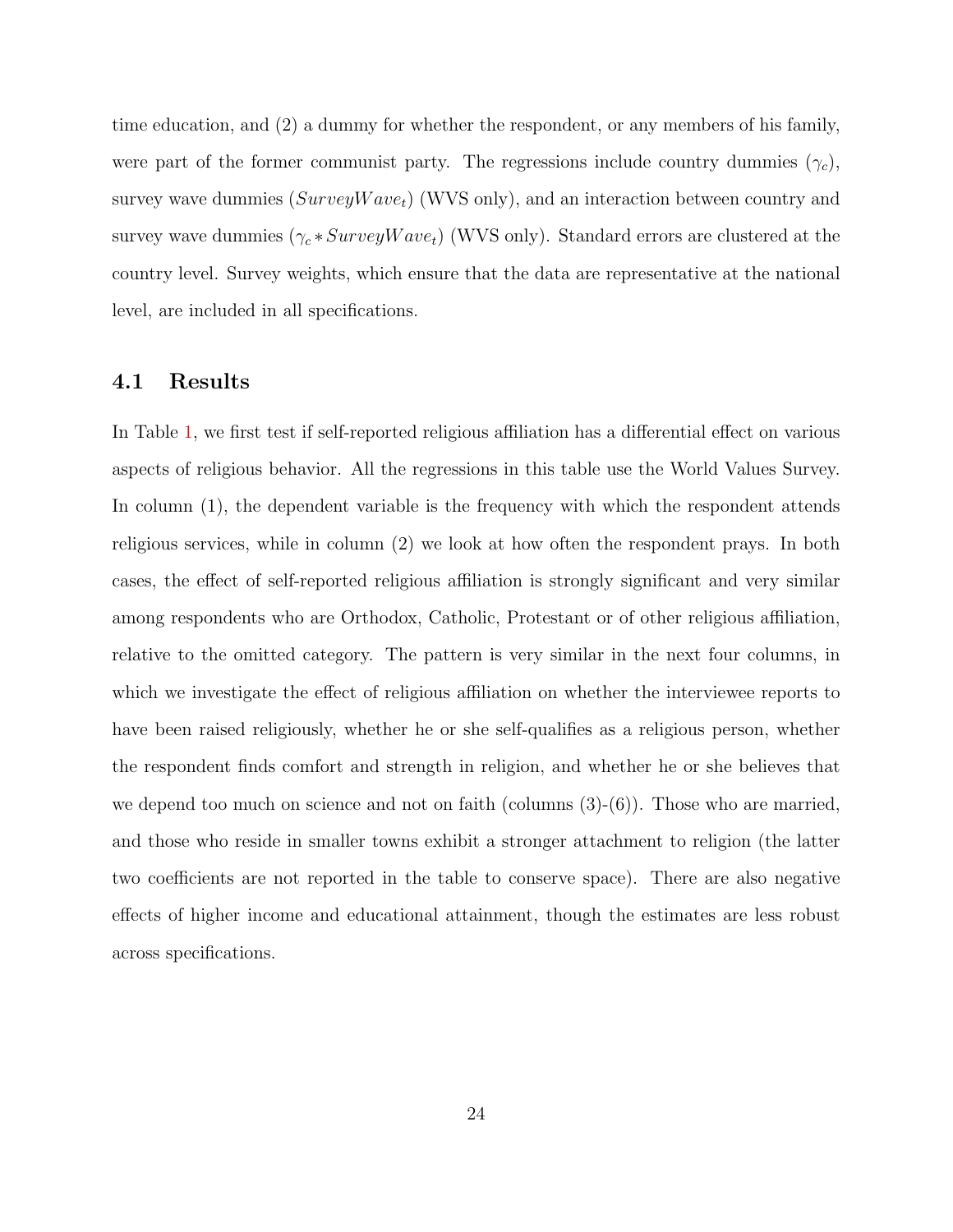time education, and (2) a dummy for whether the respondent, or any members of his family, were part of the former communist party. The regressions include country dummies ($\gamma_c$), survey wave dummies ($SurveyWave_t$) (WVS only), and an interaction between country and survey wave dummies ($\gamma_c * SurveyWave_t$) (WVS only). Standard errors are clustered at the country level. Survey weights, which ensure that the data are representative at the national level, are included in all specifications.

### 4.1 Results

In Table 1, we first test if self-reported religious affiliation has a differential effect on various aspects of religious behavior. All the regressions in this table use the World Values Survey. In column (1), the dependent variable is the frequency with which the respondent attends religious services, while in column (2) we look at how often the respondent prays. In both cases, the effect of self-reported religious affiliation is strongly significant and very similar among respondents who are Orthodox, Catholic, Protestant or of other religious affiliation, relative to the omitted category. The pattern is very similar in the next four columns, in which we investigate the effect of religious affiliation on whether the interviewee reports to have been raised religiously, whether he or she self-qualifies as a religious person, whether the respondent finds comfort and strength in religion, and whether he or she believes that we depend too much on science and not on faith (columns (3)-(6)). Those who are married, and those who reside in smaller towns exhibit a stronger attachment to religion (the latter two coefficients are not reported in the table to conserve space). There are also negative effects of higher income and educational attainment, though the estimates are less robust across specifications.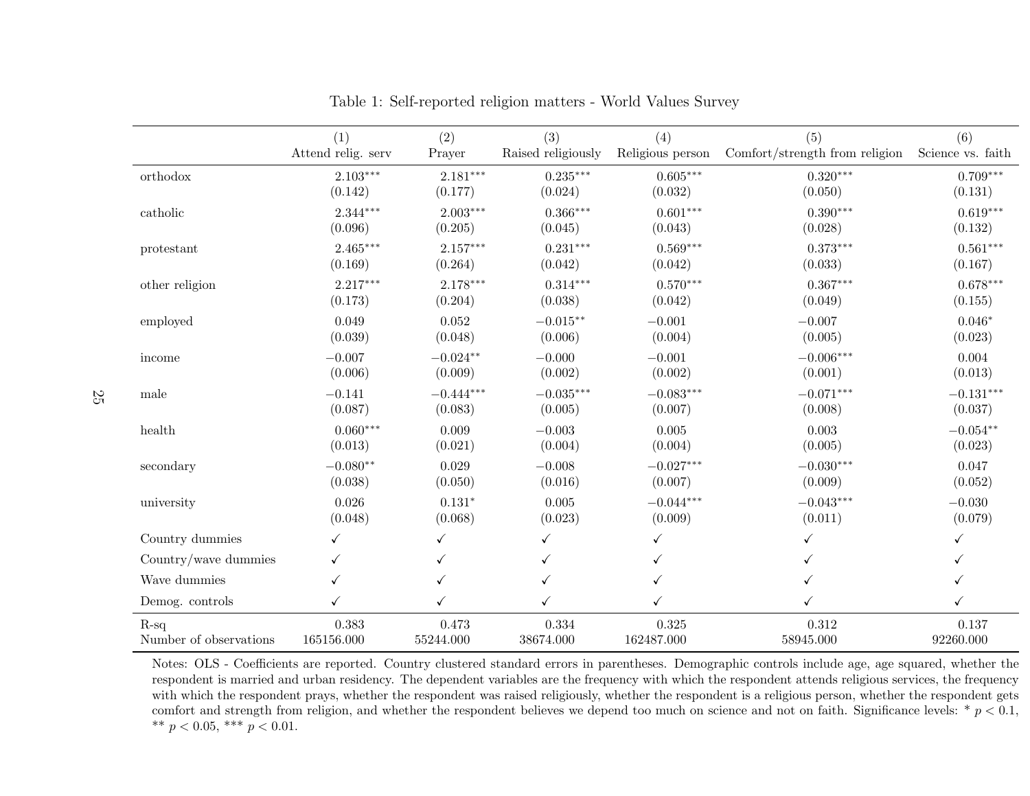Table 1: Self-reported religion matters - World Values Survey

| | (1) Attend relig. serv | (2) Prayer | (3) Raised religiously | (4) Religious person | (5) Comfort/strength from religion | (6) Science vs. faith |
|---|---|---|---|---|---|---|
| orthodox | 2.103*** | 2.181*** | 0.235*** | 0.605*** | 0.320*** | 0.709*** |
| | (0.142) | (0.177) | (0.024) | (0.032) | (0.050) | (0.131) |
| catholic | 2.344*** | 2.003*** | 0.366*** | 0.601*** | 0.390*** | 0.619*** |
| | (0.096) | (0.205) | (0.045) | (0.043) | (0.028) | (0.132) |
| protestant | 2.465*** | 2.157*** | 0.231*** | 0.569*** | 0.373*** | 0.561*** |
| | (0.169) | (0.264) | (0.042) | (0.042) | (0.033) | (0.167) |
| other religion | 2.217*** | 2.178*** | 0.314*** | 0.570*** | 0.367*** | 0.678*** |
| | (0.173) | (0.204) | (0.038) | (0.042) | (0.049) | (0.155) |
| employed | 0.049 | 0.052 | −0.015** | −0.001 | −0.007 | 0.046* |
| | (0.039) | (0.048) | (0.006) | (0.004) | (0.005) | (0.023) |
| income | −0.007 | −0.024** | −0.000 | −0.001 | −0.006*** | 0.004 |
| | (0.006) | (0.009) | (0.002) | (0.002) | (0.001) | (0.013) |
| male | −0.141 | −0.444*** | −0.035*** | −0.083*** | −0.071*** | −0.131*** |
| | (0.087) | (0.083) | (0.005) | (0.007) | (0.008) | (0.037) |
| health | 0.060*** | 0.009 | −0.003 | 0.005 | 0.003 | −0.054** |
| | (0.013) | (0.021) | (0.004) | (0.004) | (0.005) | (0.023) |
| secondary | −0.080** | 0.029 | −0.008 | −0.027*** | −0.030*** | 0.047 |
| | (0.038) | (0.050) | (0.016) | (0.007) | (0.009) | (0.052) |
| university | 0.026 | 0.131* | 0.005 | −0.044*** | −0.043*** | −0.030 |
| | (0.048) | (0.068) | (0.023) | (0.009) | (0.011) | (0.079) |
| Country dummies | ✓ | ✓ | ✓ | ✓ | ✓ | ✓ |
| Country/wave dummies | ✓ | ✓ | ✓ | ✓ | ✓ | ✓ |
| Wave dummies | ✓ | ✓ | ✓ | ✓ | ✓ | ✓ |
| Demog. controls | ✓ | ✓ | ✓ | ✓ | ✓ | ✓ |
| R-sq | 0.383 | 0.473 | 0.334 | 0.325 | 0.312 | 0.137 |
| Number of observations | 165156.000 | 55244.000 | 38674.000 | 162487.000 | 58945.000 | 92260.000 |

Notes: OLS - Coefficients are reported. Country clustered standard errors in parentheses. Demographic controls include age, age squared, whether the respondent is married and urban residency. The dependent variables are the frequency with which the respondent attends religious services, the frequency with which the respondent prays, whether the respondent was raised religiously, whether the respondent is a religious person, whether the respondent gets comfort and strength from religion, and whether the respondent believes we depend too much on science and not on faith. Significance levels: * $p < 0.1$, ** $p < 0.05$, *** $p < 0.01$.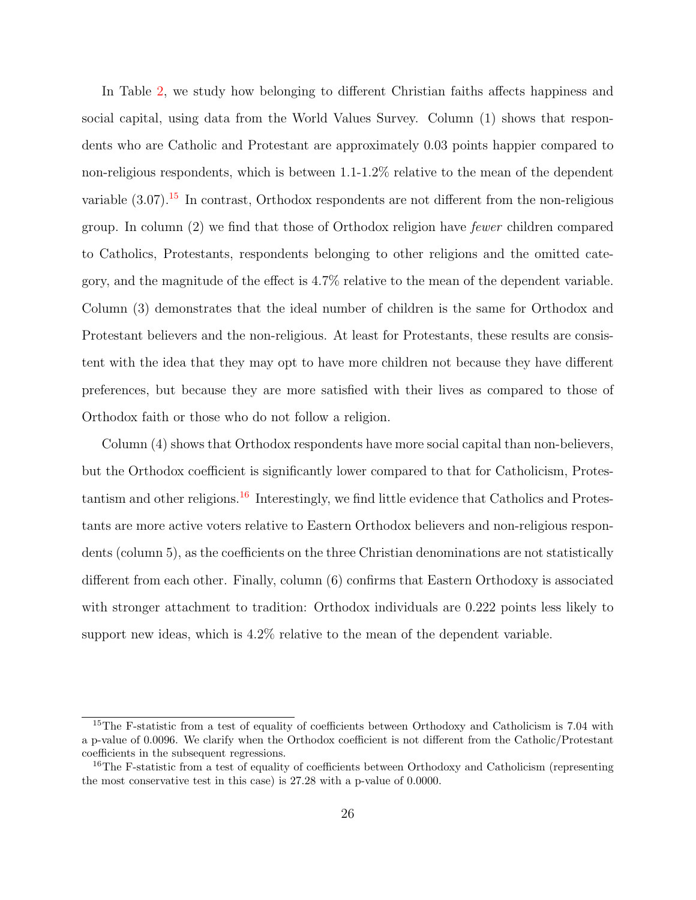In Table 2, we study how belonging to different Christian faiths affects happiness and social capital, using data from the World Values Survey. Column (1) shows that respondents who are Catholic and Protestant are approximately 0.03 points happier compared to non-religious respondents, which is between 1.1-1.2% relative to the mean of the dependent variable (3.07).[15] In contrast, Orthodox respondents are not different from the non-religious group. In column (2) we find that those of Orthodox religion have *fewer* children compared to Catholics, Protestants, respondents belonging to other religions and the omitted category, and the magnitude of the effect is 4.7% relative to the mean of the dependent variable. Column (3) demonstrates that the ideal number of children is the same for Orthodox and Protestant believers and the non-religious. At least for Protestants, these results are consistent with the idea that they may opt to have more children not because they have different preferences, but because they are more satisfied with their lives as compared to those of Orthodox faith or those who do not follow a religion.

Column (4) shows that Orthodox respondents have more social capital than non-believers, but the Orthodox coefficient is significantly lower compared to that for Catholicism, Protestantism and other religions.[16] Interestingly, we find little evidence that Catholics and Protestants are more active voters relative to Eastern Orthodox believers and non-religious respondents (column 5), as the coefficients on the three Christian denominations are not statistically different from each other. Finally, column (6) confirms that Eastern Orthodoxy is associated with stronger attachment to tradition: Orthodox individuals are 0.222 points less likely to support new ideas, which is 4.2% relative to the mean of the dependent variable.

[15] The F-statistic from a test of equality of coefficients between Orthodoxy and Catholicism is 7.04 with a p-value of 0.0096. We clarify when the Orthodox coefficient is not different from the Catholic/Protestant coefficients in the subsequent regressions.

[16] The F-statistic from a test of equality of coefficients between Orthodoxy and Catholicism (representing the most conservative test in this case) is 27.28 with a p-value of 0.0000.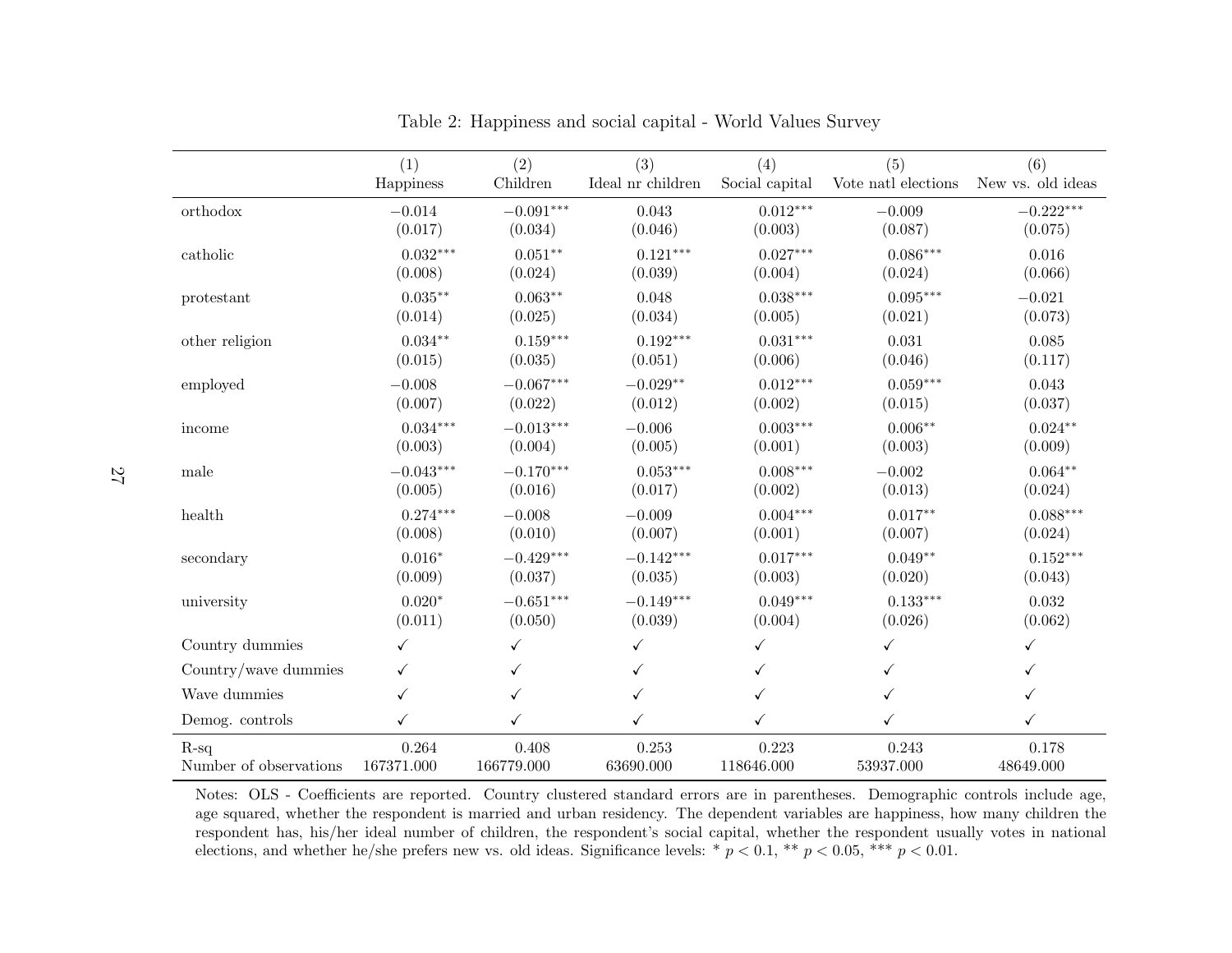Table 2: Happiness and social capital - World Values Survey

| | (1) Happiness | (2) Children | (3) Ideal nr children | (4) Social capital | (5) Vote natl elections | (6) New vs. old ideas |
|---|---|---|---|---|---|---|
| orthodox | $-0.014$ | $-0.091^{***}$ | 0.043 | $0.012^{***}$ | $-0.009$ | $-0.222^{***}$ |
| | (0.017) | (0.034) | (0.046) | (0.003) | (0.087) | (0.075) |
| catholic | $0.032^{***}$ | $0.051^{**}$ | $0.121^{***}$ | $0.027^{***}$ | $0.086^{***}$ | 0.016 |
| | (0.008) | (0.024) | (0.039) | (0.004) | (0.024) | (0.066) |
| protestant | $0.035^{**}$ | $0.063^{**}$ | 0.048 | $0.038^{***}$ | $0.095^{***}$ | $-0.021$ |
| | (0.014) | (0.025) | (0.034) | (0.005) | (0.021) | (0.073) |
| other religion | $0.034^{**}$ | $0.159^{***}$ | $0.192^{***}$ | $0.031^{***}$ | 0.031 | 0.085 |
| | (0.015) | (0.035) | (0.051) | (0.006) | (0.046) | (0.117) |
| employed | $-0.008$ | $-0.067^{***}$ | $-0.029^{**}$ | $0.012^{***}$ | $0.059^{***}$ | 0.043 |
| | (0.007) | (0.022) | (0.012) | (0.002) | (0.015) | (0.037) |
| income | $0.034^{***}$ | $-0.013^{***}$ | $-0.006$ | $0.003^{***}$ | $0.006^{**}$ | $0.024^{**}$ |
| | (0.003) | (0.004) | (0.005) | (0.001) | (0.003) | (0.009) |
| male | $-0.043^{***}$ | $-0.170^{***}$ | $0.053^{***}$ | $0.008^{***}$ | $-0.002$ | $0.064^{**}$ |
| | (0.005) | (0.016) | (0.017) | (0.002) | (0.013) | (0.024) |
| health | $0.274^{***}$ | $-0.008$ | $-0.009$ | $0.004^{***}$ | $0.017^{**}$ | $0.088^{***}$ |
| | (0.008) | (0.010) | (0.007) | (0.001) | (0.007) | (0.024) |
| secondary | $0.016^{*}$ | $-0.429^{***}$ | $-0.142^{***}$ | $0.017^{***}$ | $0.049^{**}$ | $0.152^{***}$ |
| | (0.009) | (0.037) | (0.035) | (0.003) | (0.020) | (0.043) |
| university | $0.020^{*}$ | $-0.651^{***}$ | $-0.149^{***}$ | $0.049^{***}$ | $0.133^{***}$ | 0.032 |
| | (0.011) | (0.050) | (0.039) | (0.004) | (0.026) | (0.062) |
| Country dummies | ✓ | ✓ | ✓ | ✓ | ✓ | ✓ |
| Country/wave dummies | ✓ | ✓ | ✓ | ✓ | ✓ | ✓ |
| Wave dummies | ✓ | ✓ | ✓ | ✓ | ✓ | ✓ |
| Demog. controls | ✓ | ✓ | ✓ | ✓ | ✓ | ✓ |
| R-sq | 0.264 | 0.408 | 0.253 | 0.223 | 0.243 | 0.178 |
| Number of observations | 167371.000 | 166779.000 | 63690.000 | 118646.000 | 53937.000 | 48649.000 |

Notes: OLS - Coefficients are reported. Country clustered standard errors are in parentheses. Demographic controls include age, age squared, whether the respondent is married and urban residency. The dependent variables are happiness, how many children the respondent has, his/her ideal number of children, the respondent's social capital, whether the respondent usually votes in national elections, and whether he/she prefers new vs. old ideas. Significance levels: * $p < 0.1$, ** $p < 0.05$, *** $p < 0.01$.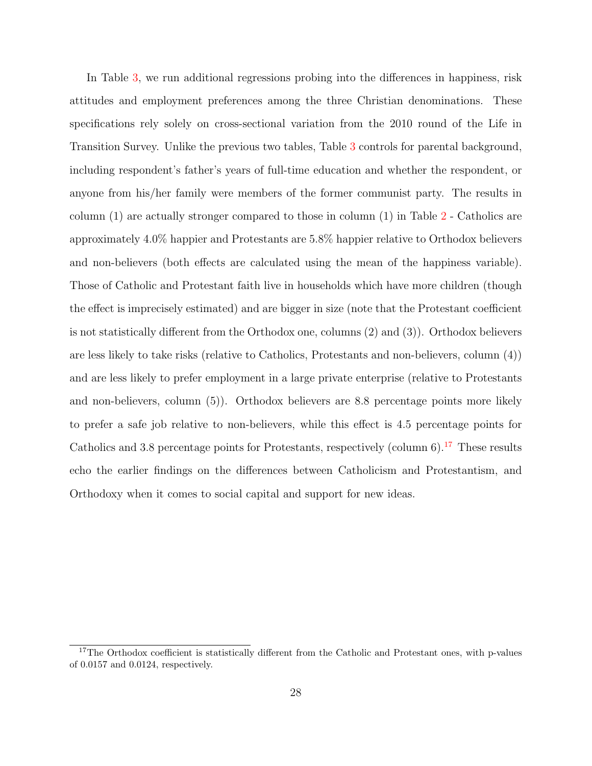In Table 3, we run additional regressions probing into the differences in happiness, risk attitudes and employment preferences among the three Christian denominations. These specifications rely solely on cross-sectional variation from the 2010 round of the Life in Transition Survey. Unlike the previous two tables, Table 3 controls for parental background, including respondent's father's years of full-time education and whether the respondent, or anyone from his/her family were members of the former communist party. The results in column (1) are actually stronger compared to those in column (1) in Table 2 - Catholics are approximately 4.0% happier and Protestants are 5.8% happier relative to Orthodox believers and non-believers (both effects are calculated using the mean of the happiness variable). Those of Catholic and Protestant faith live in households which have more children (though the effect is imprecisely estimated) and are bigger in size (note that the Protestant coefficient is not statistically different from the Orthodox one, columns (2) and (3)). Orthodox believers are less likely to take risks (relative to Catholics, Protestants and non-believers, column (4)) and are less likely to prefer employment in a large private enterprise (relative to Protestants and non-believers, column (5)). Orthodox believers are 8.8 percentage points more likely to prefer a safe job relative to non-believers, while this effect is 4.5 percentage points for Catholics and 3.8 percentage points for Protestants, respectively (column 6).[17] These results echo the earlier findings on the differences between Catholicism and Protestantism, and Orthodoxy when it comes to social capital and support for new ideas.

[17] The Orthodox coefficient is statistically different from the Catholic and Protestant ones, with p-values of 0.0157 and 0.0124, respectively.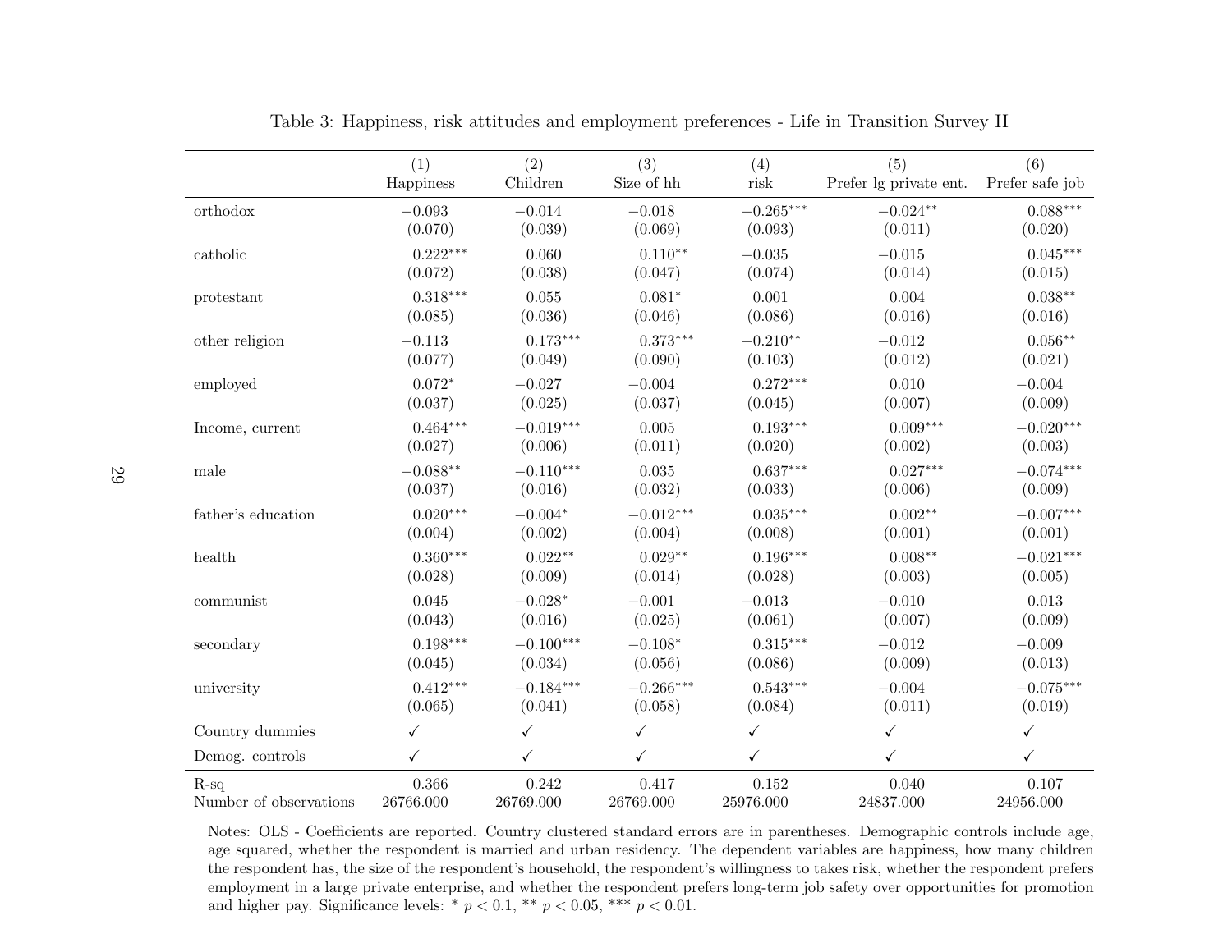Table 3: Happiness, risk attitudes and employment preferences - Life in Transition Survey II

| | (1) Happiness | (2) Children | (3) Size of hh | (4) risk | (5) Prefer lg private ent. | (6) Prefer safe job |
|---|---|---|---|---|---|---|
| orthodox | $-0.093$ | $-0.014$ | $-0.018$ | $-0.265^{***}$ | $-0.024^{**}$ | $0.088^{***}$ |
| | (0.070) | (0.039) | (0.069) | (0.093) | (0.011) | (0.020) |
| catholic | $0.222^{***}$ | 0.060 | $0.110^{**}$ | $-0.035$ | $-0.015$ | $0.045^{***}$ |
| | (0.072) | (0.038) | (0.047) | (0.074) | (0.014) | (0.015) |
| protestant | $0.318^{***}$ | 0.055 | $0.081^{*}$ | 0.001 | 0.004 | $0.038^{**}$ |
| | (0.085) | (0.036) | (0.046) | (0.086) | (0.016) | (0.016) |
| other religion | $-0.113$ | $0.173^{***}$ | $0.373^{***}$ | $-0.210^{**}$ | $-0.012$ | $0.056^{**}$ |
| | (0.077) | (0.049) | (0.090) | (0.103) | (0.012) | (0.021) |
| employed | $0.072^{*}$ | $-0.027$ | $-0.004$ | $0.272^{***}$ | 0.010 | $-0.004$ |
| | (0.037) | (0.025) | (0.037) | (0.045) | (0.007) | (0.009) |
| Income, current | $0.464^{***}$ | $-0.019^{***}$ | 0.005 | $0.193^{***}$ | $0.009^{***}$ | $-0.020^{***}$ |
| | (0.027) | (0.006) | (0.011) | (0.020) | (0.002) | (0.003) |
| male | $-0.088^{**}$ | $-0.110^{***}$ | 0.035 | $0.637^{***}$ | $0.027^{***}$ | $-0.074^{***}$ |
| | (0.037) | (0.016) | (0.032) | (0.033) | (0.006) | (0.009) |
| father's education | $0.020^{***}$ | $-0.004^{*}$ | $-0.012^{***}$ | $0.035^{***}$ | $0.002^{**}$ | $-0.007^{***}$ |
| | (0.004) | (0.002) | (0.004) | (0.008) | (0.001) | (0.001) |
| health | $0.360^{***}$ | $0.022^{**}$ | $0.029^{**}$ | $0.196^{***}$ | $0.008^{**}$ | $-0.021^{***}$ |
| | (0.028) | (0.009) | (0.014) | (0.028) | (0.003) | (0.005) |
| communist | 0.045 | $-0.028^{*}$ | $-0.001$ | $-0.013$ | $-0.010$ | 0.013 |
| | (0.043) | (0.016) | (0.025) | (0.061) | (0.007) | (0.009) |
| secondary | $0.198^{***}$ | $-0.100^{***}$ | $-0.108^{*}$ | $0.315^{***}$ | $-0.012$ | $-0.009$ |
| | (0.045) | (0.034) | (0.056) | (0.086) | (0.009) | (0.013) |
| university | $0.412^{***}$ | $-0.184^{***}$ | $-0.266^{***}$ | $0.543^{***}$ | $-0.004$ | $-0.075^{***}$ |
| | (0.065) | (0.041) | (0.058) | (0.084) | (0.011) | (0.019) |
| Country dummies | ✓ | ✓ | ✓ | ✓ | ✓ | ✓ |
| Demog. controls | ✓ | ✓ | ✓ | ✓ | ✓ | ✓ |
| R-sq | 0.366 | 0.242 | 0.417 | 0.152 | 0.040 | 0.107 |
| Number of observations | 26766.000 | 26769.000 | 26769.000 | 25976.000 | 24837.000 | 24956.000 |

Notes: OLS - Coefficients are reported. Country clustered standard errors are in parentheses. Demographic controls include age, age squared, whether the respondent is married and urban residency. The dependent variables are happiness, how many children the respondent has, the size of the respondent's household, the respondent's willingness to takes risk, whether the respondent prefers employment in a large private enterprise, and whether the respondent prefers long-term job safety over opportunities for promotion and higher pay. Significance levels: * $p < 0.1$, ** $p < 0.05$, *** $p < 0.01$.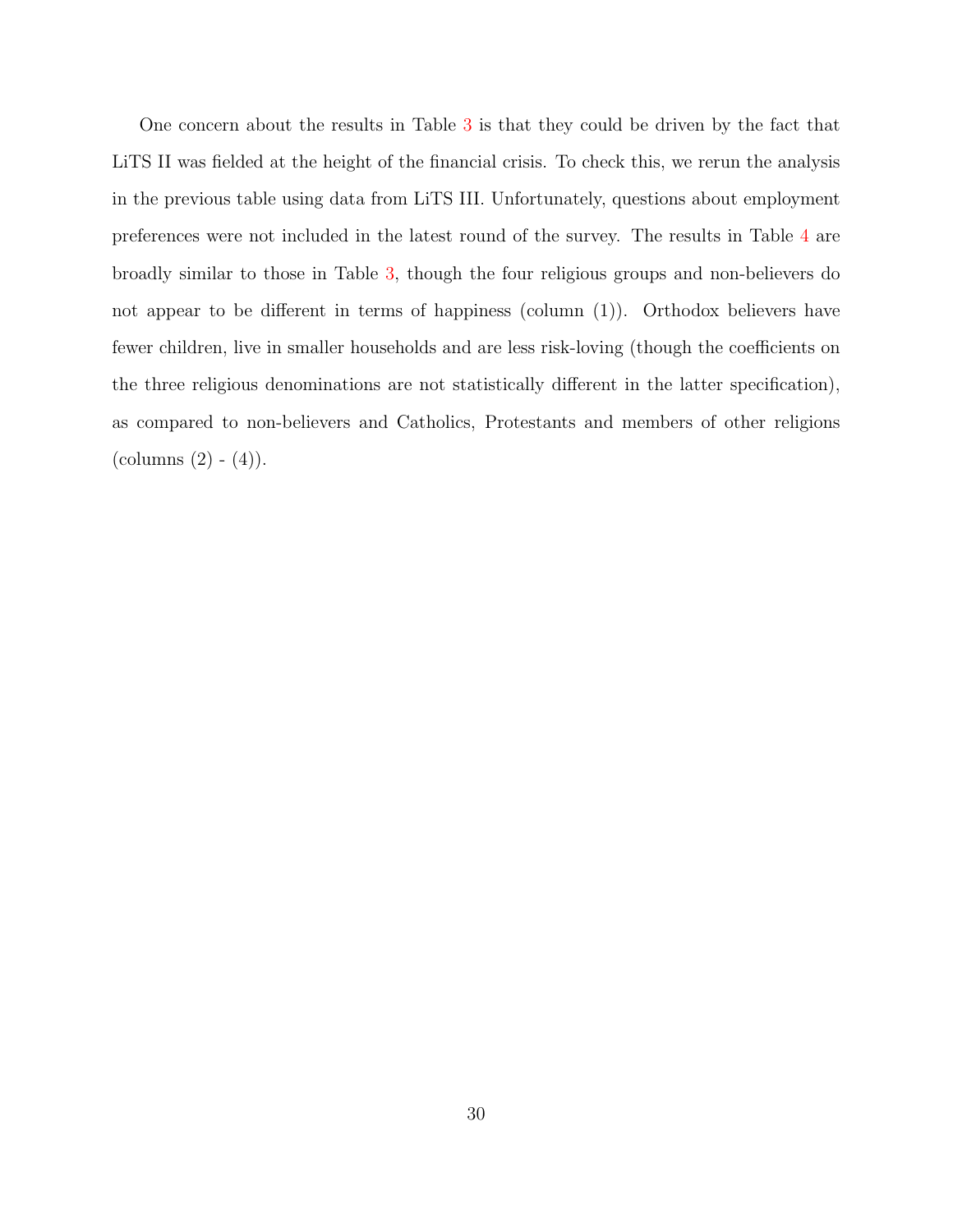One concern about the results in Table 3 is that they could be driven by the fact that LiTS II was fielded at the height of the financial crisis. To check this, we rerun the analysis in the previous table using data from LiTS III. Unfortunately, questions about employment preferences were not included in the latest round of the survey. The results in Table 4 are broadly similar to those in Table 3, though the four religious groups and non-believers do not appear to be different in terms of happiness (column (1)). Orthodox believers have fewer children, live in smaller households and are less risk-loving (though the coefficients on the three religious denominations are not statistically different in the latter specification), as compared to non-believers and Catholics, Protestants and members of other religions (columns (2) - (4)).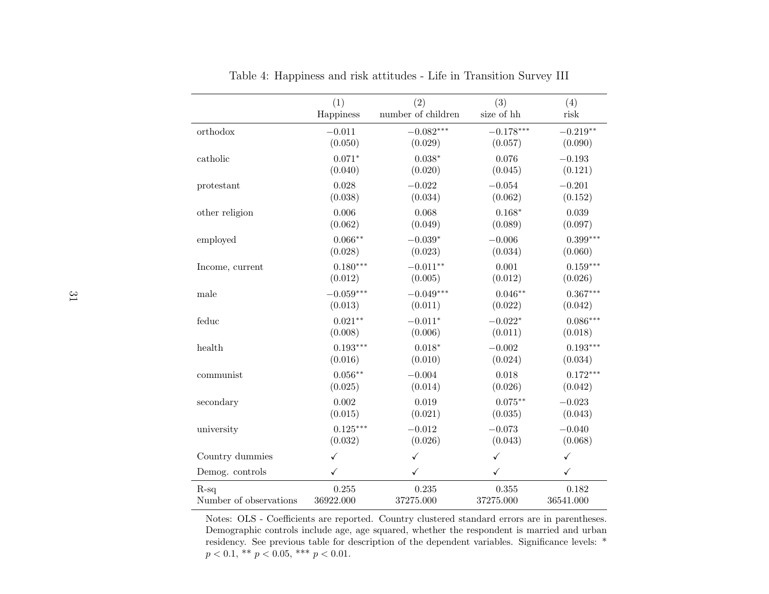Table 4: Happiness and risk attitudes - Life in Transition Survey III

| | (1)<br>Happiness | (2)<br>number of children | (3)<br>size of hh | (4)<br>risk |
|---|---|---|---|---|
| orthodox | −0.011 | −0.082*** | −0.178*** | −0.219** |
| | (0.050) | (0.029) | (0.057) | (0.090) |
| catholic | 0.071* | 0.038* | 0.076 | −0.193 |
| | (0.040) | (0.020) | (0.045) | (0.121) |
| protestant | 0.028 | −0.022 | −0.054 | −0.201 |
| | (0.038) | (0.034) | (0.062) | (0.152) |
| other religion | 0.006 | 0.068 | 0.168* | 0.039 |
| | (0.062) | (0.049) | (0.089) | (0.097) |
| employed | 0.066** | −0.039* | −0.006 | 0.399*** |
| | (0.028) | (0.023) | (0.034) | (0.060) |
| Income, current | 0.180*** | −0.011** | 0.001 | 0.159*** |
| | (0.012) | (0.005) | (0.012) | (0.026) |
| male | −0.059*** | −0.049*** | 0.046** | 0.367*** |
| | (0.013) | (0.011) | (0.022) | (0.042) |
| feduc | 0.021** | −0.011* | −0.022* | 0.086*** |
| | (0.008) | (0.006) | (0.011) | (0.018) |
| health | 0.193*** | 0.018* | −0.002 | 0.193*** |
| | (0.016) | (0.010) | (0.024) | (0.034) |
| communist | 0.056** | −0.004 | 0.018 | 0.172*** |
| | (0.025) | (0.014) | (0.026) | (0.042) |
| secondary | 0.002 | 0.019 | 0.075** | −0.023 |
| | (0.015) | (0.021) | (0.035) | (0.043) |
| university | 0.125*** | −0.012 | −0.073 | −0.040 |
| | (0.032) | (0.026) | (0.043) | (0.068) |
| Country dummies | ✓ | ✓ | ✓ | ✓ |
| Demog. controls | ✓ | ✓ | ✓ | ✓ |
| R-sq | 0.255 | 0.235 | 0.355 | 0.182 |
| Number of observations | 36922.000 | 37275.000 | 37275.000 | 36541.000 |

Notes: OLS - Coefficients are reported. Country clustered standard errors are in parentheses. Demographic controls include age, age squared, whether the respondent is married and urban residency. See previous table for description of the dependent variables. Significance levels: * $p < 0.1$, ** $p < 0.05$, *** $p < 0.01$.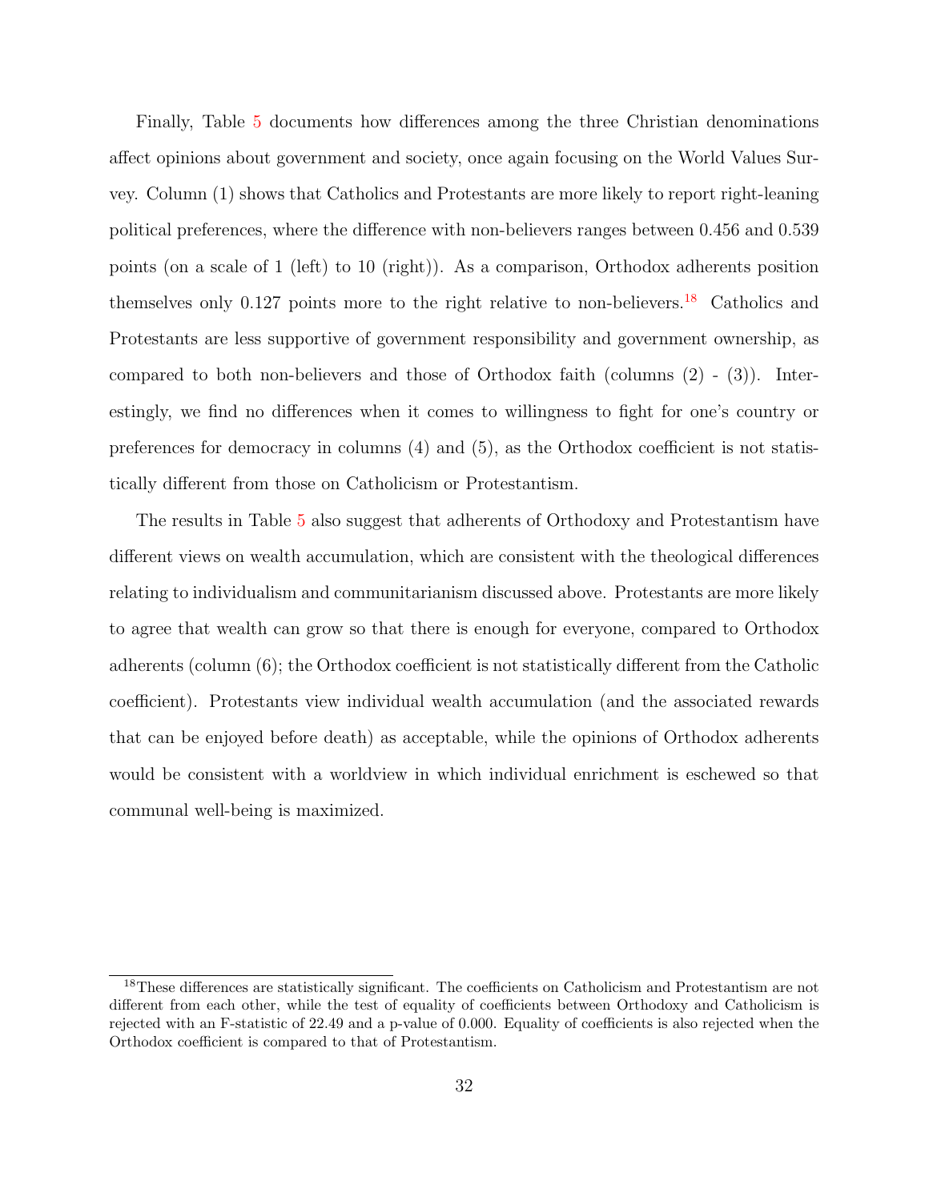Finally, Table 5 documents how differences among the three Christian denominations affect opinions about government and society, once again focusing on the World Values Survey. Column (1) shows that Catholics and Protestants are more likely to report right-leaning political preferences, where the difference with non-believers ranges between 0.456 and 0.539 points (on a scale of 1 (left) to 10 (right)). As a comparison, Orthodox adherents position themselves only 0.127 points more to the right relative to non-believers.[18] Catholics and Protestants are less supportive of government responsibility and government ownership, as compared to both non-believers and those of Orthodox faith (columns (2) - (3)). Interestingly, we find no differences when it comes to willingness to fight for one's country or preferences for democracy in columns (4) and (5), as the Orthodox coefficient is not statistically different from those on Catholicism or Protestantism.

The results in Table 5 also suggest that adherents of Orthodoxy and Protestantism have different views on wealth accumulation, which are consistent with the theological differences relating to individualism and communitarianism discussed above. Protestants are more likely to agree that wealth can grow so that there is enough for everyone, compared to Orthodox adherents (column (6); the Orthodox coefficient is not statistically different from the Catholic coefficient). Protestants view individual wealth accumulation (and the associated rewards that can be enjoyed before death) as acceptable, while the opinions of Orthodox adherents would be consistent with a worldview in which individual enrichment is eschewed so that communal well-being is maximized.

[18] These differences are statistically significant. The coefficients on Catholicism and Protestantism are not different from each other, while the test of equality of coefficients between Orthodoxy and Catholicism is rejected with an F-statistic of 22.49 and a p-value of 0.000. Equality of coefficients is also rejected when the Orthodox coefficient is compared to that of Protestantism.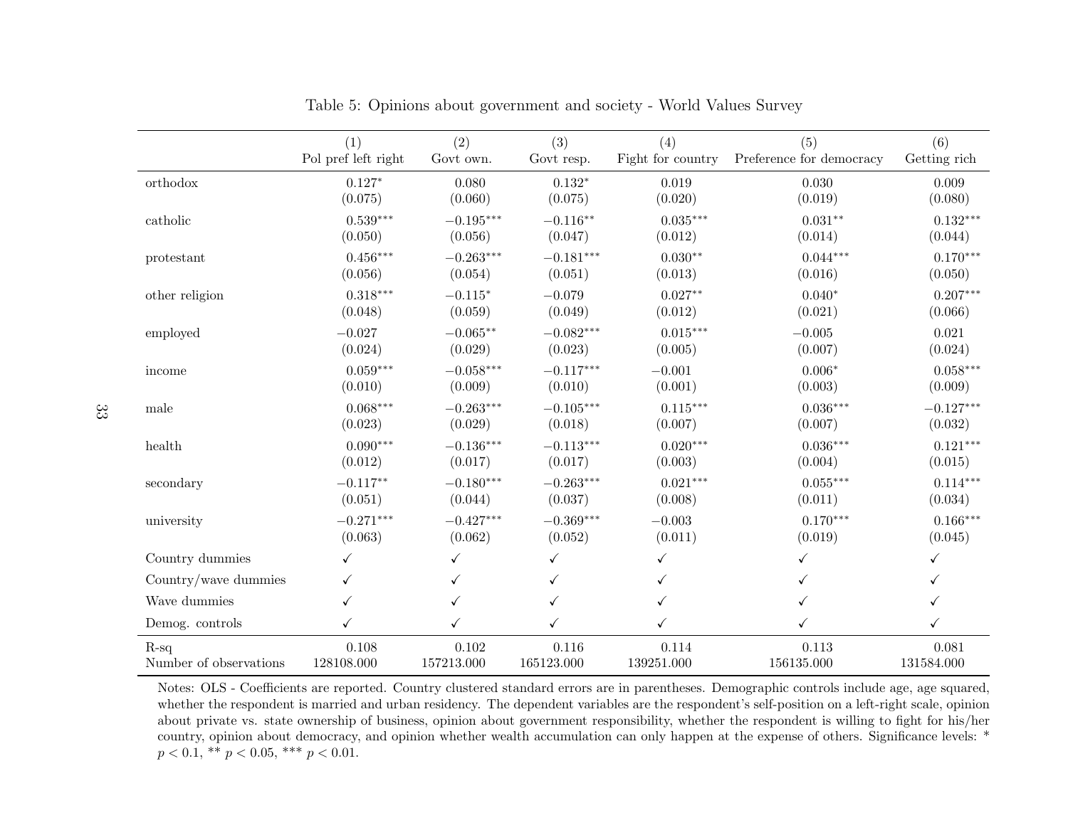Table 5: Opinions about government and society - World Values Survey

| | (1)<br>Pol pref left right | (2)<br>Govt own. | (3)<br>Govt resp. | (4)<br>Fight for country | (5)<br>Preference for democracy | (6)<br>Getting rich |
|---|---|---|---|---|---|---|
| orthodox | 0.127* | 0.080 | 0.132* | 0.019 | 0.030 | 0.009 |
| | (0.075) | (0.060) | (0.075) | (0.020) | (0.019) | (0.080) |
| catholic | 0.539*** | −0.195*** | −0.116** | 0.035*** | 0.031** | 0.132*** |
| | (0.050) | (0.056) | (0.047) | (0.012) | (0.014) | (0.044) |
| protestant | 0.456*** | −0.263*** | −0.181*** | 0.030** | 0.044*** | 0.170*** |
| | (0.056) | (0.054) | (0.051) | (0.013) | (0.016) | (0.050) |
| other religion | 0.318*** | −0.115* | −0.079 | 0.027** | 0.040* | 0.207*** |
| | (0.048) | (0.059) | (0.049) | (0.012) | (0.021) | (0.066) |
| employed | −0.027 | −0.065** | −0.082*** | 0.015*** | −0.005 | 0.021 |
| | (0.024) | (0.029) | (0.023) | (0.005) | (0.007) | (0.024) |
| income | 0.059*** | −0.058*** | −0.117*** | −0.001 | 0.006* | 0.058*** |
| | (0.010) | (0.009) | (0.010) | (0.001) | (0.003) | (0.009) |
| male | 0.068*** | −0.263*** | −0.105*** | 0.115*** | 0.036*** | −0.127*** |
| | (0.023) | (0.029) | (0.018) | (0.007) | (0.007) | (0.032) |
| health | 0.090*** | −0.136*** | −0.113*** | 0.020*** | 0.036*** | 0.121*** |
| | (0.012) | (0.017) | (0.017) | (0.003) | (0.004) | (0.015) |
| secondary | −0.117** | −0.180*** | −0.263*** | 0.021*** | 0.055*** | 0.114*** |
| | (0.051) | (0.044) | (0.037) | (0.008) | (0.011) | (0.034) |
| university | −0.271*** | −0.427*** | −0.369*** | −0.003 | 0.170*** | 0.166*** |
| | (0.063) | (0.062) | (0.052) | (0.011) | (0.019) | (0.045) |
| Country dummies | ✓ | ✓ | ✓ | ✓ | ✓ | ✓ |
| Country/wave dummies | ✓ | ✓ | ✓ | ✓ | ✓ | ✓ |
| Wave dummies | ✓ | ✓ | ✓ | ✓ | ✓ | ✓ |
| Demog. controls | ✓ | ✓ | ✓ | ✓ | ✓ | ✓ |
| R-sq | 0.108 | 0.102 | 0.116 | 0.114 | 0.113 | 0.081 |
| Number of observations | 128108.000 | 157213.000 | 165123.000 | 139251.000 | 156135.000 | 131584.000 |

Notes: OLS - Coefficients are reported. Country clustered standard errors are in parentheses. Demographic controls include age, age squared, whether the respondent is married and urban residency. The dependent variables are the respondent's self-position on a left-right scale, opinion about private vs. state ownership of business, opinion about government responsibility, whether the respondent is willing to fight for his/her country, opinion about democracy, and opinion whether wealth accumulation can only happen at the expense of others. Significance levels: * $p < 0.1$, ** $p < 0.05$, *** $p < 0.01$.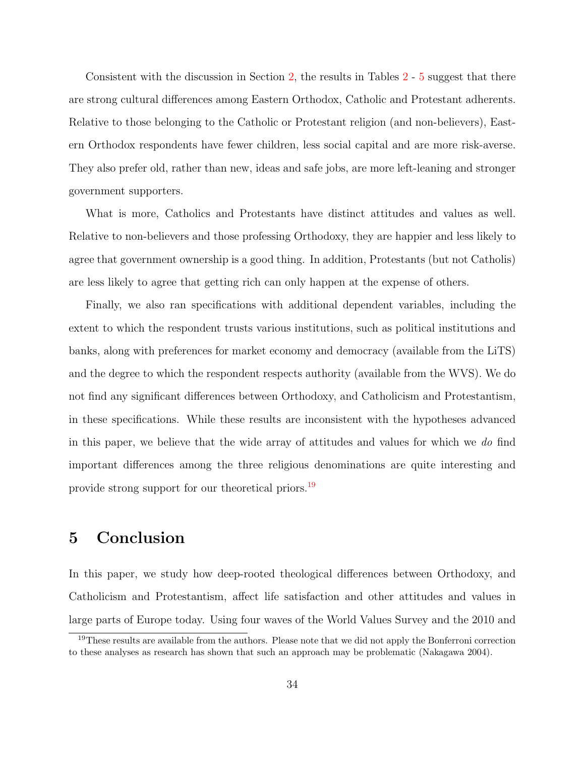Consistent with the discussion in Section 2, the results in Tables 2 - 5 suggest that there are strong cultural differences among Eastern Orthodox, Catholic and Protestant adherents. Relative to those belonging to the Catholic or Protestant religion (and non-believers), Eastern Orthodox respondents have fewer children, less social capital and are more risk-averse. They also prefer old, rather than new, ideas and safe jobs, are more left-leaning and stronger government supporters.

What is more, Catholics and Protestants have distinct attitudes and values as well. Relative to non-believers and those professing Orthodoxy, they are happier and less likely to agree that government ownership is a good thing. In addition, Protestants (but not Catholis) are less likely to agree that getting rich can only happen at the expense of others.

Finally, we also ran specifications with additional dependent variables, including the extent to which the respondent trusts various institutions, such as political institutions and banks, along with preferences for market economy and democracy (available from the LiTS) and the degree to which the respondent respects authority (available from the WVS). We do not find any significant differences between Orthodoxy, and Catholicism and Protestantism, in these specifications. While these results are inconsistent with the hypotheses advanced in this paper, we believe that the wide array of attitudes and values for which we *do* find important differences among the three religious denominations are quite interesting and provide strong support for our theoretical priors.[19]

# 5 Conclusion

In this paper, we study how deep-rooted theological differences between Orthodoxy, and Catholicism and Protestantism, affect life satisfaction and other attitudes and values in large parts of Europe today. Using four waves of the World Values Survey and the 2010 and

[19] These results are available from the authors. Please note that we did not apply the Bonferroni correction to these analyses as research has shown that such an approach may be problematic (Nakagawa 2004).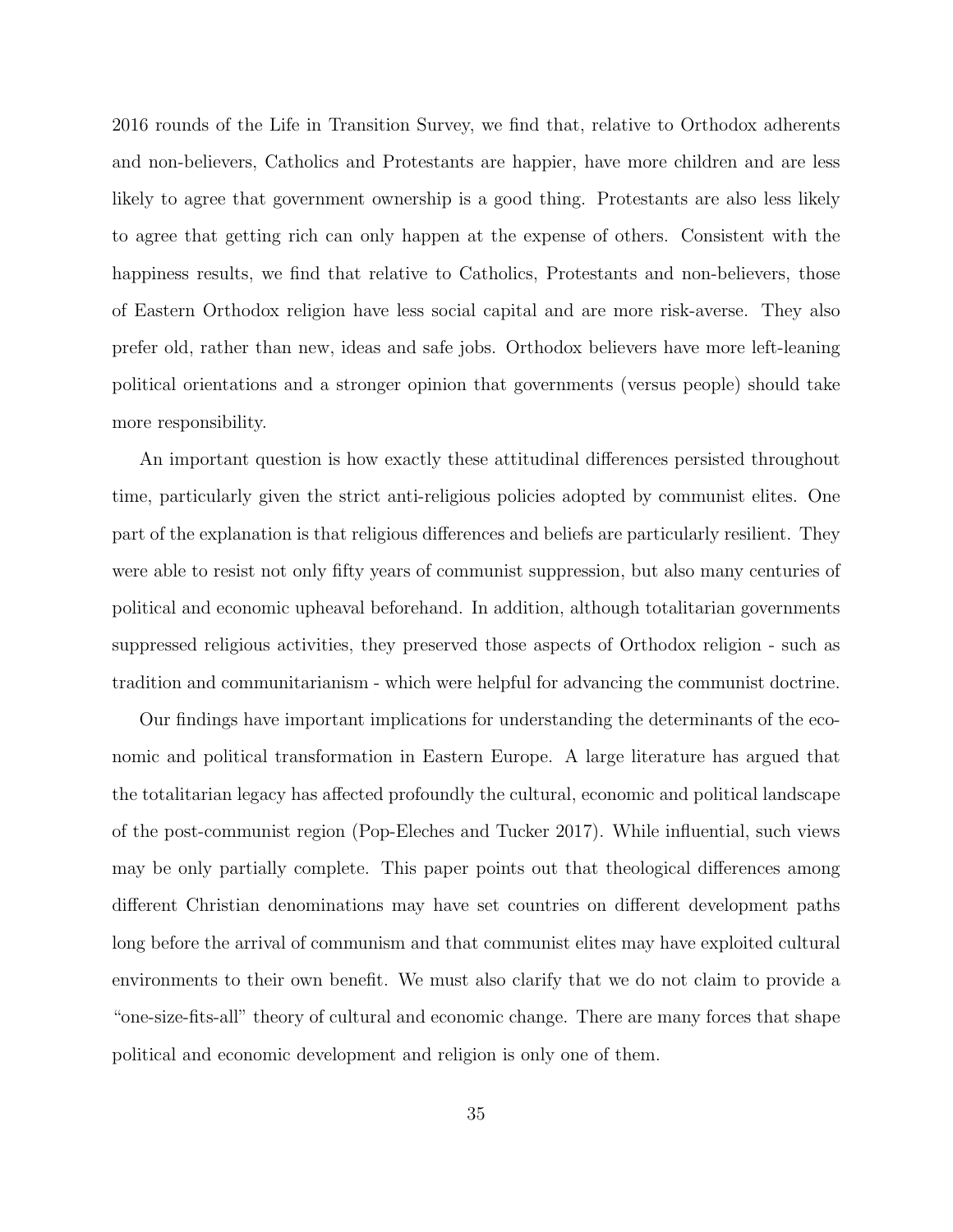2016 rounds of the Life in Transition Survey, we find that, relative to Orthodox adherents and non-believers, Catholics and Protestants are happier, have more children and are less likely to agree that government ownership is a good thing. Protestants are also less likely to agree that getting rich can only happen at the expense of others. Consistent with the happiness results, we find that relative to Catholics, Protestants and non-believers, those of Eastern Orthodox religion have less social capital and are more risk-averse. They also prefer old, rather than new, ideas and safe jobs. Orthodox believers have more left-leaning political orientations and a stronger opinion that governments (versus people) should take more responsibility.

An important question is how exactly these attitudinal differences persisted throughout time, particularly given the strict anti-religious policies adopted by communist elites. One part of the explanation is that religious differences and beliefs are particularly resilient. They were able to resist not only fifty years of communist suppression, but also many centuries of political and economic upheaval beforehand. In addition, although totalitarian governments suppressed religious activities, they preserved those aspects of Orthodox religion - such as tradition and communitarianism - which were helpful for advancing the communist doctrine.

Our findings have important implications for understanding the determinants of the economic and political transformation in Eastern Europe. A large literature has argued that the totalitarian legacy has affected profoundly the cultural, economic and political landscape of the post-communist region (Pop-Eleches and Tucker 2017). While influential, such views may be only partially complete. This paper points out that theological differences among different Christian denominations may have set countries on different development paths long before the arrival of communism and that communist elites may have exploited cultural environments to their own benefit. We must also clarify that we do not claim to provide a "one-size-fits-all" theory of cultural and economic change. There are many forces that shape political and economic development and religion is only one of them.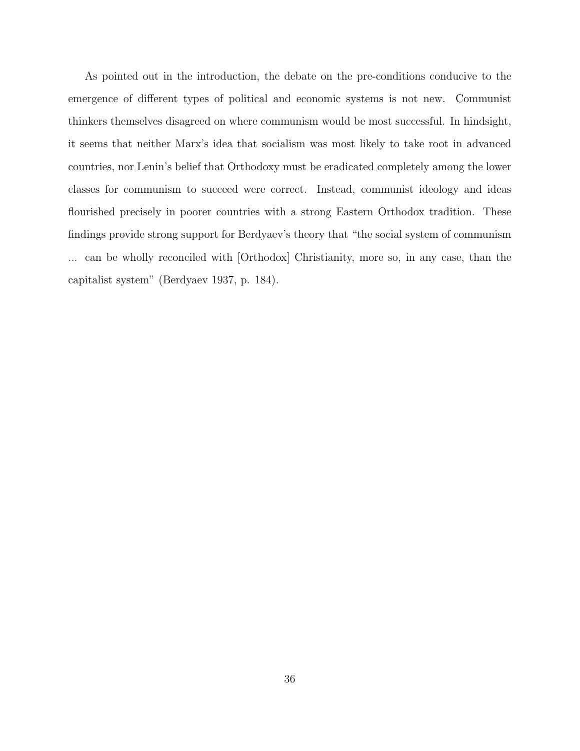As pointed out in the introduction, the debate on the pre-conditions conducive to the emergence of different types of political and economic systems is not new. Communist thinkers themselves disagreed on where communism would be most successful. In hindsight, it seems that neither Marx's idea that socialism was most likely to take root in advanced countries, nor Lenin's belief that Orthodoxy must be eradicated completely among the lower classes for communism to succeed were correct. Instead, communist ideology and ideas flourished precisely in poorer countries with a strong Eastern Orthodox tradition. These findings provide strong support for Berdyaev's theory that "the social system of communism ... can be wholly reconciled with [Orthodox] Christianity, more so, in any case, than the capitalist system" (Berdyaev 1937, p. 184).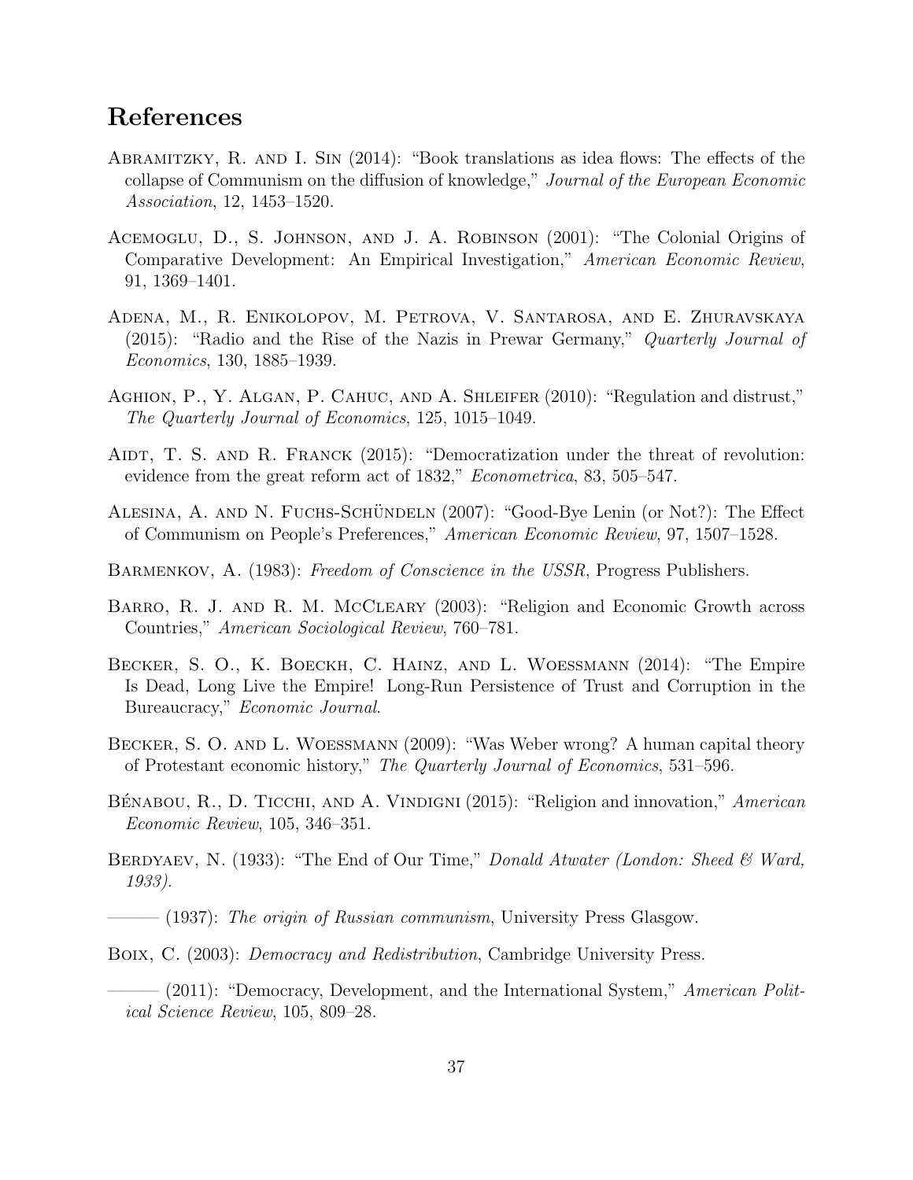# References

Abramitzky, R. and I. Sin (2014): "Book translations as idea flows: The effects of the collapse of Communism on the diffusion of knowledge," *Journal of the European Economic Association*, 12, 1453–1520.

Acemoglu, D., S. Johnson, and J. A. Robinson (2001): "The Colonial Origins of Comparative Development: An Empirical Investigation," *American Economic Review*, 91, 1369–1401.

Adena, M., R. Enikolopov, M. Petrova, V. Santarosa, and E. Zhuravskaya (2015): "Radio and the Rise of the Nazis in Prewar Germany," *Quarterly Journal of Economics*, 130, 1885–1939.

Aghion, P., Y. Algan, P. Cahuc, and A. Shleifer (2010): "Regulation and distrust," *The Quarterly Journal of Economics*, 125, 1015–1049.

Aidt, T. S. and R. Franck (2015): "Democratization under the threat of revolution: evidence from the great reform act of 1832," *Econometrica*, 83, 505–547.

Alesina, A. and N. Fuchs-Schündeln (2007): "Good-Bye Lenin (or Not?): The Effect of Communism on People's Preferences," *American Economic Review*, 97, 1507–1528.

Barmenkov, A. (1983): *Freedom of Conscience in the USSR*, Progress Publishers.

Barro, R. J. and R. M. McCleary (2003): "Religion and Economic Growth across Countries," *American Sociological Review*, 760–781.

Becker, S. O., K. Boeckh, C. Hainz, and L. Woessmann (2014): "The Empire Is Dead, Long Live the Empire! Long-Run Persistence of Trust and Corruption in the Bureaucracy," *Economic Journal*.

Becker, S. O. and L. Woessmann (2009): "Was Weber wrong? A human capital theory of Protestant economic history," *The Quarterly Journal of Economics*, 531–596.

Bénabou, R., D. Ticchi, and A. Vindigni (2015): "Religion and innovation," *American Economic Review*, 105, 346–351.

Berdyaev, N. (1933): "The End of Our Time," *Donald Atwater (London: Sheed & Ward, 1933).*

——— (1937): *The origin of Russian communism*, University Press Glasgow.

Boix, C. (2003): *Democracy and Redistribution*, Cambridge University Press.

——— (2011): "Democracy, Development, and the International System," *American Political Science Review*, 105, 809–28.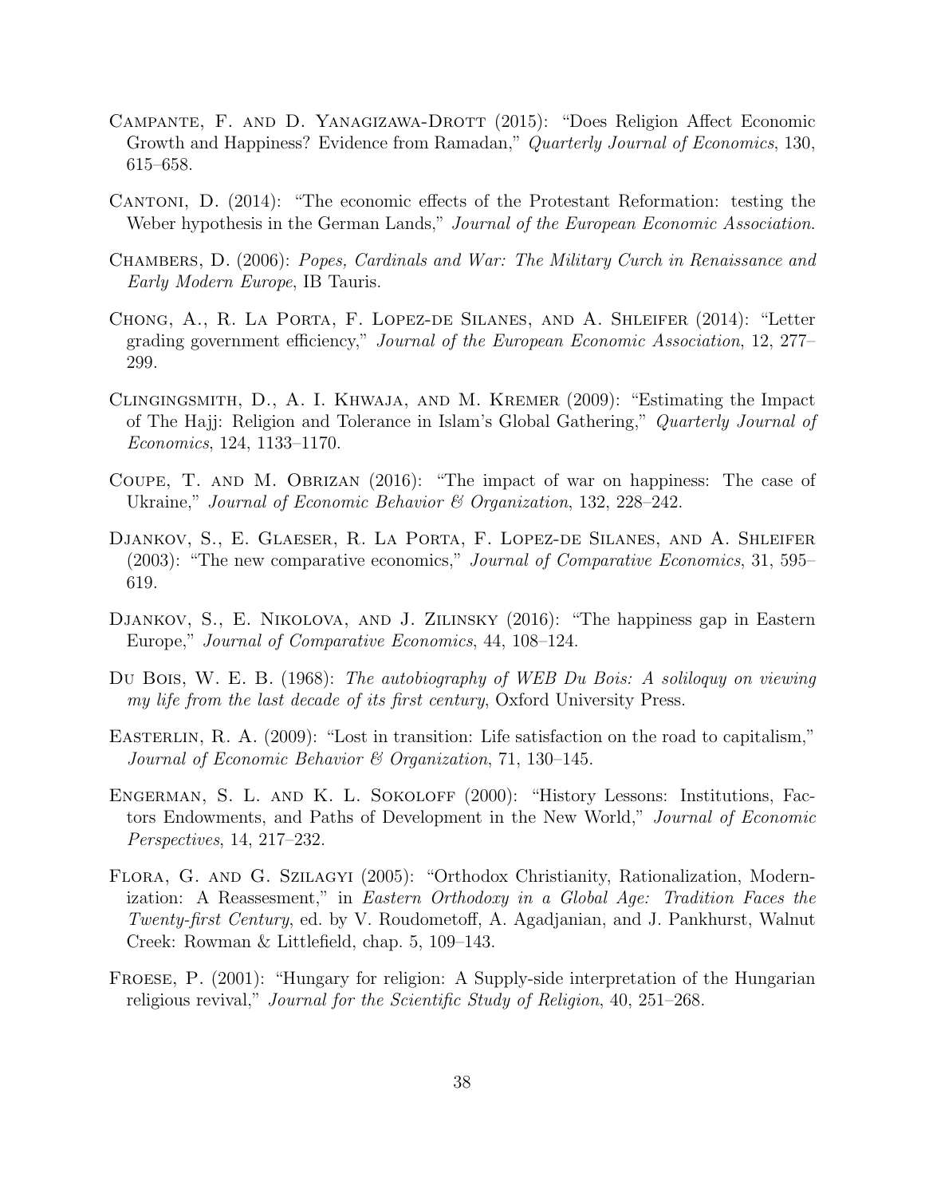Campante, F. and D. Yanagizawa-Drott (2015): "Does Religion Affect Economic Growth and Happiness? Evidence from Ramadan," *Quarterly Journal of Economics*, 130, 615–658.

Cantoni, D. (2014): "The economic effects of the Protestant Reformation: testing the Weber hypothesis in the German Lands," *Journal of the European Economic Association*.

Chambers, D. (2006): *Popes, Cardinals and War: The Military Curch in Renaissance and Early Modern Europe*, IB Tauris.

Chong, A., R. La Porta, F. Lopez-de Silanes, and A. Shleifer (2014): "Letter grading government efficiency," *Journal of the European Economic Association*, 12, 277–299.

Clingingsmith, D., A. I. Khwaja, and M. Kremer (2009): "Estimating the Impact of The Hajj: Religion and Tolerance in Islam's Global Gathering," *Quarterly Journal of Economics*, 124, 1133–1170.

Coupe, T. and M. Obrizan (2016): "The impact of war on happiness: The case of Ukraine," *Journal of Economic Behavior & Organization*, 132, 228–242.

Djankov, S., E. Glaeser, R. La Porta, F. Lopez-de Silanes, and A. Shleifer (2003): "The new comparative economics," *Journal of Comparative Economics*, 31, 595–619.

Djankov, S., E. Nikolova, and J. Zilinsky (2016): "The happiness gap in Eastern Europe," *Journal of Comparative Economics*, 44, 108–124.

Du Bois, W. E. B. (1968): *The autobiography of WEB Du Bois: A soliloquy on viewing my life from the last decade of its first century*, Oxford University Press.

Easterlin, R. A. (2009): "Lost in transition: Life satisfaction on the road to capitalism," *Journal of Economic Behavior & Organization*, 71, 130–145.

Engerman, S. L. and K. L. Sokoloff (2000): "History Lessons: Institutions, Factors Endowments, and Paths of Development in the New World," *Journal of Economic Perspectives*, 14, 217–232.

Flora, G. and G. Szilagyi (2005): "Orthodox Christianity, Rationalization, Modernization: A Reassesment," in *Eastern Orthodoxy in a Global Age: Tradition Faces the Twenty-first Century*, ed. by V. Roudometoff, A. Agadjanian, and J. Pankhurst, Walnut Creek: Rowman & Littlefield, chap. 5, 109–143.

Froese, P. (2001): "Hungary for religion: A Supply-side interpretation of the Hungarian religious revival," *Journal for the Scientific Study of Religion*, 40, 251–268.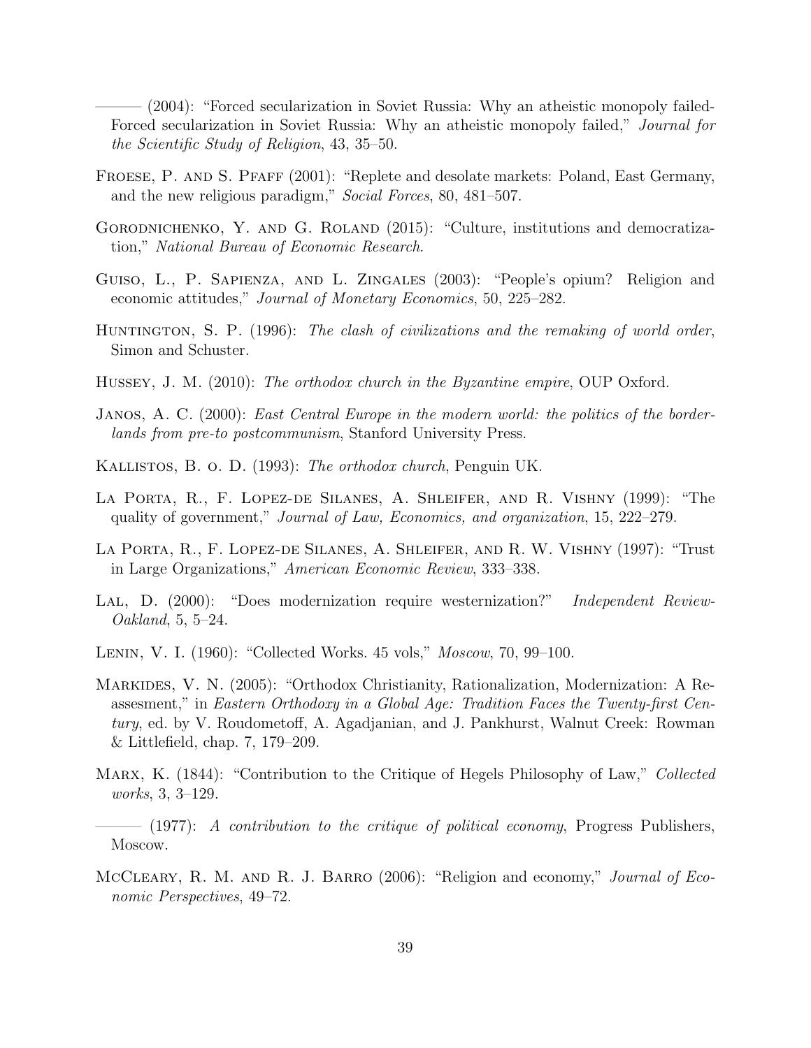——— (2004): "Forced secularization in Soviet Russia: Why an atheistic monopoly failed-Forced secularization in Soviet Russia: Why an atheistic monopoly failed," *Journal for the Scientific Study of Religion*, 43, 35–50.

Froese, P. and S. Pfaff (2001): "Replete and desolate markets: Poland, East Germany, and the new religious paradigm," *Social Forces*, 80, 481–507.

Gorodnichenko, Y. and G. Roland (2015): "Culture, institutions and democratization," *National Bureau of Economic Research*.

Guiso, L., P. Sapienza, and L. Zingales (2003): "People's opium? Religion and economic attitudes," *Journal of Monetary Economics*, 50, 225–282.

Huntington, S. P. (1996): *The clash of civilizations and the remaking of world order*, Simon and Schuster.

Hussey, J. M. (2010): *The orthodox church in the Byzantine empire*, OUP Oxford.

Janos, A. C. (2000): *East Central Europe in the modern world: the politics of the borderlands from pre-to postcommunism*, Stanford University Press.

Kallistos, B. o. D. (1993): *The orthodox church*, Penguin UK.

La Porta, R., F. Lopez-de Silanes, A. Shleifer, and R. Vishny (1999): "The quality of government," *Journal of Law, Economics, and organization*, 15, 222–279.

La Porta, R., F. Lopez-de Silanes, A. Shleifer, and R. W. Vishny (1997): "Trust in Large Organizations," *American Economic Review*, 333–338.

Lal, D. (2000): "Does modernization require westernization?" *Independent Review-Oakland*, 5, 5–24.

Lenin, V. I. (1960): "Collected Works. 45 vols," *Moscow*, 70, 99–100.

Markides, V. N. (2005): "Orthodox Christianity, Rationalization, Modernization: A Reassesment," in *Eastern Orthodoxy in a Global Age: Tradition Faces the Twenty-first Century*, ed. by V. Roudometoff, A. Agadjanian, and J. Pankhurst, Walnut Creek: Rowman & Littlefield, chap. 7, 179–209.

Marx, K. (1844): "Contribution to the Critique of Hegels Philosophy of Law," *Collected works*, 3, 3–129.

——— (1977): *A contribution to the critique of political economy*, Progress Publishers, Moscow.

McCleary, R. M. and R. J. Barro (2006): "Religion and economy," *Journal of Economic Perspectives*, 49–72.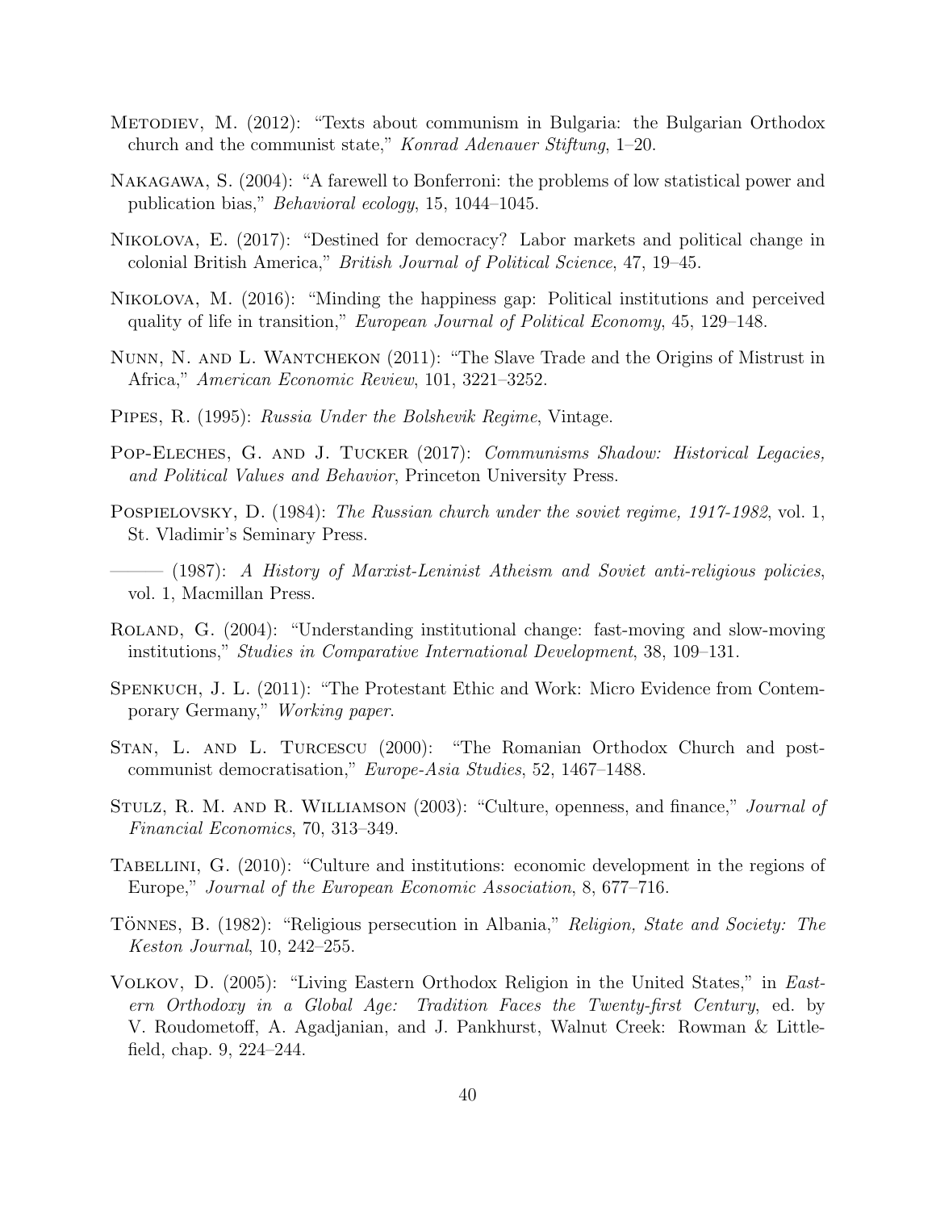Metodiev, M. (2012): "Texts about communism in Bulgaria: the Bulgarian Orthodox church and the communist state," *Konrad Adenauer Stiftung*, 1–20.

Nakagawa, S. (2004): "A farewell to Bonferroni: the problems of low statistical power and publication bias," *Behavioral ecology*, 15, 1044–1045.

Nikolova, E. (2017): "Destined for democracy? Labor markets and political change in colonial British America," *British Journal of Political Science*, 47, 19–45.

Nikolova, M. (2016): "Minding the happiness gap: Political institutions and perceived quality of life in transition," *European Journal of Political Economy*, 45, 129–148.

Nunn, N. and L. Wantchekon (2011): "The Slave Trade and the Origins of Mistrust in Africa," *American Economic Review*, 101, 3221–3252.

Pipes, R. (1995): *Russia Under the Bolshevik Regime*, Vintage.

Pop-Eleches, G. and J. Tucker (2017): *Communisms Shadow: Historical Legacies, and Political Values and Behavior*, Princeton University Press.

Pospielovsky, D. (1984): *The Russian church under the soviet regime, 1917-1982*, vol. 1, St. Vladimir's Seminary Press.

——— (1987): *A History of Marxist-Leninist Atheism and Soviet anti-religious policies*, vol. 1, Macmillan Press.

Roland, G. (2004): "Understanding institutional change: fast-moving and slow-moving institutions," *Studies in Comparative International Development*, 38, 109–131.

Spenkuch, J. L. (2011): "The Protestant Ethic and Work: Micro Evidence from Contemporary Germany," *Working paper*.

Stan, L. and L. Turcescu (2000): "The Romanian Orthodox Church and post-communist democratisation," *Europe-Asia Studies*, 52, 1467–1488.

Stulz, R. M. and R. Williamson (2003): "Culture, openness, and finance," *Journal of Financial Economics*, 70, 313–349.

Tabellini, G. (2010): "Culture and institutions: economic development in the regions of Europe," *Journal of the European Economic Association*, 8, 677–716.

Tönnes, B. (1982): "Religious persecution in Albania," *Religion, State and Society: The Keston Journal*, 10, 242–255.

Volkov, D. (2005): "Living Eastern Orthodox Religion in the United States," in *Eastern Orthodoxy in a Global Age: Tradition Faces the Twenty-first Century*, ed. by V. Roudometoff, A. Agadjanian, and J. Pankhurst, Walnut Creek: Rowman & Littlefield, chap. 9, 224–244.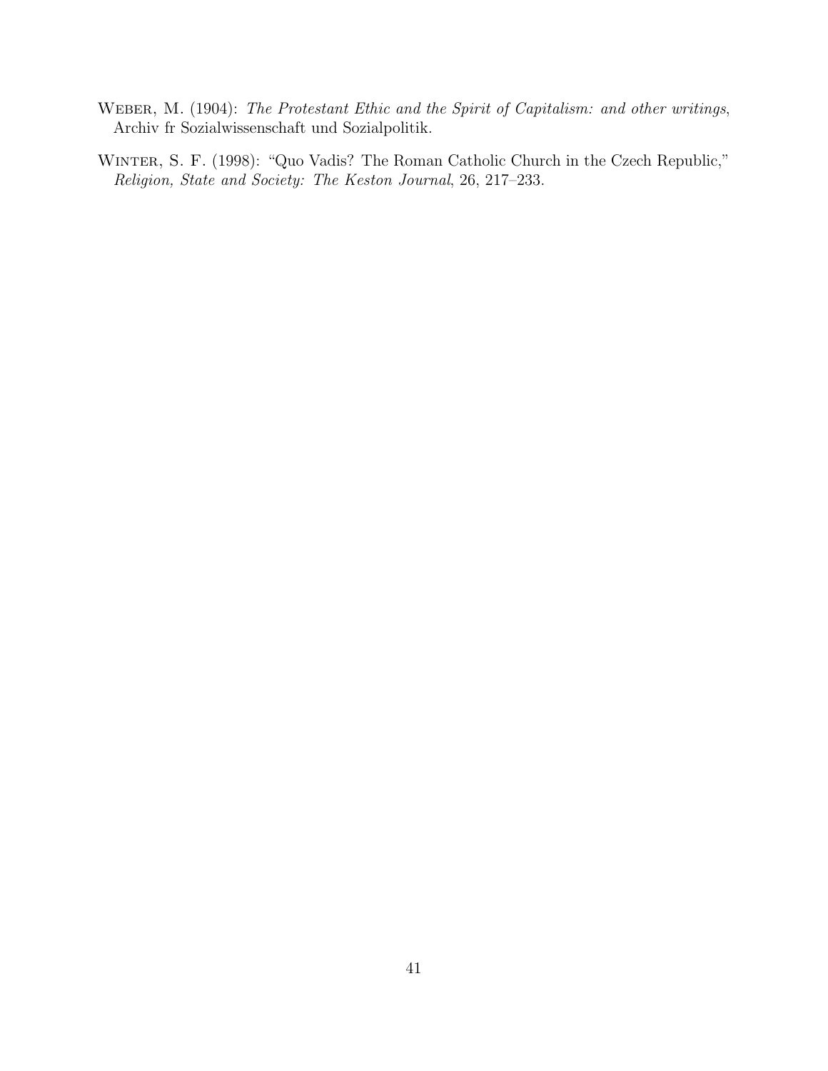Weber, M. (1904): *The Protestant Ethic and the Spirit of Capitalism: and other writings*, Archiv fr Sozialwissenschaft und Sozialpolitik.

Winter, S. F. (1998): "Quo Vadis? The Roman Catholic Church in the Czech Republic," *Religion, State and Society: The Keston Journal*, 26, 217–233.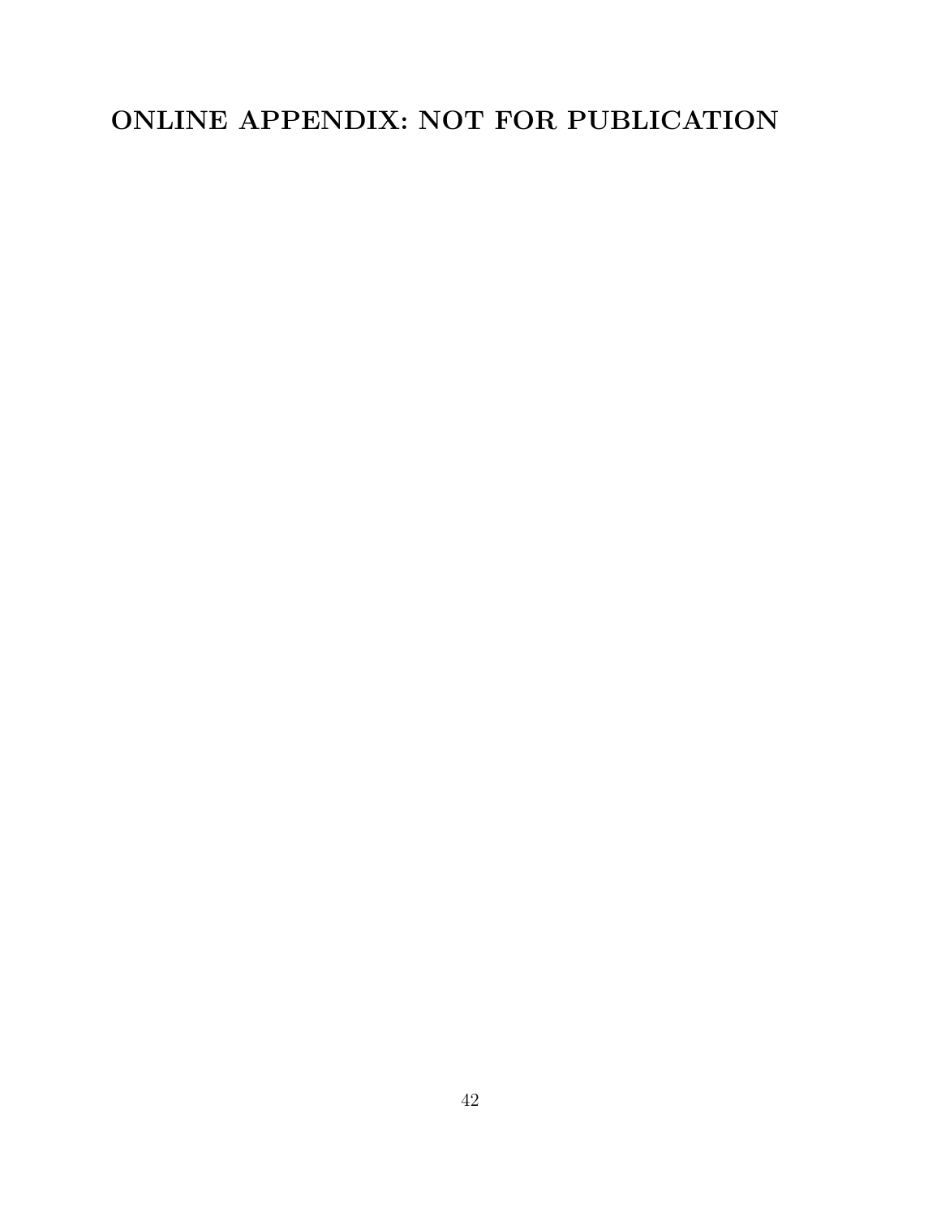# ONLINE APPENDIX: NOT FOR PUBLICATION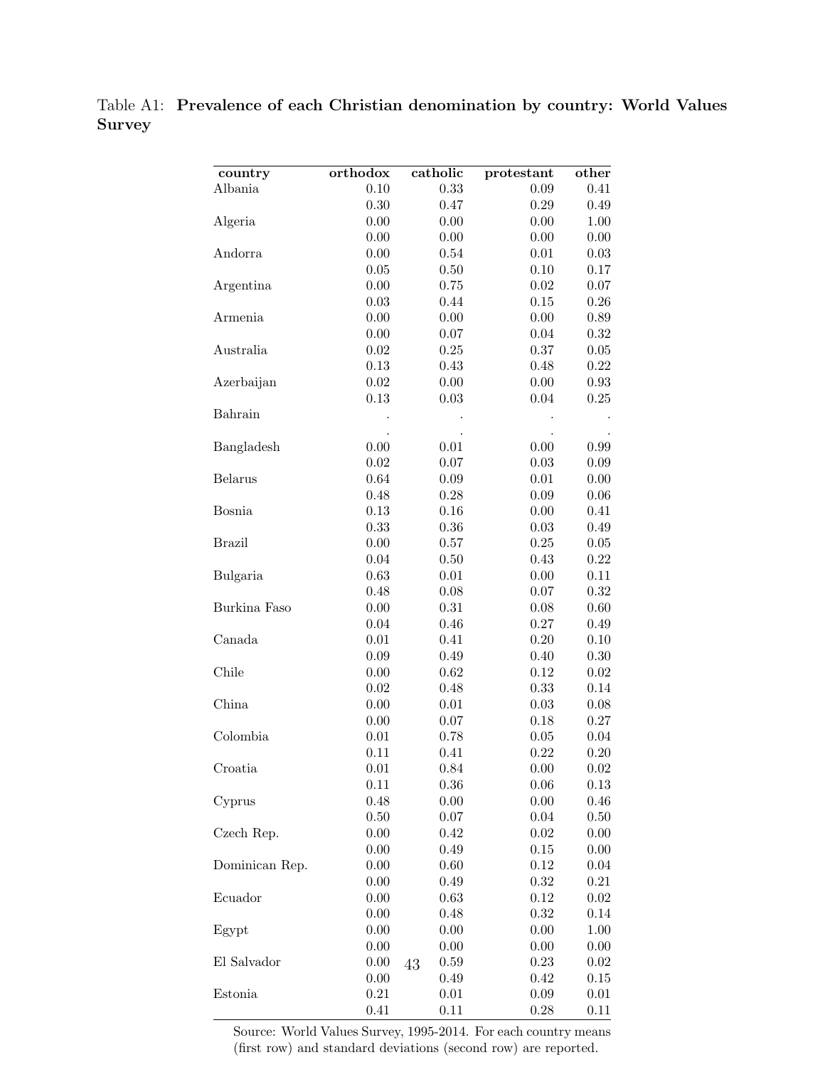Table A1: **Prevalence of each Christian denomination by country: World Values Survey**

| country | orthodox | catholic | protestant | other |
|---|---|---|---|---|
| Albania | 0.10 | 0.33 | 0.09 | 0.41 |
| | 0.30 | 0.47 | 0.29 | 0.49 |
| Algeria | 0.00 | 0.00 | 0.00 | 1.00 |
| | 0.00 | 0.00 | 0.00 | 0.00 |
| Andorra | 0.00 | 0.54 | 0.01 | 0.03 |
| | 0.05 | 0.50 | 0.10 | 0.17 |
| Argentina | 0.00 | 0.75 | 0.02 | 0.07 |
| | 0.03 | 0.44 | 0.15 | 0.26 |
| Armenia | 0.00 | 0.00 | 0.00 | 0.89 |
| | 0.00 | 0.07 | 0.04 | 0.32 |
| Australia | 0.02 | 0.25 | 0.37 | 0.05 |
| | 0.13 | 0.43 | 0.48 | 0.22 |
| Azerbaijan | 0.02 | 0.00 | 0.00 | 0.93 |
| | 0.13 | 0.03 | 0.04 | 0.25 |
| Bahrain | . | . | . | . |
| | . | . | . | . |
| Bangladesh | 0.00 | 0.01 | 0.00 | 0.99 |
| | 0.02 | 0.07 | 0.03 | 0.09 |
| Belarus | 0.64 | 0.09 | 0.01 | 0.00 |
| | 0.48 | 0.28 | 0.09 | 0.06 |
| Bosnia | 0.13 | 0.16 | 0.00 | 0.41 |
| | 0.33 | 0.36 | 0.03 | 0.49 |
| Brazil | 0.00 | 0.57 | 0.25 | 0.05 |
| | 0.04 | 0.50 | 0.43 | 0.22 |
| Bulgaria | 0.63 | 0.01 | 0.00 | 0.11 |
| | 0.48 | 0.08 | 0.07 | 0.32 |
| Burkina Faso | 0.00 | 0.31 | 0.08 | 0.60 |
| | 0.04 | 0.46 | 0.27 | 0.49 |
| Canada | 0.01 | 0.41 | 0.20 | 0.10 |
| | 0.09 | 0.49 | 0.40 | 0.30 |
| Chile | 0.00 | 0.62 | 0.12 | 0.02 |
| | 0.02 | 0.48 | 0.33 | 0.14 |
| China | 0.00 | 0.01 | 0.03 | 0.08 |
| | 0.00 | 0.07 | 0.18 | 0.27 |
| Colombia | 0.01 | 0.78 | 0.05 | 0.04 |
| | 0.11 | 0.41 | 0.22 | 0.20 |
| Croatia | 0.01 | 0.84 | 0.00 | 0.02 |
| | 0.11 | 0.36 | 0.06 | 0.13 |
| Cyprus | 0.48 | 0.00 | 0.00 | 0.46 |
| | 0.50 | 0.07 | 0.04 | 0.50 |
| Czech Rep. | 0.00 | 0.42 | 0.02 | 0.00 |
| | 0.00 | 0.49 | 0.15 | 0.00 |
| Dominican Rep. | 0.00 | 0.60 | 0.12 | 0.04 |
| | 0.00 | 0.49 | 0.32 | 0.21 |
| Ecuador | 0.00 | 0.63 | 0.12 | 0.02 |
| | 0.00 | 0.48 | 0.32 | 0.14 |
| Egypt | 0.00 | 0.00 | 0.00 | 1.00 |
| | 0.00 | 0.00 | 0.00 | 0.00 |
| El Salvador | 0.00 | 0.59 | 0.23 | 0.02 |
| | 0.00 | 0.49 | 0.42 | 0.15 |
| Estonia | 0.21 | 0.01 | 0.09 | 0.01 |
| | 0.41 | 0.11 | 0.28 | 0.11 |

Source: World Values Survey, 1995-2014. For each country means (first row) and standard deviations (second row) are reported.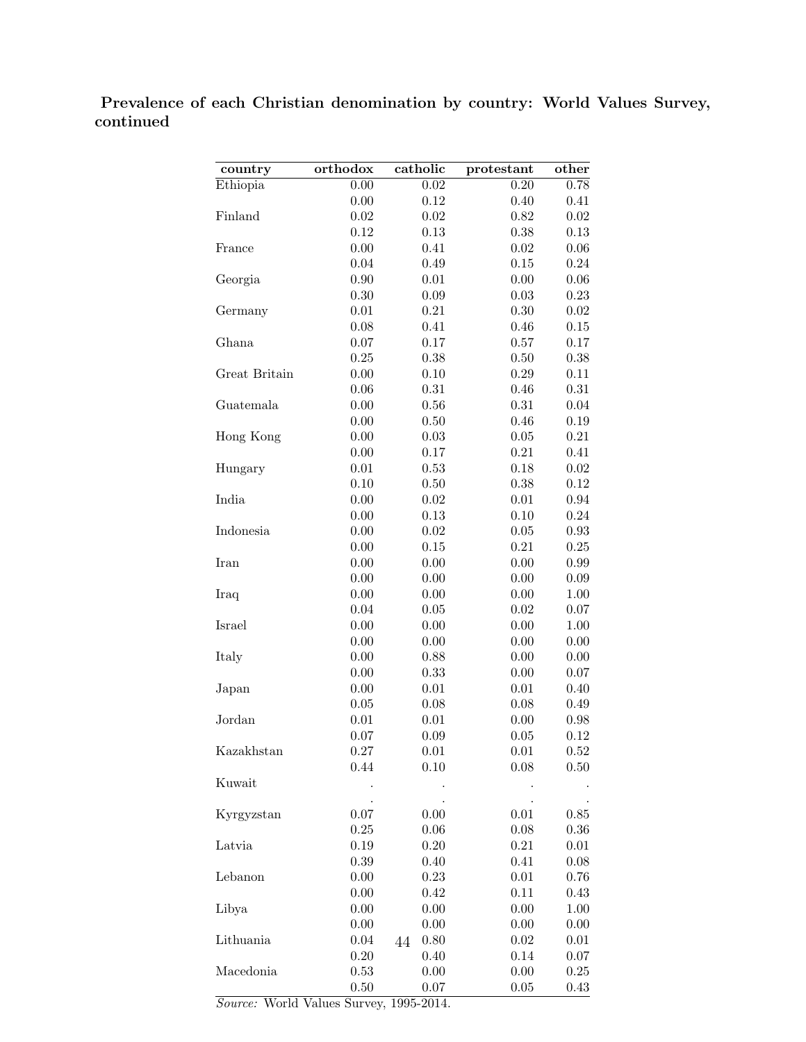**Prevalence of each Christian denomination by country: World Values Survey, continued**

| country | orthodox | catholic | protestant | other |
|---|---|---|---|---|
| Ethiopia | 0.00 | 0.02 | 0.20 | 0.78 |
| | 0.00 | 0.12 | 0.40 | 0.41 |
| Finland | 0.02 | 0.02 | 0.82 | 0.02 |
| | 0.12 | 0.13 | 0.38 | 0.13 |
| France | 0.00 | 0.41 | 0.02 | 0.06 |
| | 0.04 | 0.49 | 0.15 | 0.24 |
| Georgia | 0.90 | 0.01 | 0.00 | 0.06 |
| | 0.30 | 0.09 | 0.03 | 0.23 |
| Germany | 0.01 | 0.21 | 0.30 | 0.02 |
| | 0.08 | 0.41 | 0.46 | 0.15 |
| Ghana | 0.07 | 0.17 | 0.57 | 0.17 |
| | 0.25 | 0.38 | 0.50 | 0.38 |
| Great Britain | 0.00 | 0.10 | 0.29 | 0.11 |
| | 0.06 | 0.31 | 0.46 | 0.31 |
| Guatemala | 0.00 | 0.56 | 0.31 | 0.04 |
| | 0.00 | 0.50 | 0.46 | 0.19 |
| Hong Kong | 0.00 | 0.03 | 0.05 | 0.21 |
| | 0.00 | 0.17 | 0.21 | 0.41 |
| Hungary | 0.01 | 0.53 | 0.18 | 0.02 |
| | 0.10 | 0.50 | 0.38 | 0.12 |
| India | 0.00 | 0.02 | 0.01 | 0.94 |
| | 0.00 | 0.13 | 0.10 | 0.24 |
| Indonesia | 0.00 | 0.02 | 0.05 | 0.93 |
| | 0.00 | 0.15 | 0.21 | 0.25 |
| Iran | 0.00 | 0.00 | 0.00 | 0.99 |
| | 0.00 | 0.00 | 0.00 | 0.09 |
| Iraq | 0.00 | 0.00 | 0.00 | 1.00 |
| | 0.04 | 0.05 | 0.02 | 0.07 |
| Israel | 0.00 | 0.00 | 0.00 | 1.00 |
| | 0.00 | 0.00 | 0.00 | 0.00 |
| Italy | 0.00 | 0.88 | 0.00 | 0.00 |
| | 0.00 | 0.33 | 0.00 | 0.07 |
| Japan | 0.00 | 0.01 | 0.01 | 0.40 |
| | 0.05 | 0.08 | 0.08 | 0.49 |
| Jordan | 0.01 | 0.01 | 0.00 | 0.98 |
| | 0.07 | 0.09 | 0.05 | 0.12 |
| Kazakhstan | 0.27 | 0.01 | 0.01 | 0.52 |
| | 0.44 | 0.10 | 0.08 | 0.50 |
| Kuwait | . | . | . | . |
| | . | . | . | . |
| Kyrgyzstan | 0.07 | 0.00 | 0.01 | 0.85 |
| | 0.25 | 0.06 | 0.08 | 0.36 |
| Latvia | 0.19 | 0.20 | 0.21 | 0.01 |
| | 0.39 | 0.40 | 0.41 | 0.08 |
| Lebanon | 0.00 | 0.23 | 0.01 | 0.76 |
| | 0.00 | 0.42 | 0.11 | 0.43 |
| Libya | 0.00 | 0.00 | 0.00 | 1.00 |
| | 0.00 | 0.00 | 0.00 | 0.00 |
| Lithuania | 0.04 | 0.80 | 0.02 | 0.01 |
| | 0.20 | 0.40 | 0.14 | 0.07 |
| Macedonia | 0.53 | 0.00 | 0.00 | 0.25 |
| | 0.50 | 0.07 | 0.05 | 0.43 |

*Source:* World Values Survey, 1995-2014.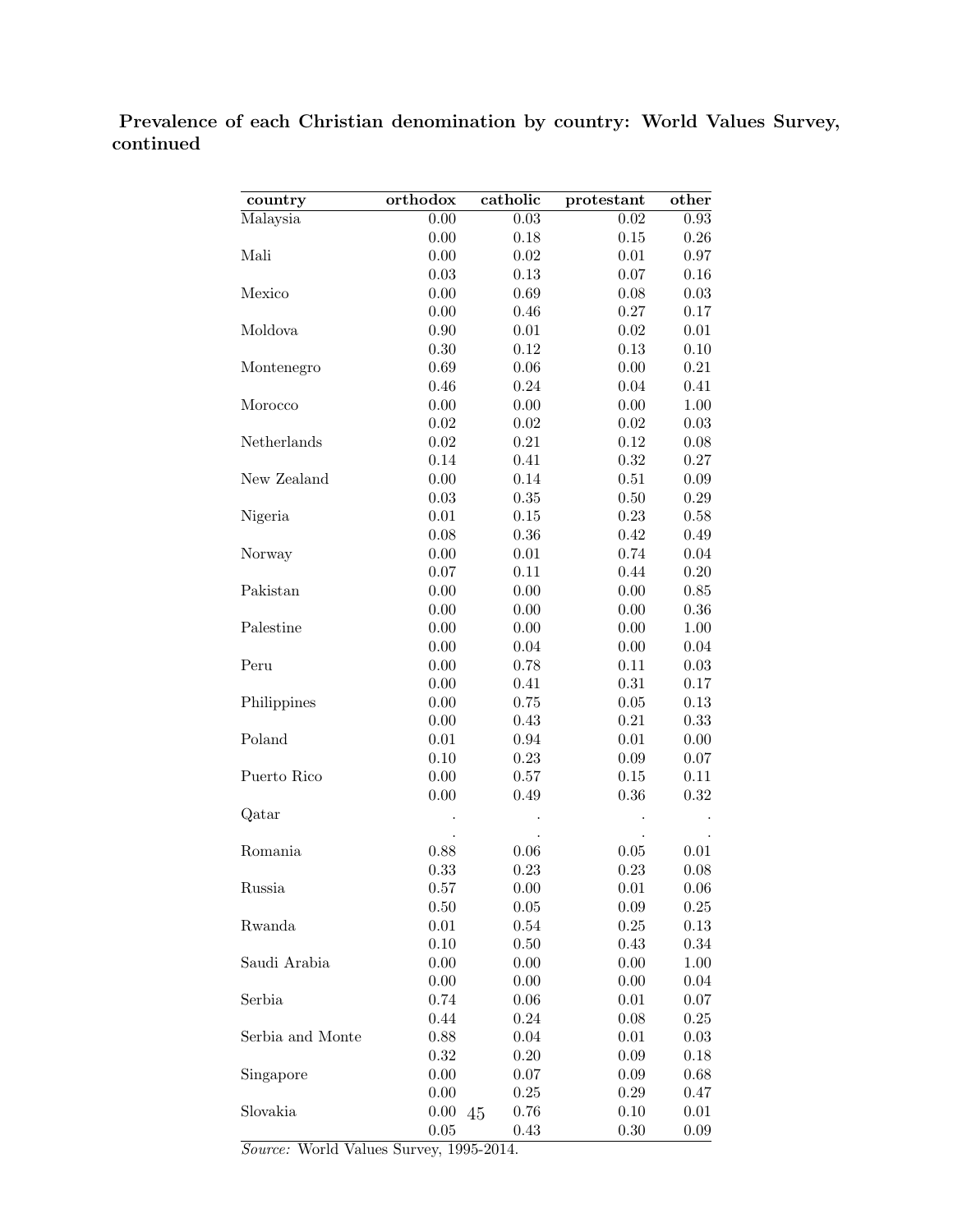**Prevalence of each Christian denomination by country: World Values Survey, continued**

| country | orthodox | catholic | protestant | other |
|---|---|---|---|---|
| Malaysia | 0.00 | 0.03 | 0.02 | 0.93 |
| | 0.00 | 0.18 | 0.15 | 0.26 |
| Mali | 0.00 | 0.02 | 0.01 | 0.97 |
| | 0.03 | 0.13 | 0.07 | 0.16 |
| Mexico | 0.00 | 0.69 | 0.08 | 0.03 |
| | 0.00 | 0.46 | 0.27 | 0.17 |
| Moldova | 0.90 | 0.01 | 0.02 | 0.01 |
| | 0.30 | 0.12 | 0.13 | 0.10 |
| Montenegro | 0.69 | 0.06 | 0.00 | 0.21 |
| | 0.46 | 0.24 | 0.04 | 0.41 |
| Morocco | 0.00 | 0.00 | 0.00 | 1.00 |
| | 0.02 | 0.02 | 0.02 | 0.03 |
| Netherlands | 0.02 | 0.21 | 0.12 | 0.08 |
| | 0.14 | 0.41 | 0.32 | 0.27 |
| New Zealand | 0.00 | 0.14 | 0.51 | 0.09 |
| | 0.03 | 0.35 | 0.50 | 0.29 |
| Nigeria | 0.01 | 0.15 | 0.23 | 0.58 |
| | 0.08 | 0.36 | 0.42 | 0.49 |
| Norway | 0.00 | 0.01 | 0.74 | 0.04 |
| | 0.07 | 0.11 | 0.44 | 0.20 |
| Pakistan | 0.00 | 0.00 | 0.00 | 0.85 |
| | 0.00 | 0.00 | 0.00 | 0.36 |
| Palestine | 0.00 | 0.00 | 0.00 | 1.00 |
| | 0.00 | 0.04 | 0.00 | 0.04 |
| Peru | 0.00 | 0.78 | 0.11 | 0.03 |
| | 0.00 | 0.41 | 0.31 | 0.17 |
| Philippines | 0.00 | 0.75 | 0.05 | 0.13 |
| | 0.00 | 0.43 | 0.21 | 0.33 |
| Poland | 0.01 | 0.94 | 0.01 | 0.00 |
| | 0.10 | 0.23 | 0.09 | 0.07 |
| Puerto Rico | 0.00 | 0.57 | 0.15 | 0.11 |
| | 0.00 | 0.49 | 0.36 | 0.32 |
| Qatar | . | . | . | . |
| | . | . | . | . |
| Romania | 0.88 | 0.06 | 0.05 | 0.01 |
| | 0.33 | 0.23 | 0.23 | 0.08 |
| Russia | 0.57 | 0.00 | 0.01 | 0.06 |
| | 0.50 | 0.05 | 0.09 | 0.25 |
| Rwanda | 0.01 | 0.54 | 0.25 | 0.13 |
| | 0.10 | 0.50 | 0.43 | 0.34 |
| Saudi Arabia | 0.00 | 0.00 | 0.00 | 1.00 |
| | 0.00 | 0.00 | 0.00 | 0.04 |
| Serbia | 0.74 | 0.06 | 0.01 | 0.07 |
| | 0.44 | 0.24 | 0.08 | 0.25 |
| Serbia and Monte | 0.88 | 0.04 | 0.01 | 0.03 |
| | 0.32 | 0.20 | 0.09 | 0.18 |
| Singapore | 0.00 | 0.07 | 0.09 | 0.68 |
| | 0.00 | 0.25 | 0.29 | 0.47 |
| Slovakia | 0.00 | 0.76 | 0.10 | 0.01 |
| | 0.05 | 0.43 | 0.30 | 0.09 |

*Source:* World Values Survey, 1995-2014.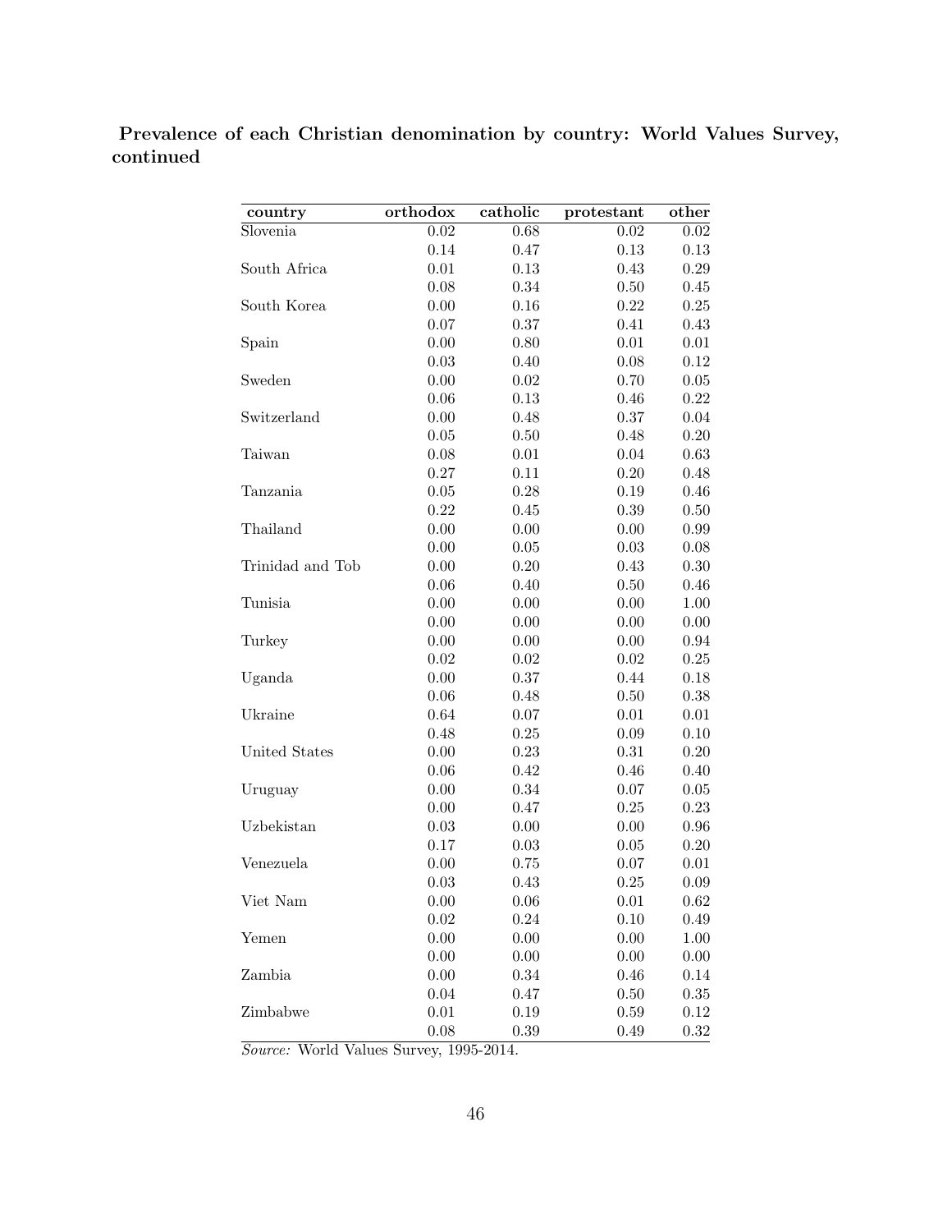**Prevalence of each Christian denomination by country: World Values Survey, continued**

| country | orthodox | catholic | protestant | other |
|---|---|---|---|---|
| Slovenia | 0.02 | 0.68 | 0.02 | 0.02 |
| | 0.14 | 0.47 | 0.13 | 0.13 |
| South Africa | 0.01 | 0.13 | 0.43 | 0.29 |
| | 0.08 | 0.34 | 0.50 | 0.45 |
| South Korea | 0.00 | 0.16 | 0.22 | 0.25 |
| | 0.07 | 0.37 | 0.41 | 0.43 |
| Spain | 0.00 | 0.80 | 0.01 | 0.01 |
| | 0.03 | 0.40 | 0.08 | 0.12 |
| Sweden | 0.00 | 0.02 | 0.70 | 0.05 |
| | 0.06 | 0.13 | 0.46 | 0.22 |
| Switzerland | 0.00 | 0.48 | 0.37 | 0.04 |
| | 0.05 | 0.50 | 0.48 | 0.20 |
| Taiwan | 0.08 | 0.01 | 0.04 | 0.63 |
| | 0.27 | 0.11 | 0.20 | 0.48 |
| Tanzania | 0.05 | 0.28 | 0.19 | 0.46 |
| | 0.22 | 0.45 | 0.39 | 0.50 |
| Thailand | 0.00 | 0.00 | 0.00 | 0.99 |
| | 0.00 | 0.05 | 0.03 | 0.08 |
| Trinidad and Tob | 0.00 | 0.20 | 0.43 | 0.30 |
| | 0.06 | 0.40 | 0.50 | 0.46 |
| Tunisia | 0.00 | 0.00 | 0.00 | 1.00 |
| | 0.00 | 0.00 | 0.00 | 0.00 |
| Turkey | 0.00 | 0.00 | 0.00 | 0.94 |
| | 0.02 | 0.02 | 0.02 | 0.25 |
| Uganda | 0.00 | 0.37 | 0.44 | 0.18 |
| | 0.06 | 0.48 | 0.50 | 0.38 |
| Ukraine | 0.64 | 0.07 | 0.01 | 0.01 |
| | 0.48 | 0.25 | 0.09 | 0.10 |
| United States | 0.00 | 0.23 | 0.31 | 0.20 |
| | 0.06 | 0.42 | 0.46 | 0.40 |
| Uruguay | 0.00 | 0.34 | 0.07 | 0.05 |
| | 0.00 | 0.47 | 0.25 | 0.23 |
| Uzbekistan | 0.03 | 0.00 | 0.00 | 0.96 |
| | 0.17 | 0.03 | 0.05 | 0.20 |
| Venezuela | 0.00 | 0.75 | 0.07 | 0.01 |
| | 0.03 | 0.43 | 0.25 | 0.09 |
| Viet Nam | 0.00 | 0.06 | 0.01 | 0.62 |
| | 0.02 | 0.24 | 0.10 | 0.49 |
| Yemen | 0.00 | 0.00 | 0.00 | 1.00 |
| | 0.00 | 0.00 | 0.00 | 0.00 |
| Zambia | 0.00 | 0.34 | 0.46 | 0.14 |
| | 0.04 | 0.47 | 0.50 | 0.35 |
| Zimbabwe | 0.01 | 0.19 | 0.59 | 0.12 |
| | 0.08 | 0.39 | 0.49 | 0.32 |

*Source:* World Values Survey, 1995-2014.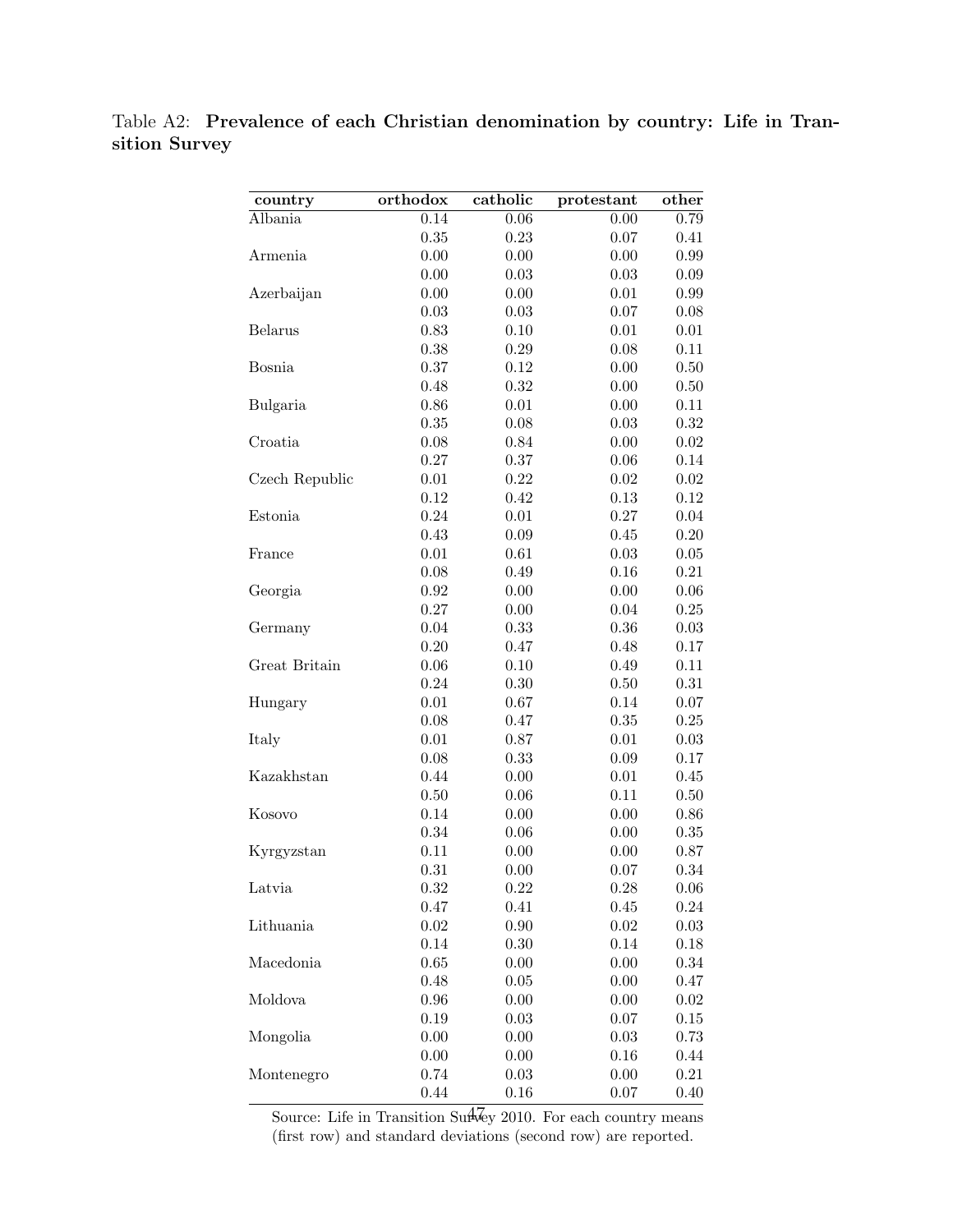Table A2: **Prevalence of each Christian denomination by country: Life in Transition Survey**

| country | orthodox | catholic | protestant | other |
|---|---|---|---|---|
| Albania | 0.14 | 0.06 | 0.00 | 0.79 |
| | 0.35 | 0.23 | 0.07 | 0.41 |
| Armenia | 0.00 | 0.00 | 0.00 | 0.99 |
| | 0.00 | 0.03 | 0.03 | 0.09 |
| Azerbaijan | 0.00 | 0.00 | 0.01 | 0.99 |
| | 0.03 | 0.03 | 0.07 | 0.08 |
| Belarus | 0.83 | 0.10 | 0.01 | 0.01 |
| | 0.38 | 0.29 | 0.08 | 0.11 |
| Bosnia | 0.37 | 0.12 | 0.00 | 0.50 |
| | 0.48 | 0.32 | 0.00 | 0.50 |
| Bulgaria | 0.86 | 0.01 | 0.00 | 0.11 |
| | 0.35 | 0.08 | 0.03 | 0.32 |
| Croatia | 0.08 | 0.84 | 0.00 | 0.02 |
| | 0.27 | 0.37 | 0.06 | 0.14 |
| Czech Republic | 0.01 | 0.22 | 0.02 | 0.02 |
| | 0.12 | 0.42 | 0.13 | 0.12 |
| Estonia | 0.24 | 0.01 | 0.27 | 0.04 |
| | 0.43 | 0.09 | 0.45 | 0.20 |
| France | 0.01 | 0.61 | 0.03 | 0.05 |
| | 0.08 | 0.49 | 0.16 | 0.21 |
| Georgia | 0.92 | 0.00 | 0.00 | 0.06 |
| | 0.27 | 0.00 | 0.04 | 0.25 |
| Germany | 0.04 | 0.33 | 0.36 | 0.03 |
| | 0.20 | 0.47 | 0.48 | 0.17 |
| Great Britain | 0.06 | 0.10 | 0.49 | 0.11 |
| | 0.24 | 0.30 | 0.50 | 0.31 |
| Hungary | 0.01 | 0.67 | 0.14 | 0.07 |
| | 0.08 | 0.47 | 0.35 | 0.25 |
| Italy | 0.01 | 0.87 | 0.01 | 0.03 |
| | 0.08 | 0.33 | 0.09 | 0.17 |
| Kazakhstan | 0.44 | 0.00 | 0.01 | 0.45 |
| | 0.50 | 0.06 | 0.11 | 0.50 |
| Kosovo | 0.14 | 0.00 | 0.00 | 0.86 |
| | 0.34 | 0.06 | 0.00 | 0.35 |
| Kyrgyzstan | 0.11 | 0.00 | 0.00 | 0.87 |
| | 0.31 | 0.00 | 0.07 | 0.34 |
| Latvia | 0.32 | 0.22 | 0.28 | 0.06 |
| | 0.47 | 0.41 | 0.45 | 0.24 |
| Lithuania | 0.02 | 0.90 | 0.02 | 0.03 |
| | 0.14 | 0.30 | 0.14 | 0.18 |
| Macedonia | 0.65 | 0.00 | 0.00 | 0.34 |
| | 0.48 | 0.05 | 0.00 | 0.47 |
| Moldova | 0.96 | 0.00 | 0.00 | 0.02 |
| | 0.19 | 0.03 | 0.07 | 0.15 |
| Mongolia | 0.00 | 0.00 | 0.03 | 0.73 |
| | 0.00 | 0.00 | 0.16 | 0.44 |
| Montenegro | 0.74 | 0.03 | 0.00 | 0.21 |
| | 0.44 | 0.16 | 0.07 | 0.40 |

Source: Life in Transition Survey 2010. For each country means (first row) and standard deviations (second row) are reported.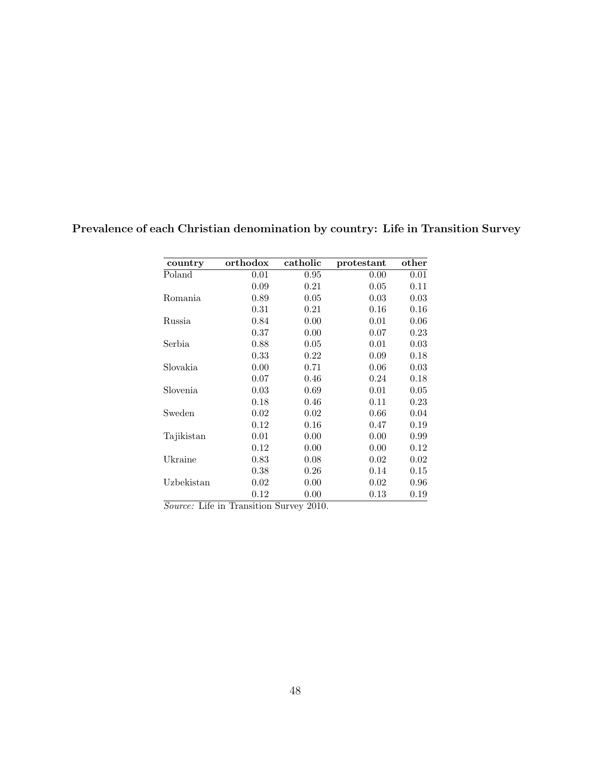**Prevalence of each Christian denomination by country: Life in Transition Survey**

| country | orthodox | catholic | protestant | other |
|---|---|---|---|---|
| Poland | 0.01 | 0.95 | 0.00 | 0.01 |
| | 0.09 | 0.21 | 0.05 | 0.11 |
| Romania | 0.89 | 0.05 | 0.03 | 0.03 |
| | 0.31 | 0.21 | 0.16 | 0.16 |
| Russia | 0.84 | 0.00 | 0.01 | 0.06 |
| | 0.37 | 0.00 | 0.07 | 0.23 |
| Serbia | 0.88 | 0.05 | 0.01 | 0.03 |
| | 0.33 | 0.22 | 0.09 | 0.18 |
| Slovakia | 0.00 | 0.71 | 0.06 | 0.03 |
| | 0.07 | 0.46 | 0.24 | 0.18 |
| Slovenia | 0.03 | 0.69 | 0.01 | 0.05 |
| | 0.18 | 0.46 | 0.11 | 0.23 |
| Sweden | 0.02 | 0.02 | 0.66 | 0.04 |
| | 0.12 | 0.16 | 0.47 | 0.19 |
| Tajikistan | 0.01 | 0.00 | 0.00 | 0.99 |
| | 0.12 | 0.00 | 0.00 | 0.12 |
| Ukraine | 0.83 | 0.08 | 0.02 | 0.02 |
| | 0.38 | 0.26 | 0.14 | 0.15 |
| Uzbekistan | 0.02 | 0.00 | 0.02 | 0.96 |
| | 0.12 | 0.00 | 0.13 | 0.19 |

*Source:* Life in Transition Survey 2010.